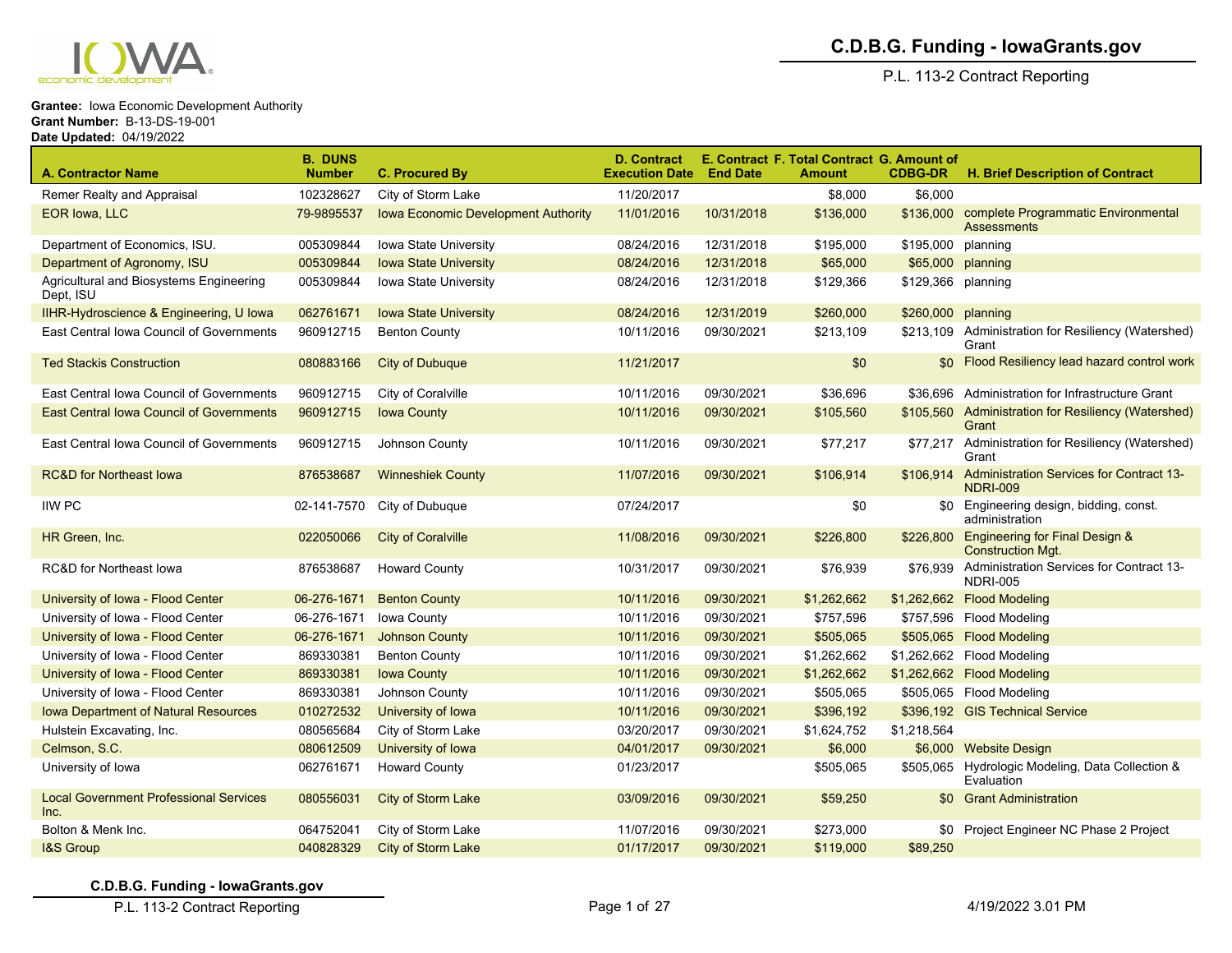# C.D.B.G. Funding - IowaGrants.gov

P.L. 113-2 Contract Reporting

**Grantee:** Iowa Economic Development Authority
**Grant Number:** B-13-DS-19-001
**Date Updated:** 04/19/2022

| A. Contractor Name | B. DUNS Number | C. Procured By | D. Contract Execution Date | E. Contract End Date | F. Total Contract Amount | G. Amount of CDBG-DR | H. Brief Description of Contract |
|---|---|---|---|---|---|---|---|
| Remer Realty and Appraisal | 102328627 | City of Storm Lake | 11/20/2017 | | $8,000 | $6,000 | |
| EOR Iowa, LLC | 79-9895537 | Iowa Economic Development Authority | 11/01/2016 | 10/31/2018 | $136,000 | $136,000 | complete Programmatic Environmental Assessments |
| Department of Economics, ISU. | 005309844 | Iowa State University | 08/24/2016 | 12/31/2018 | $195,000 | $195,000 | planning |
| Department of Agronomy, ISU | 005309844 | Iowa State University | 08/24/2016 | 12/31/2018 | $65,000 | $65,000 | planning |
| Agricultural and Biosystems Engineering Dept, ISU | 005309844 | Iowa State University | 08/24/2016 | 12/31/2018 | $129,366 | $129,366 | planning |
| IIHR-Hydroscience & Engineering, U Iowa | 062761671 | Iowa State University | 08/24/2016 | 12/31/2019 | $260,000 | $260,000 | planning |
| East Central Iowa Council of Governments | 960912715 | Benton County | 10/11/2016 | 09/30/2021 | $213,109 | $213,109 | Administration for Resiliency (Watershed) Grant |
| Ted Stackis Construction | 080883166 | City of Dubuque | 11/21/2017 | | $0 | $0 | Flood Resiliency lead hazard control work |
| East Central Iowa Council of Governments | 960912715 | City of Coralville | 10/11/2016 | 09/30/2021 | $36,696 | $36,696 | Administration for Infrastructure Grant |
| East Central Iowa Council of Governments | 960912715 | Iowa County | 10/11/2016 | 09/30/2021 | $105,560 | $105,560 | Administration for Resiliency (Watershed) Grant |
| East Central Iowa Council of Governments | 960912715 | Johnson County | 10/11/2016 | 09/30/2021 | $77,217 | $77,217 | Administration for Resiliency (Watershed) Grant |
| RC&D for Northeast Iowa | 876538687 | Winneshiek County | 11/07/2016 | 09/30/2021 | $106,914 | $106,914 | Administration Services for Contract 13-NDRI-009 |
| IIW PC | 02-141-7570 | City of Dubuque | 07/24/2017 | | $0 | $0 | Engineering design, bidding, const. administration |
| HR Green, Inc. | 022050066 | City of Coralville | 11/08/2016 | 09/30/2021 | $226,800 | $226,800 | Engineering for Final Design & Construction Mgt. |
| RC&D for Northeast Iowa | 876538687 | Howard County | 10/31/2017 | 09/30/2021 | $76,939 | $76,939 | Administration Services for Contract 13-NDRI-005 |
| University of Iowa - Flood Center | 06-276-1671 | Benton County | 10/11/2016 | 09/30/2021 | $1,262,662 | $1,262,662 | Flood Modeling |
| University of Iowa - Flood Center | 06-276-1671 | Iowa County | 10/11/2016 | 09/30/2021 | $757,596 | $757,596 | Flood Modeling |
| University of Iowa - Flood Center | 06-276-1671 | Johnson County | 10/11/2016 | 09/30/2021 | $505,065 | $505,065 | Flood Modeling |
| University of Iowa - Flood Center | 869330381 | Benton County | 10/11/2016 | 09/30/2021 | $1,262,662 | $1,262,662 | Flood Modeling |
| University of Iowa - Flood Center | 869330381 | Iowa County | 10/11/2016 | 09/30/2021 | $1,262,662 | $1,262,662 | Flood Modeling |
| University of Iowa - Flood Center | 869330381 | Johnson County | 10/11/2016 | 09/30/2021 | $505,065 | $505,065 | Flood Modeling |
| Iowa Department of Natural Resources | 010272532 | University of Iowa | 10/11/2016 | 09/30/2021 | $396,192 | $396,192 | GIS Technical Service |
| Hulstein Excavating, Inc. | 080565684 | City of Storm Lake | 03/20/2017 | 09/30/2021 | $1,624,752 | $1,218,564 | |
| Celmson, S.C. | 080612509 | University of Iowa | 04/01/2017 | 09/30/2021 | $6,000 | $6,000 | Website Design |
| University of Iowa | 062761671 | Howard County | 01/23/2017 | | $505,065 | $505,065 | Hydrologic Modeling, Data Collection & Evaluation |
| Local Government Professional Services Inc. | 080556031 | City of Storm Lake | 03/09/2016 | 09/30/2021 | $59,250 | $0 | Grant Administration |
| Bolton & Menk Inc. | 064752041 | City of Storm Lake | 11/07/2016 | 09/30/2021 | $273,000 | $0 | Project Engineer NC Phase 2 Project |
| I&S Group | 040828329 | City of Storm Lake | 01/17/2017 | 09/30/2021 | $119,000 | $89,250 | |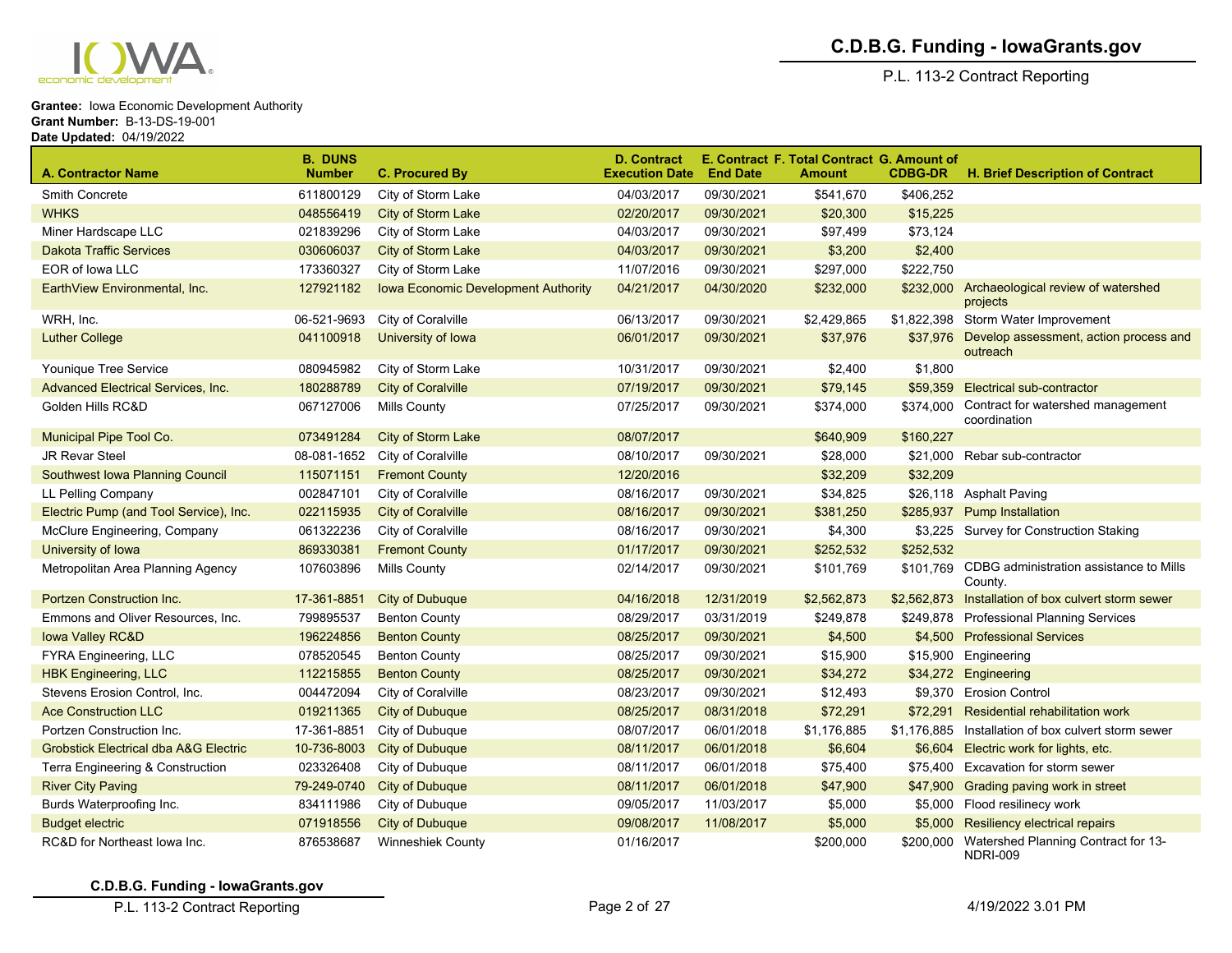**Grantee:** Iowa Economic Development Authority
**Grant Number:** B-13-DS-19-001
**Date Updated:** 04/19/2022

| A. Contractor Name | B. DUNS Number | C. Procured By | D. Contract Execution Date | E. Contract End Date | F. Total Contract Amount | G. Amount of CDBG-DR | H. Brief Description of Contract |
|---|---|---|---|---|---|---|---|
| Smith Concrete | 611800129 | City of Storm Lake | 04/03/2017 | 09/30/2021 | $541,670 | $406,252 | |
| WHKS | 048556419 | City of Storm Lake | 02/20/2017 | 09/30/2021 | $20,300 | $15,225 | |
| Miner Hardscape LLC | 021839296 | City of Storm Lake | 04/03/2017 | 09/30/2021 | $97,499 | $73,124 | |
| Dakota Traffic Services | 030606037 | City of Storm Lake | 04/03/2017 | 09/30/2021 | $3,200 | $2,400 | |
| EOR of Iowa LLC | 173360327 | City of Storm Lake | 11/07/2016 | 09/30/2021 | $297,000 | $222,750 | |
| EarthView Environmental, Inc. | 127921182 | Iowa Economic Development Authority | 04/21/2017 | 04/30/2020 | $232,000 | $232,000 | Archaeological review of watershed projects |
| WRH, Inc. | 06-521-9693 | City of Coralville | 06/13/2017 | 09/30/2021 | $2,429,865 | $1,822,398 | Storm Water Improvement |
| Luther College | 041100918 | University of Iowa | 06/01/2017 | 09/30/2021 | $37,976 | $37,976 | Develop assessment, action process and outreach |
| Younique Tree Service | 080945982 | City of Storm Lake | 10/31/2017 | 09/30/2021 | $2,400 | $1,800 | |
| Advanced Electrical Services, Inc. | 180288789 | City of Coralville | 07/19/2017 | 09/30/2021 | $79,145 | $59,359 | Electrical sub-contractor |
| Golden Hills RC&D | 067127006 | Mills County | 07/25/2017 | 09/30/2021 | $374,000 | $374,000 | Contract for watershed management coordination |
| Municipal Pipe Tool Co. | 073491284 | City of Storm Lake | 08/07/2017 | | $640,909 | $160,227 | |
| JR Revar Steel | 08-081-1652 | City of Coralville | 08/10/2017 | 09/30/2021 | $28,000 | $21,000 | Rebar sub-contractor |
| Southwest Iowa Planning Council | 115071151 | Fremont County | 12/20/2016 | | $32,209 | $32,209 | |
| LL Pelling Company | 002847101 | City of Coralville | 08/16/2017 | 09/30/2021 | $34,825 | $26,118 | Asphalt Paving |
| Electric Pump (and Tool Service), Inc. | 022115935 | City of Coralville | 08/16/2017 | 09/30/2021 | $381,250 | $285,937 | Pump Installation |
| McClure Engineering, Company | 061322236 | City of Coralville | 08/16/2017 | 09/30/2021 | $4,300 | $3,225 | Survey for Construction Staking |
| University of Iowa | 869330381 | Fremont County | 01/17/2017 | 09/30/2021 | $252,532 | $252,532 | |
| Metropolitan Area Planning Agency | 107603896 | Mills County | 02/14/2017 | 09/30/2021 | $101,769 | $101,769 | CDBG administration assistance to Mills County. |
| Portzen Construction Inc. | 17-361-8851 | City of Dubuque | 04/16/2018 | 12/31/2019 | $2,562,873 | $2,562,873 | Installation of box culvert storm sewer |
| Emmons and Oliver Resources, Inc. | 799895537 | Benton County | 08/29/2017 | 03/31/2019 | $249,878 | $249,878 | Professional Planning Services |
| Iowa Valley RC&D | 196224856 | Benton County | 08/25/2017 | 09/30/2021 | $4,500 | $4,500 | Professional Services |
| FYRA Engineering, LLC | 078520545 | Benton County | 08/25/2017 | 09/30/2021 | $15,900 | $15,900 | Engineering |
| HBK Engineering, LLC | 112215855 | Benton County | 08/25/2017 | 09/30/2021 | $34,272 | $34,272 | Engineering |
| Stevens Erosion Control, Inc. | 004472094 | City of Coralville | 08/23/2017 | 09/30/2021 | $12,493 | $9,370 | Erosion Control |
| Ace Construction LLC | 019211365 | City of Dubuque | 08/25/2017 | 08/31/2018 | $72,291 | $72,291 | Residential rehabilitation work |
| Portzen Construction Inc. | 17-361-8851 | City of Dubuque | 08/07/2017 | 06/01/2018 | $1,176,885 | $1,176,885 | Installation of box culvert storm sewer |
| Grobstick Electrical dba A&G Electric | 10-736-8003 | City of Dubuque | 08/11/2017 | 06/01/2018 | $6,604 | $6,604 | Electric work for lights, etc. |
| Terra Engineering & Construction | 023326408 | City of Dubuque | 08/11/2017 | 06/01/2018 | $75,400 | $75,400 | Excavation for storm sewer |
| River City Paving | 79-249-0740 | City of Dubuque | 08/11/2017 | 06/01/2018 | $47,900 | $47,900 | Grading paving work in street |
| Burds Waterproofing Inc. | 834111986 | City of Dubuque | 09/05/2017 | 11/03/2017 | $5,000 | $5,000 | Flood resilinecy work |
| Budget electric | 071918556 | City of Dubuque | 09/08/2017 | 11/08/2017 | $5,000 | $5,000 | Resiliency electrical repairs |
| RC&D for Northeast Iowa Inc. | 876538687 | Winneshiek County | 01/16/2017 | | $200,000 | $200,000 | Watershed Planning Contract for 13-NDRI-009 |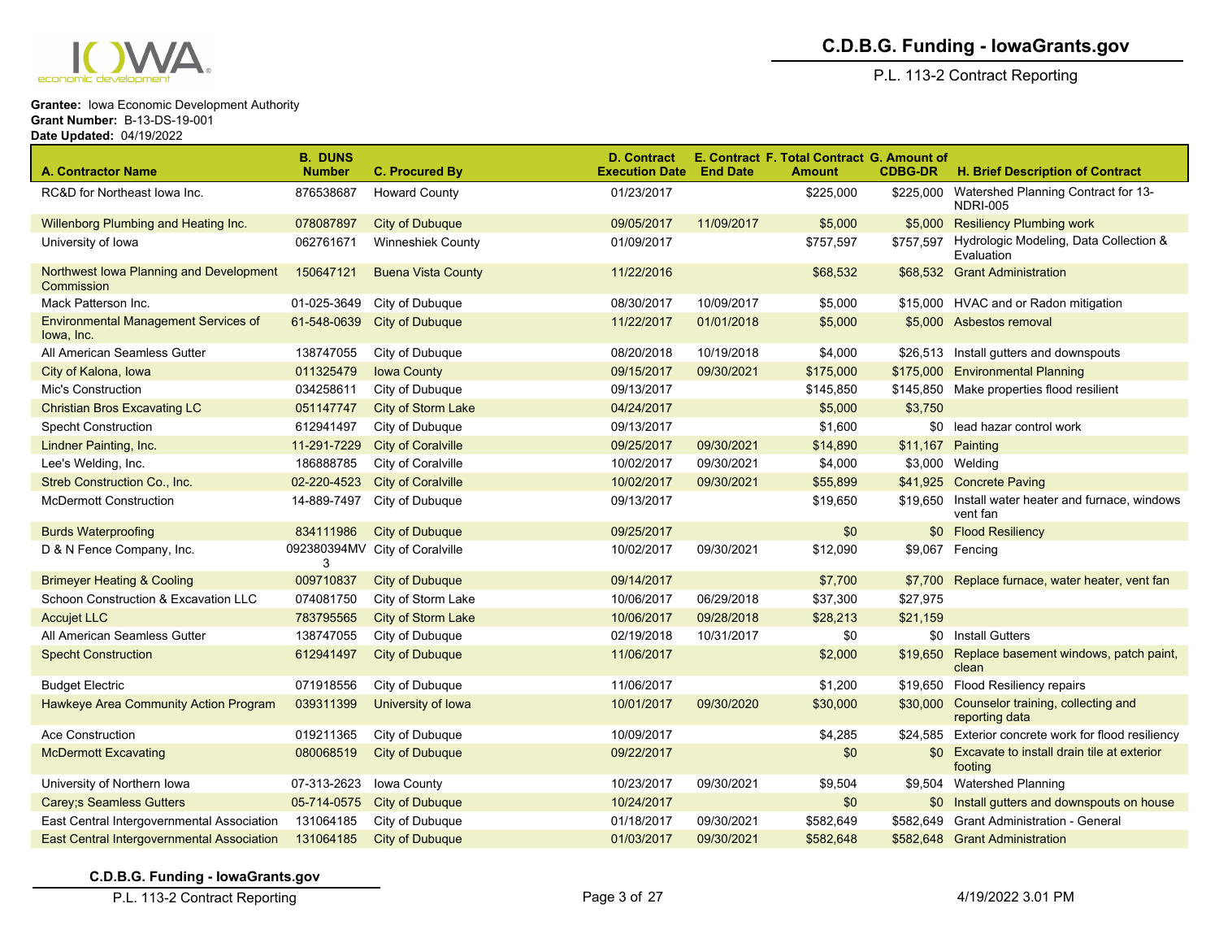**Grantee:** Iowa Economic Development Authority
**Grant Number:** B-13-DS-19-001
**Date Updated:** 04/19/2022

| A. Contractor Name | B. DUNS Number | C. Procured By | D. Contract Execution Date | E. Contract End Date | F. Total Contract Amount | G. Amount of CDBG-DR | H. Brief Description of Contract |
|---|---|---|---|---|---|---|---|
| RC&D for Northeast Iowa Inc. | 876538687 | Howard County | 01/23/2017 | | $225,000 | $225,000 | Watershed Planning Contract for 13-NDRI-005 |
| Willenborg Plumbing and Heating Inc. | 078087897 | City of Dubuque | 09/05/2017 | 11/09/2017 | $5,000 | $5,000 | Resiliency Plumbing work |
| University of Iowa | 062761671 | Winneshiek County | 01/09/2017 | | $757,597 | $757,597 | Hydrologic Modeling, Data Collection & Evaluation |
| Northwest Iowa Planning and Development Commission | 150647121 | Buena Vista County | 11/22/2016 | | $68,532 | $68,532 | Grant Administration |
| Mack Patterson Inc. | 01-025-3649 | City of Dubuque | 08/30/2017 | 10/09/2017 | $5,000 | $15,000 | HVAC and or Radon mitigation |
| Environmental Management Services of Iowa, Inc. | 61-548-0639 | City of Dubuque | 11/22/2017 | 01/01/2018 | $5,000 | $5,000 | Asbestos removal |
| All American Seamless Gutter | 138747055 | City of Dubuque | 08/20/2018 | 10/19/2018 | $4,000 | $26,513 | Install gutters and downspouts |
| City of Kalona, Iowa | 011325479 | Iowa County | 09/15/2017 | 09/30/2021 | $175,000 | $175,000 | Environmental Planning |
| Mic's Construction | 034258611 | City of Dubuque | 09/13/2017 | | $145,850 | $145,850 | Make properties flood resilient |
| Christian Bros Excavating LC | 051147747 | City of Storm Lake | 04/24/2017 | | $5,000 | $3,750 | |
| Specht Construction | 612941497 | City of Dubuque | 09/13/2017 | | $1,600 | $0 | lead hazar control work |
| Lindner Painting, Inc. | 11-291-7229 | City of Coralville | 09/25/2017 | 09/30/2021 | $14,890 | $11,167 | Painting |
| Lee's Welding, Inc. | 186888785 | City of Coralville | 10/02/2017 | 09/30/2021 | $4,000 | $3,000 | Welding |
| Streb Construction Co., Inc. | 02-220-4523 | City of Coralville | 10/02/2017 | 09/30/2021 | $55,899 | $41,925 | Concrete Paving |
| McDermott Construction | 14-889-7497 | City of Dubuque | 09/13/2017 | | $19,650 | $19,650 | Install water heater and furnace, windows vent fan |
| Burds Waterproofing | 834111986 | City of Dubuque | 09/25/2017 | | $0 | $0 | Flood Resiliency |
| D & N Fence Company, Inc. | 092380394MV3 | City of Coralville | 10/02/2017 | 09/30/2021 | $12,090 | $9,067 | Fencing |
| Brimeyer Heating & Cooling | 009710837 | City of Dubuque | 09/14/2017 | | $7,700 | $7,700 | Replace furnace, water heater, vent fan |
| Schoon Construction & Excavation LLC | 074081750 | City of Storm Lake | 10/06/2017 | 06/29/2018 | $37,300 | $27,975 | |
| Accujet LLC | 783795565 | City of Storm Lake | 10/06/2017 | 09/28/2018 | $28,213 | $21,159 | |
| All American Seamless Gutter | 138747055 | City of Dubuque | 02/19/2018 | 10/31/2017 | $0 | $0 | Install Gutters |
| Specht Construction | 612941497 | City of Dubuque | 11/06/2017 | | $2,000 | $19,650 | Replace basement windows, patch paint, clean |
| Budget Electric | 071918556 | City of Dubuque | 11/06/2017 | | $1,200 | $19,650 | Flood Resiliency repairs |
| Hawkeye Area Community Action Program | 039311399 | University of Iowa | 10/01/2017 | 09/30/2020 | $30,000 | $30,000 | Counselor training, collecting and reporting data |
| Ace Construction | 019211365 | City of Dubuque | 10/09/2017 | | $4,285 | $24,585 | Exterior concrete work for flood resiliency |
| McDermott Excavating | 080068519 | City of Dubuque | 09/22/2017 | | $0 | $0 | Excavate to install drain tile at exterior footing |
| University of Northern Iowa | 07-313-2623 | Iowa County | 10/23/2017 | 09/30/2021 | $9,504 | $9,504 | Watershed Planning |
| Carey;s Seamless Gutters | 05-714-0575 | City of Dubuque | 10/24/2017 | | $0 | $0 | Install gutters and downspouts on house |
| East Central Intergovernmental Association | 131064185 | City of Dubuque | 01/18/2017 | 09/30/2021 | $582,649 | $582,649 | Grant Administration - General |
| East Central Intergovernmental Association | 131064185 | City of Dubuque | 01/03/2017 | 09/30/2021 | $582,648 | $582,648 | Grant Administration |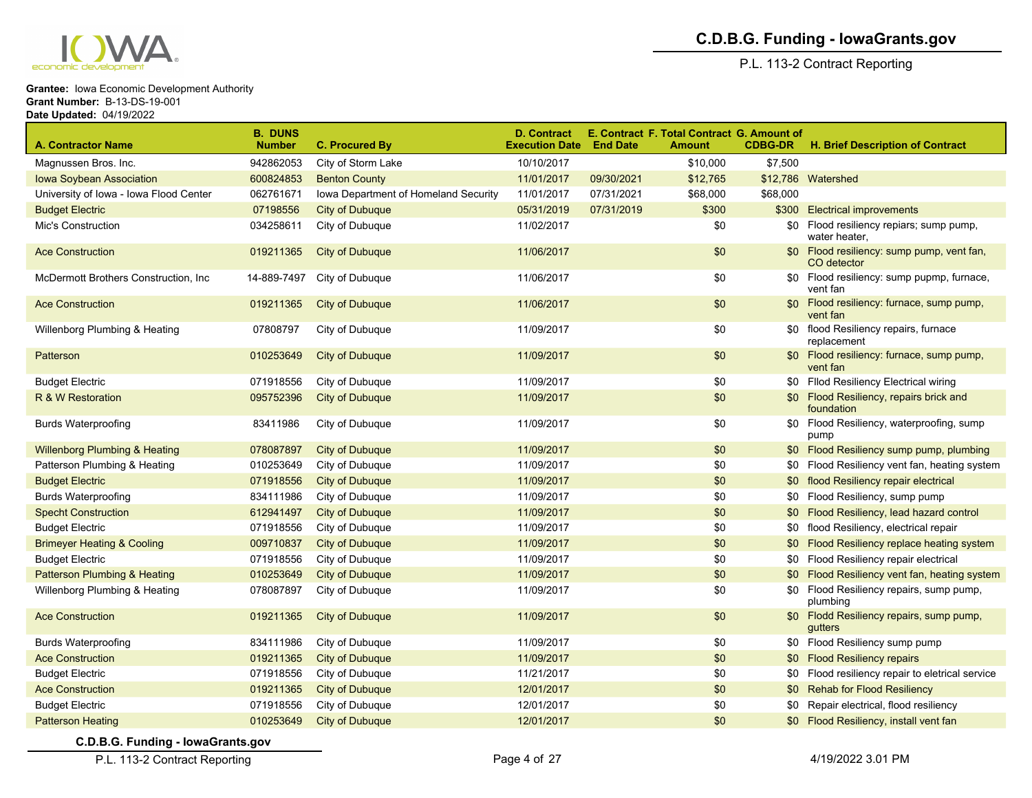**Grantee:** Iowa Economic Development Authority
**Grant Number:** B-13-DS-19-001
**Date Updated:** 04/19/2022

| A. Contractor Name | B. DUNS Number | C. Procured By | D. Contract Execution Date | E. Contract End Date | F. Total Contract Amount | G. Amount of CDBG-DR | H. Brief Description of Contract |
|---|---|---|---|---|---|---|---|
| Magnussen Bros. Inc. | 942862053 | City of Storm Lake | 10/10/2017 | | $10,000 | $7,500 | |
| Iowa Soybean Association | 600824853 | Benton County | 11/01/2017 | 09/30/2021 | $12,765 | $12,786 | Watershed |
| University of Iowa - Iowa Flood Center | 062761671 | Iowa Department of Homeland Security | 11/01/2017 | 07/31/2021 | $68,000 | $68,000 | |
| Budget Electric | 07198556 | City of Dubuque | 05/31/2019 | 07/31/2019 | $300 | $300 | Electrical improvements |
| Mic's Construction | 034258611 | City of Dubuque | 11/02/2017 | | $0 | $0 | Flood resiliency repairs; sump pump, water heater, |
| Ace Construction | 019211365 | City of Dubuque | 11/06/2017 | | $0 | $0 | Flood resiliency: sump pump, vent fan, CO detector |
| McDermott Brothers Construction, Inc | 14-889-7497 | City of Dubuque | 11/06/2017 | | $0 | $0 | Flood resiliency: sump pupmp, furnace, vent fan |
| Ace Construction | 019211365 | City of Dubuque | 11/06/2017 | | $0 | $0 | Flood resiliency: furnace, sump pump, vent fan |
| Willenborg Plumbing & Heating | 07808797 | City of Dubuque | 11/09/2017 | | $0 | $0 | flood Resiliency repairs, furnace replacement |
| Patterson | 010253649 | City of Dubuque | 11/09/2017 | | $0 | $0 | Flood resiliency: furnace, sump pump, vent fan |
| Budget Electric | 071918556 | City of Dubuque | 11/09/2017 | | $0 | $0 | Fllod Resiliency Electrical wiring |
| R & W Restoration | 095752396 | City of Dubuque | 11/09/2017 | | $0 | $0 | Flood Resiliency, repairs brick and foundation |
| Burds Waterproofing | 83411986 | City of Dubuque | 11/09/2017 | | $0 | $0 | Flood Resiliency, waterproofing, sump pump |
| Willenborg Plumbing & Heating | 078087897 | City of Dubuque | 11/09/2017 | | $0 | $0 | Flood Resiliency sump pump, plumbing |
| Patterson Plumbing & Heating | 010253649 | City of Dubuque | 11/09/2017 | | $0 | $0 | Flood Resiliency vent fan, heating system |
| Budget Electric | 071918556 | City of Dubuque | 11/09/2017 | | $0 | $0 | flood Resiliency repair electrical |
| Burds Waterproofing | 834111986 | City of Dubuque | 11/09/2017 | | $0 | $0 | Flood Resiliency, sump pump |
| Specht Construction | 612941497 | City of Dubuque | 11/09/2017 | | $0 | $0 | Flood Resiliency, lead hazard control |
| Budget Electric | 071918556 | City of Dubuque | 11/09/2017 | | $0 | $0 | flood Resiliency, electrical repair |
| Brimeyer Heating & Cooling | 009710837 | City of Dubuque | 11/09/2017 | | $0 | $0 | Flood Resiliency replace heating system |
| Budget Electric | 071918556 | City of Dubuque | 11/09/2017 | | $0 | $0 | Flood Resiliency repair electrical |
| Patterson Plumbing & Heating | 010253649 | City of Dubuque | 11/09/2017 | | $0 | $0 | Flood Resiliency vent fan, heating system |
| Willenborg Plumbing & Heating | 078087897 | City of Dubuque | 11/09/2017 | | $0 | $0 | Flood Resiliency repairs, sump pump, plumbing |
| Ace Construction | 019211365 | City of Dubuque | 11/09/2017 | | $0 | $0 | Flodd Resiliency repairs, sump pump, gutters |
| Burds Waterproofing | 834111986 | City of Dubuque | 11/09/2017 | | $0 | $0 | Flood Resiliency sump pump |
| Ace Construction | 019211365 | City of Dubuque | 11/09/2017 | | $0 | $0 | Flood Resiliency repairs |
| Budget Electric | 071918556 | City of Dubuque | 11/21/2017 | | $0 | $0 | Flood resiliency repair to eletrical service |
| Ace Construction | 019211365 | City of Dubuque | 12/01/2017 | | $0 | $0 | Rehab for Flood Resiliency |
| Budget Electric | 071918556 | City of Dubuque | 12/01/2017 | | $0 | $0 | Repair electrical, flood resiliency |
| Patterson Heating | 010253649 | City of Dubuque | 12/01/2017 | | $0 | $0 | Flood Resiliency, install vent fan |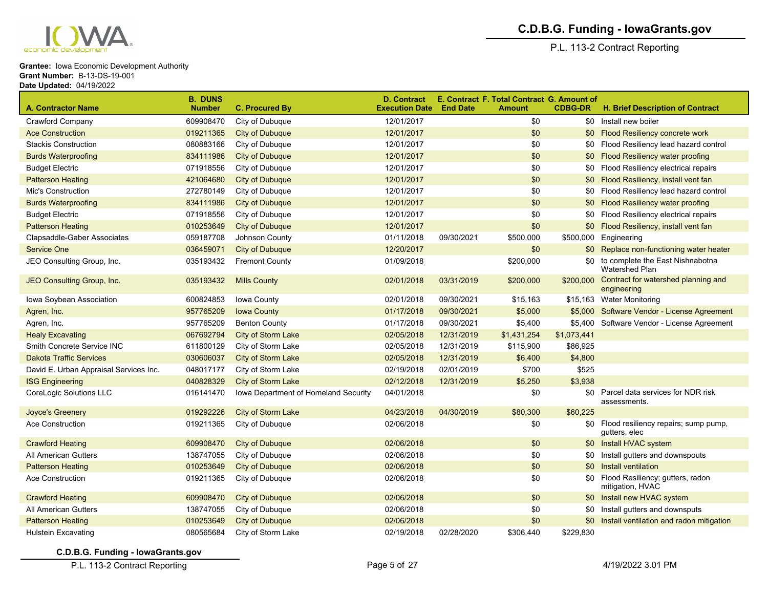**Grantee:** Iowa Economic Development Authority
**Grant Number:** B-13-DS-19-001
**Date Updated:** 04/19/2022

| A. Contractor Name | B. DUNS Number | C. Procured By | D. Contract Execution Date | E. Contract End Date | F. Total Contract Amount | G. Amount of CDBG-DR | H. Brief Description of Contract |
|---|---|---|---|---|---|---|---|
| Crawford Company | 609908470 | City of Dubuque | 12/01/2017 | | $0 | $0 | Install new boiler |
| Ace Construction | 019211365 | City of Dubuque | 12/01/2017 | | $0 | $0 | Flood Resiliency concrete work |
| Stackis Construction | 080883166 | City of Dubuque | 12/01/2017 | | $0 | $0 | Flood Resiliency lead hazard control |
| Burds Waterproofing | 834111986 | City of Dubuque | 12/01/2017 | | $0 | $0 | Flood Resiliency water proofing |
| Budget Electric | 071918556 | City of Dubuque | 12/01/2017 | | $0 | $0 | Flood Resiliency electrical repairs |
| Patterson Heating | 421064680 | City of Dubuque | 12/01/2017 | | $0 | $0 | Flood Resiliency, install vent fan |
| Mic's Construction | 272780149 | City of Dubuque | 12/01/2017 | | $0 | $0 | Flood Resiliency lead hazard control |
| Burds Waterproofing | 834111986 | City of Dubuque | 12/01/2017 | | $0 | $0 | Flood Resiliency water proofing |
| Budget Electric | 071918556 | City of Dubuque | 12/01/2017 | | $0 | $0 | Flood Resiliency electrical repairs |
| Patterson Heating | 010253649 | City of Dubuque | 12/01/2017 | | $0 | $0 | Flood Resiliency, install vent fan |
| Clapsaddle-Gaber Associates | 059187708 | Johnson County | 01/11/2018 | 09/30/2021 | $500,000 | $500,000 | Engineering |
| Service One | 036459071 | City of Dubuque | 12/20/2017 | | $0 | $0 | Replace non-functioning water heater |
| JEO Consulting Group, Inc. | 035193432 | Fremont County | 01/09/2018 | | $200,000 | $0 | to complete the East Nishnabotna Watershed Plan |
| JEO Consulting Group, Inc. | 035193432 | Mills County | 02/01/2018 | 03/31/2019 | $200,000 | $200,000 | Contract for watershed planning and engineering |
| Iowa Soybean Association | 600824853 | Iowa County | 02/01/2018 | 09/30/2021 | $15,163 | $15,163 | Water Monitoring |
| Agren, Inc. | 957765209 | Iowa County | 01/17/2018 | 09/30/2021 | $5,000 | $5,000 | Software Vendor - License Agreement |
| Agren, Inc. | 957765209 | Benton County | 01/17/2018 | 09/30/2021 | $5,400 | $5,400 | Software Vendor - License Agreement |
| Healy Excavating | 067692794 | City of Storm Lake | 02/05/2018 | 12/31/2019 | $1,431,254 | $1,073,441 | |
| Smith Concrete Service INC | 611800129 | City of Storm Lake | 02/05/2018 | 12/31/2019 | $115,900 | $86,925 | |
| Dakota Traffic Services | 030606037 | City of Storm Lake | 02/05/2018 | 12/31/2019 | $6,400 | $4,800 | |
| David E. Urban Appraisal Services Inc. | 048017177 | City of Storm Lake | 02/19/2018 | 02/01/2019 | $700 | $525 | |
| ISG Engineering | 040828329 | City of Storm Lake | 02/12/2018 | 12/31/2019 | $5,250 | $3,938 | |
| CoreLogic Solutions LLC | 016141470 | Iowa Department of Homeland Security | 04/01/2018 | | $0 | $0 | Parcel data services for NDR risk assessments. |
| Joyce's Greenery | 019292226 | City of Storm Lake | 04/23/2018 | 04/30/2019 | $80,300 | $60,225 | |
| Ace Construction | 019211365 | City of Dubuque | 02/06/2018 | | $0 | $0 | Flood resiliency repairs; sump pump, gutters, elec |
| Crawford Heating | 609908470 | City of Dubuque | 02/06/2018 | | $0 | $0 | Install HVAC system |
| All American Gutters | 138747055 | City of Dubuque | 02/06/2018 | | $0 | $0 | Install gutters and downspouts |
| Patterson Heating | 010253649 | City of Dubuque | 02/06/2018 | | $0 | $0 | Install ventilation |
| Ace Construction | 019211365 | City of Dubuque | 02/06/2018 | | $0 | $0 | Flood Resiliency; gutters, radon mitigation, HVAC |
| Crawford Heating | 609908470 | City of Dubuque | 02/06/2018 | | $0 | $0 | Install new HVAC system |
| All American Gutters | 138747055 | City of Dubuque | 02/06/2018 | | $0 | $0 | Install gutters and downsputs |
| Patterson Heating | 010253649 | City of Dubuque | 02/06/2018 | | $0 | $0 | Install ventilation and radon mitigation |
| Hulstein Excavating | 080565684 | City of Storm Lake | 02/19/2018 | 02/28/2020 | $306,440 | $229,830 | |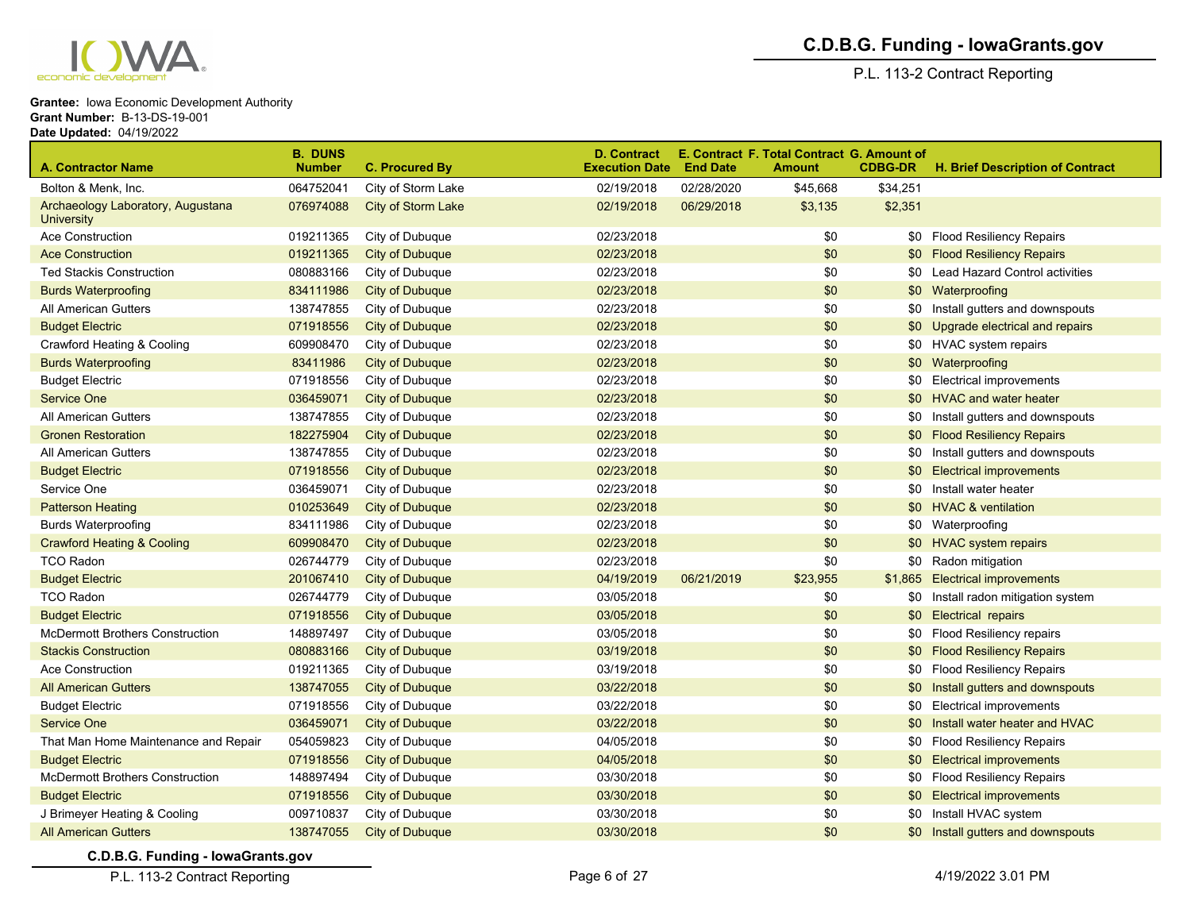**Grantee:** Iowa Economic Development Authority
**Grant Number:** B-13-DS-19-001
**Date Updated:** 04/19/2022

| A. Contractor Name | B. DUNS Number | C. Procured By | D. Contract Execution Date | E. Contract End Date | F. Total Contract Amount | G. Amount of CDBG-DR | H. Brief Description of Contract |
|---|---|---|---|---|---|---|---|
| Bolton & Menk, Inc. | 064752041 | City of Storm Lake | 02/19/2018 | 02/28/2020 | $45,668 | $34,251 | |
| Archaeology Laboratory, Augustana University | 076974088 | City of Storm Lake | 02/19/2018 | 06/29/2018 | $3,135 | $2,351 | |
| Ace Construction | 019211365 | City of Dubuque | 02/23/2018 | | $0 | $0 | Flood Resiliency Repairs |
| Ace Construction | 019211365 | City of Dubuque | 02/23/2018 | | $0 | $0 | Flood Resiliency Repairs |
| Ted Stackis Construction | 080883166 | City of Dubuque | 02/23/2018 | | $0 | $0 | Lead Hazard Control activities |
| Burds Waterproofing | 834111986 | City of Dubuque | 02/23/2018 | | $0 | $0 | Waterproofing |
| All American Gutters | 138747855 | City of Dubuque | 02/23/2018 | | $0 | $0 | Install gutters and downspouts |
| Budget Electric | 071918556 | City of Dubuque | 02/23/2018 | | $0 | $0 | Upgrade electrical and repairs |
| Crawford Heating & Cooling | 609908470 | City of Dubuque | 02/23/2018 | | $0 | $0 | HVAC system repairs |
| Burds Waterproofing | 83411986 | City of Dubuque | 02/23/2018 | | $0 | $0 | Waterproofing |
| Budget Electric | 071918556 | City of Dubuque | 02/23/2018 | | $0 | $0 | Electrical improvements |
| Service One | 036459071 | City of Dubuque | 02/23/2018 | | $0 | $0 | HVAC and water heater |
| All American Gutters | 138747855 | City of Dubuque | 02/23/2018 | | $0 | $0 | Install gutters and downspouts |
| Gronen Restoration | 182275904 | City of Dubuque | 02/23/2018 | | $0 | $0 | Flood Resiliency Repairs |
| All American Gutters | 138747855 | City of Dubuque | 02/23/2018 | | $0 | $0 | Install gutters and downspouts |
| Budget Electric | 071918556 | City of Dubuque | 02/23/2018 | | $0 | $0 | Electrical improvements |
| Service One | 036459071 | City of Dubuque | 02/23/2018 | | $0 | $0 | Install water heater |
| Patterson Heating | 010253649 | City of Dubuque | 02/23/2018 | | $0 | $0 | HVAC & ventilation |
| Burds Waterproofing | 834111986 | City of Dubuque | 02/23/2018 | | $0 | $0 | Waterproofing |
| Crawford Heating & Cooling | 609908470 | City of Dubuque | 02/23/2018 | | $0 | $0 | HVAC system repairs |
| TCO Radon | 026744779 | City of Dubuque | 02/23/2018 | | $0 | $0 | Radon mitigation |
| Budget Electric | 201067410 | City of Dubuque | 04/19/2019 | 06/21/2019 | $23,955 | $1,865 | Electrical improvements |
| TCO Radon | 026744779 | City of Dubuque | 03/05/2018 | | $0 | $0 | Install radon mitigation system |
| Budget Electric | 071918556 | City of Dubuque | 03/05/2018 | | $0 | $0 | Electrical repairs |
| McDermott Brothers Construction | 148897497 | City of Dubuque | 03/05/2018 | | $0 | $0 | Flood Resiliency repairs |
| Stackis Construction | 080883166 | City of Dubuque | 03/19/2018 | | $0 | $0 | Flood Resiliency Repairs |
| Ace Construction | 019211365 | City of Dubuque | 03/19/2018 | | $0 | $0 | Flood Resiliency Repairs |
| All American Gutters | 138747055 | City of Dubuque | 03/22/2018 | | $0 | $0 | Install gutters and downspouts |
| Budget Electric | 071918556 | City of Dubuque | 03/22/2018 | | $0 | $0 | Electrical improvements |
| Service One | 036459071 | City of Dubuque | 03/22/2018 | | $0 | $0 | Install water heater and HVAC |
| That Man Home Maintenance and Repair | 054059823 | City of Dubuque | 04/05/2018 | | $0 | $0 | Flood Resiliency Repairs |
| Budget Electric | 071918556 | City of Dubuque | 04/05/2018 | | $0 | $0 | Electrical improvements |
| McDermott Brothers Construction | 148897494 | City of Dubuque | 03/30/2018 | | $0 | $0 | Flood Resiliency Repairs |
| Budget Electric | 071918556 | City of Dubuque | 03/30/2018 | | $0 | $0 | Electrical improvements |
| J Brimeyer Heating & Cooling | 009710837 | City of Dubuque | 03/30/2018 | | $0 | $0 | Install HVAC system |
| All American Gutters | 138747055 | City of Dubuque | 03/30/2018 | | $0 | $0 | Install gutters and downspouts |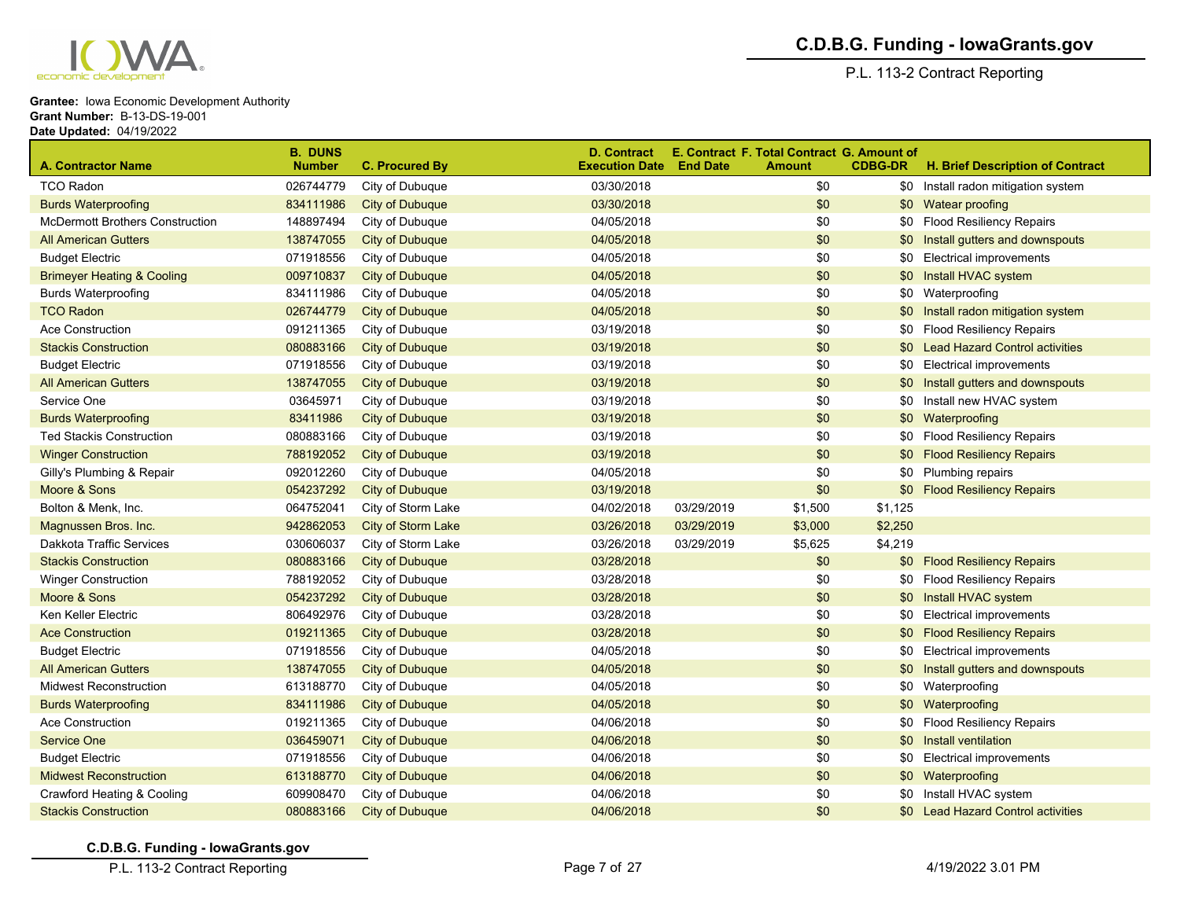**Grantee:** Iowa Economic Development Authority
**Grant Number:** B-13-DS-19-001
**Date Updated:** 04/19/2022

| A. Contractor Name | B. DUNS Number | C. Procured By | D. Contract Execution Date | E. Contract End Date | F. Total Contract Amount | G. Amount of CDBG-DR | H. Brief Description of Contract |
|---|---|---|---|---|---|---|---|
| TCO Radon | 026744779 | City of Dubuque | 03/30/2018 | | $0 | $0 | Install radon mitigation system |
| Burds Waterproofing | 834111986 | City of Dubuque | 03/30/2018 | | $0 | $0 | Watear proofing |
| McDermott Brothers Construction | 148897494 | City of Dubuque | 04/05/2018 | | $0 | $0 | Flood Resiliency Repairs |
| All American Gutters | 138747055 | City of Dubuque | 04/05/2018 | | $0 | $0 | Install gutters and downspouts |
| Budget Electric | 071918556 | City of Dubuque | 04/05/2018 | | $0 | $0 | Electrical improvements |
| Brimeyer Heating & Cooling | 009710837 | City of Dubuque | 04/05/2018 | | $0 | $0 | Install HVAC system |
| Burds Waterproofing | 834111986 | City of Dubuque | 04/05/2018 | | $0 | $0 | Waterproofing |
| TCO Radon | 026744779 | City of Dubuque | 04/05/2018 | | $0 | $0 | Install radon mitigation system |
| Ace Construction | 091211365 | City of Dubuque | 03/19/2018 | | $0 | $0 | Flood Resiliency Repairs |
| Stackis Construction | 080883166 | City of Dubuque | 03/19/2018 | | $0 | $0 | Lead Hazard Control activities |
| Budget Electric | 071918556 | City of Dubuque | 03/19/2018 | | $0 | $0 | Electrical improvements |
| All American Gutters | 138747055 | City of Dubuque | 03/19/2018 | | $0 | $0 | Install gutters and downspouts |
| Service One | 03645971 | City of Dubuque | 03/19/2018 | | $0 | $0 | Install new HVAC system |
| Burds Waterproofing | 83411986 | City of Dubuque | 03/19/2018 | | $0 | $0 | Waterproofing |
| Ted Stackis Construction | 080883166 | City of Dubuque | 03/19/2018 | | $0 | $0 | Flood Resiliency Repairs |
| Winger Construction | 788192052 | City of Dubuque | 03/19/2018 | | $0 | $0 | Flood Resiliency Repairs |
| Gilly's Plumbing & Repair | 092012260 | City of Dubuque | 04/05/2018 | | $0 | $0 | Plumbing repairs |
| Moore & Sons | 054237292 | City of Dubuque | 03/19/2018 | | $0 | $0 | Flood Resiliency Repairs |
| Bolton & Menk, Inc. | 064752041 | City of Storm Lake | 04/02/2018 | 03/29/2019 | $1,500 | $1,125 | |
| Magnussen Bros. Inc. | 942862053 | City of Storm Lake | 03/26/2018 | 03/29/2019 | $3,000 | $2,250 | |
| Dakkota Traffic Services | 030606037 | City of Storm Lake | 03/26/2018 | 03/29/2019 | $5,625 | $4,219 | |
| Stackis Construction | 080883166 | City of Dubuque | 03/28/2018 | | $0 | $0 | Flood Resiliency Repairs |
| Winger Construction | 788192052 | City of Dubuque | 03/28/2018 | | $0 | $0 | Flood Resiliency Repairs |
| Moore & Sons | 054237292 | City of Dubuque | 03/28/2018 | | $0 | $0 | Install HVAC system |
| Ken Keller Electric | 806492976 | City of Dubuque | 03/28/2018 | | $0 | $0 | Electrical improvements |
| Ace Construction | 019211365 | City of Dubuque | 03/28/2018 | | $0 | $0 | Flood Resiliency Repairs |
| Budget Electric | 071918556 | City of Dubuque | 04/05/2018 | | $0 | $0 | Electrical improvements |
| All American Gutters | 138747055 | City of Dubuque | 04/05/2018 | | $0 | $0 | Install gutters and downspouts |
| Midwest Reconstruction | 613188770 | City of Dubuque | 04/05/2018 | | $0 | $0 | Waterproofing |
| Burds Waterproofing | 834111986 | City of Dubuque | 04/05/2018 | | $0 | $0 | Waterproofing |
| Ace Construction | 019211365 | City of Dubuque | 04/06/2018 | | $0 | $0 | Flood Resiliency Repairs |
| Service One | 036459071 | City of Dubuque | 04/06/2018 | | $0 | $0 | Install ventilation |
| Budget Electric | 071918556 | City of Dubuque | 04/06/2018 | | $0 | $0 | Electrical improvements |
| Midwest Reconstruction | 613188770 | City of Dubuque | 04/06/2018 | | $0 | $0 | Waterproofing |
| Crawford Heating & Cooling | 609908470 | City of Dubuque | 04/06/2018 | | $0 | $0 | Install HVAC system |
| Stackis Construction | 080883166 | City of Dubuque | 04/06/2018 | | $0 | $0 | Lead Hazard Control activities |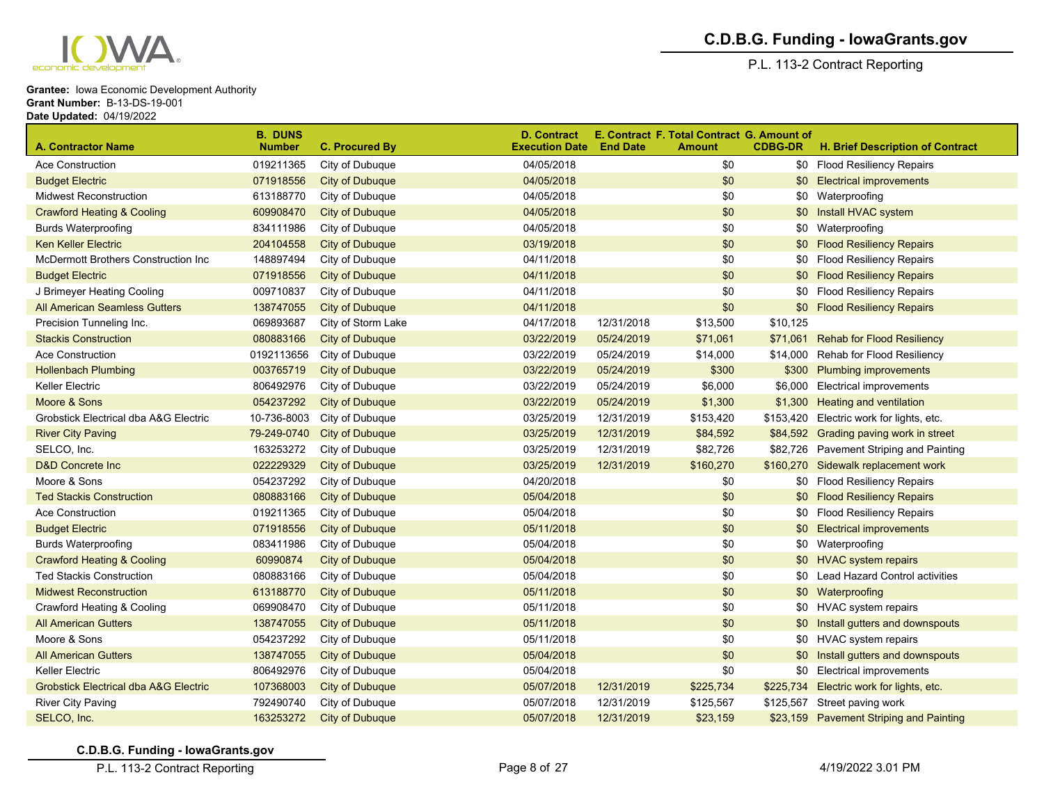**C.D.B.G. Funding - IowaGrants.gov**

P.L. 113-2 Contract Reporting

**Grantee:** Iowa Economic Development Authority
**Grant Number:** B-13-DS-19-001
**Date Updated:** 04/19/2022

| A. Contractor Name | B. DUNS Number | C. Procured By | D. Contract Execution Date | E. Contract End Date | F. Total Contract Amount | G. Amount of CDBG-DR | H. Brief Description of Contract |
|---|---|---|---|---|---|---|---|
| Ace Construction | 019211365 | City of Dubuque | 04/05/2018 | | $0 | $0 | Flood Resiliency Repairs |
| Budget Electric | 071918556 | City of Dubuque | 04/05/2018 | | $0 | $0 | Electrical improvements |
| Midwest Reconstruction | 613188770 | City of Dubuque | 04/05/2018 | | $0 | $0 | Waterproofing |
| Crawford Heating & Cooling | 609908470 | City of Dubuque | 04/05/2018 | | $0 | $0 | Install HVAC system |
| Burds Waterproofing | 834111986 | City of Dubuque | 04/05/2018 | | $0 | $0 | Waterproofing |
| Ken Keller Electric | 204104558 | City of Dubuque | 03/19/2018 | | $0 | $0 | Flood Resiliency Repairs |
| McDermott Brothers Construction Inc | 148897494 | City of Dubuque | 04/11/2018 | | $0 | $0 | Flood Resiliency Repairs |
| Budget Electric | 071918556 | City of Dubuque | 04/11/2018 | | $0 | $0 | Flood Resiliency Repairs |
| J Brimeyer Heating Cooling | 009710837 | City of Dubuque | 04/11/2018 | | $0 | $0 | Flood Resiliency Repairs |
| All American Seamless Gutters | 138747055 | City of Dubuque | 04/11/2018 | | $0 | $0 | Flood Resiliency Repairs |
| Precision Tunneling Inc. | 069893687 | City of Storm Lake | 04/17/2018 | 12/31/2018 | $13,500 | $10,125 | |
| Stackis Construction | 080883166 | City of Dubuque | 03/22/2019 | 05/24/2019 | $71,061 | $71,061 | Rehab for Flood Resiliency |
| Ace Construction | 0192113656 | City of Dubuque | 03/22/2019 | 05/24/2019 | $14,000 | $14,000 | Rehab for Flood Resiliency |
| Hollenbach Plumbing | 003765719 | City of Dubuque | 03/22/2019 | 05/24/2019 | $300 | $300 | Plumbing improvements |
| Keller Electric | 806492976 | City of Dubuque | 03/22/2019 | 05/24/2019 | $6,000 | $6,000 | Electrical improvements |
| Moore & Sons | 054237292 | City of Dubuque | 03/22/2019 | 05/24/2019 | $1,300 | $1,300 | Heating and ventilation |
| Grobstick Electrical dba A&G Electric | 10-736-8003 | City of Dubuque | 03/25/2019 | 12/31/2019 | $153,420 | $153,420 | Electric work for lights, etc. |
| River City Paving | 79-249-0740 | City of Dubuque | 03/25/2019 | 12/31/2019 | $84,592 | $84,592 | Grading paving work in street |
| SELCO, Inc. | 163253272 | City of Dubuque | 03/25/2019 | 12/31/2019 | $82,726 | $82,726 | Pavement Striping and Painting |
| D&D Concrete Inc | 022229329 | City of Dubuque | 03/25/2019 | 12/31/2019 | $160,270 | $160,270 | Sidewalk replacement work |
| Moore & Sons | 054237292 | City of Dubuque | 04/20/2018 | | $0 | $0 | Flood Resiliency Repairs |
| Ted Stackis Construction | 080883166 | City of Dubuque | 05/04/2018 | | $0 | $0 | Flood Resiliency Repairs |
| Ace Construction | 019211365 | City of Dubuque | 05/04/2018 | | $0 | $0 | Flood Resiliency Repairs |
| Budget Electric | 071918556 | City of Dubuque | 05/11/2018 | | $0 | $0 | Electrical improvements |
| Burds Waterproofing | 083411986 | City of Dubuque | 05/04/2018 | | $0 | $0 | Waterproofing |
| Crawford Heating & Cooling | 60990874 | City of Dubuque | 05/04/2018 | | $0 | $0 | HVAC system repairs |
| Ted Stackis Construction | 080883166 | City of Dubuque | 05/04/2018 | | $0 | $0 | Lead Hazard Control activities |
| Midwest Reconstruction | 613188770 | City of Dubuque | 05/11/2018 | | $0 | $0 | Waterproofing |
| Crawford Heating & Cooling | 069908470 | City of Dubuque | 05/11/2018 | | $0 | $0 | HVAC system repairs |
| All American Gutters | 138747055 | City of Dubuque | 05/11/2018 | | $0 | $0 | Install gutters and downspouts |
| Moore & Sons | 054237292 | City of Dubuque | 05/11/2018 | | $0 | $0 | HVAC system repairs |
| All American Gutters | 138747055 | City of Dubuque | 05/04/2018 | | $0 | $0 | Install gutters and downspouts |
| Keller Electric | 806492976 | City of Dubuque | 05/04/2018 | | $0 | $0 | Electrical improvements |
| Grobstick Electrical dba A&G Electric | 107368003 | City of Dubuque | 05/07/2018 | 12/31/2019 | $225,734 | $225,734 | Electric work for lights, etc. |
| River City Paving | 792490740 | City of Dubuque | 05/07/2018 | 12/31/2019 | $125,567 | $125,567 | Street paving work |
| SELCO, Inc. | 163253272 | City of Dubuque | 05/07/2018 | 12/31/2019 | $23,159 | $23,159 | Pavement Striping and Painting |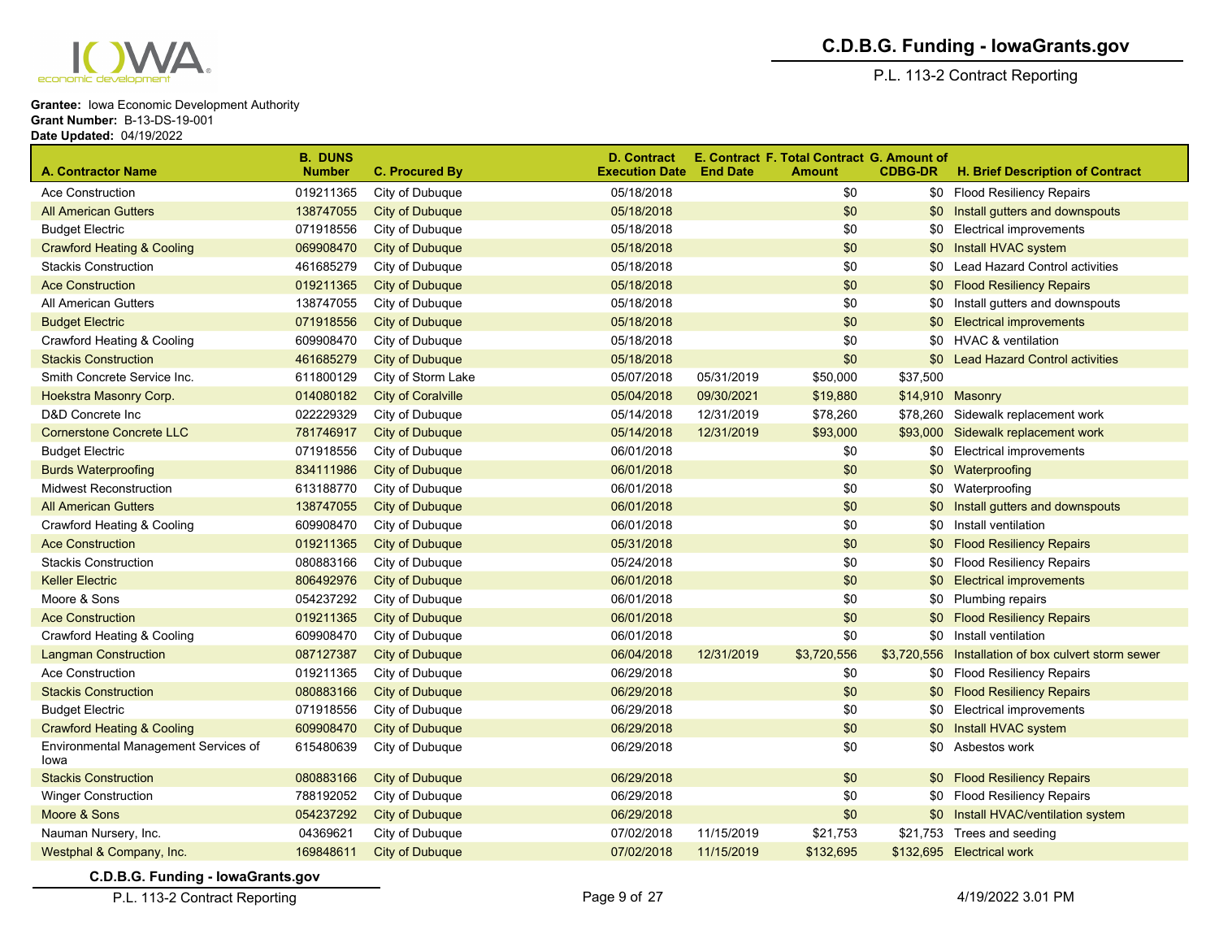**Grantee:** Iowa Economic Development Authority
**Grant Number:** B-13-DS-19-001
**Date Updated:** 04/19/2022

| A. Contractor Name | B. DUNS Number | C. Procured By | D. Contract Execution Date | E. Contract End Date | F. Total Contract Amount | G. Amount of CDBG-DR | H. Brief Description of Contract |
|---|---|---|---|---|---|---|---|
| Ace Construction | 019211365 | City of Dubuque | 05/18/2018 | | $0 | $0 | Flood Resiliency Repairs |
| All American Gutters | 138747055 | City of Dubuque | 05/18/2018 | | $0 | $0 | Install gutters and downspouts |
| Budget Electric | 071918556 | City of Dubuque | 05/18/2018 | | $0 | $0 | Electrical improvements |
| Crawford Heating & Cooling | 069908470 | City of Dubuque | 05/18/2018 | | $0 | $0 | Install HVAC system |
| Stackis Construction | 461685279 | City of Dubuque | 05/18/2018 | | $0 | $0 | Lead Hazard Control activities |
| Ace Construction | 019211365 | City of Dubuque | 05/18/2018 | | $0 | $0 | Flood Resiliency Repairs |
| All American Gutters | 138747055 | City of Dubuque | 05/18/2018 | | $0 | $0 | Install gutters and downspouts |
| Budget Electric | 071918556 | City of Dubuque | 05/18/2018 | | $0 | $0 | Electrical improvements |
| Crawford Heating & Cooling | 609908470 | City of Dubuque | 05/18/2018 | | $0 | $0 | HVAC & ventilation |
| Stackis Construction | 461685279 | City of Dubuque | 05/18/2018 | | $0 | $0 | Lead Hazard Control activities |
| Smith Concrete Service Inc. | 611800129 | City of Storm Lake | 05/07/2018 | 05/31/2019 | $50,000 | $37,500 | |
| Hoekstra Masonry Corp. | 014080182 | City of Coralville | 05/04/2018 | 09/30/2021 | $19,880 | $14,910 | Masonry |
| D&D Concrete Inc | 022229329 | City of Dubuque | 05/14/2018 | 12/31/2019 | $78,260 | $78,260 | Sidewalk replacement work |
| Cornerstone Concrete LLC | 781746917 | City of Dubuque | 05/14/2018 | 12/31/2019 | $93,000 | $93,000 | Sidewalk replacement work |
| Budget Electric | 071918556 | City of Dubuque | 06/01/2018 | | $0 | $0 | Electrical improvements |
| Burds Waterproofing | 834111986 | City of Dubuque | 06/01/2018 | | $0 | $0 | Waterproofing |
| Midwest Reconstruction | 613188770 | City of Dubuque | 06/01/2018 | | $0 | $0 | Waterproofing |
| All American Gutters | 138747055 | City of Dubuque | 06/01/2018 | | $0 | $0 | Install gutters and downspouts |
| Crawford Heating & Cooling | 609908470 | City of Dubuque | 06/01/2018 | | $0 | $0 | Install ventilation |
| Ace Construction | 019211365 | City of Dubuque | 05/31/2018 | | $0 | $0 | Flood Resiliency Repairs |
| Stackis Construction | 080883166 | City of Dubuque | 05/24/2018 | | $0 | $0 | Flood Resiliency Repairs |
| Keller Electric | 806492976 | City of Dubuque | 06/01/2018 | | $0 | $0 | Electrical improvements |
| Moore & Sons | 054237292 | City of Dubuque | 06/01/2018 | | $0 | $0 | Plumbing repairs |
| Ace Construction | 019211365 | City of Dubuque | 06/01/2018 | | $0 | $0 | Flood Resiliency Repairs |
| Crawford Heating & Cooling | 609908470 | City of Dubuque | 06/01/2018 | | $0 | $0 | Install ventilation |
| Langman Construction | 087127387 | City of Dubuque | 06/04/2018 | 12/31/2019 | $3,720,556 | $3,720,556 | Installation of box culvert storm sewer |
| Ace Construction | 019211365 | City of Dubuque | 06/29/2018 | | $0 | $0 | Flood Resiliency Repairs |
| Stackis Construction | 080883166 | City of Dubuque | 06/29/2018 | | $0 | $0 | Flood Resiliency Repairs |
| Budget Electric | 071918556 | City of Dubuque | 06/29/2018 | | $0 | $0 | Electrical improvements |
| Crawford Heating & Cooling | 609908470 | City of Dubuque | 06/29/2018 | | $0 | $0 | Install HVAC system |
| Environmental Management Services of Iowa | 615480639 | City of Dubuque | 06/29/2018 | | $0 | $0 | Asbestos work |
| Stackis Construction | 080883166 | City of Dubuque | 06/29/2018 | | $0 | $0 | Flood Resiliency Repairs |
| Winger Construction | 788192052 | City of Dubuque | 06/29/2018 | | $0 | $0 | Flood Resiliency Repairs |
| Moore & Sons | 054237292 | City of Dubuque | 06/29/2018 | | $0 | $0 | Install HVAC/ventilation system |
| Nauman Nursery, Inc. | 04369621 | City of Dubuque | 07/02/2018 | 11/15/2019 | $21,753 | $21,753 | Trees and seeding |
| Westphal & Company, Inc. | 169848611 | City of Dubuque | 07/02/2018 | 11/15/2019 | $132,695 | $132,695 | Electrical work |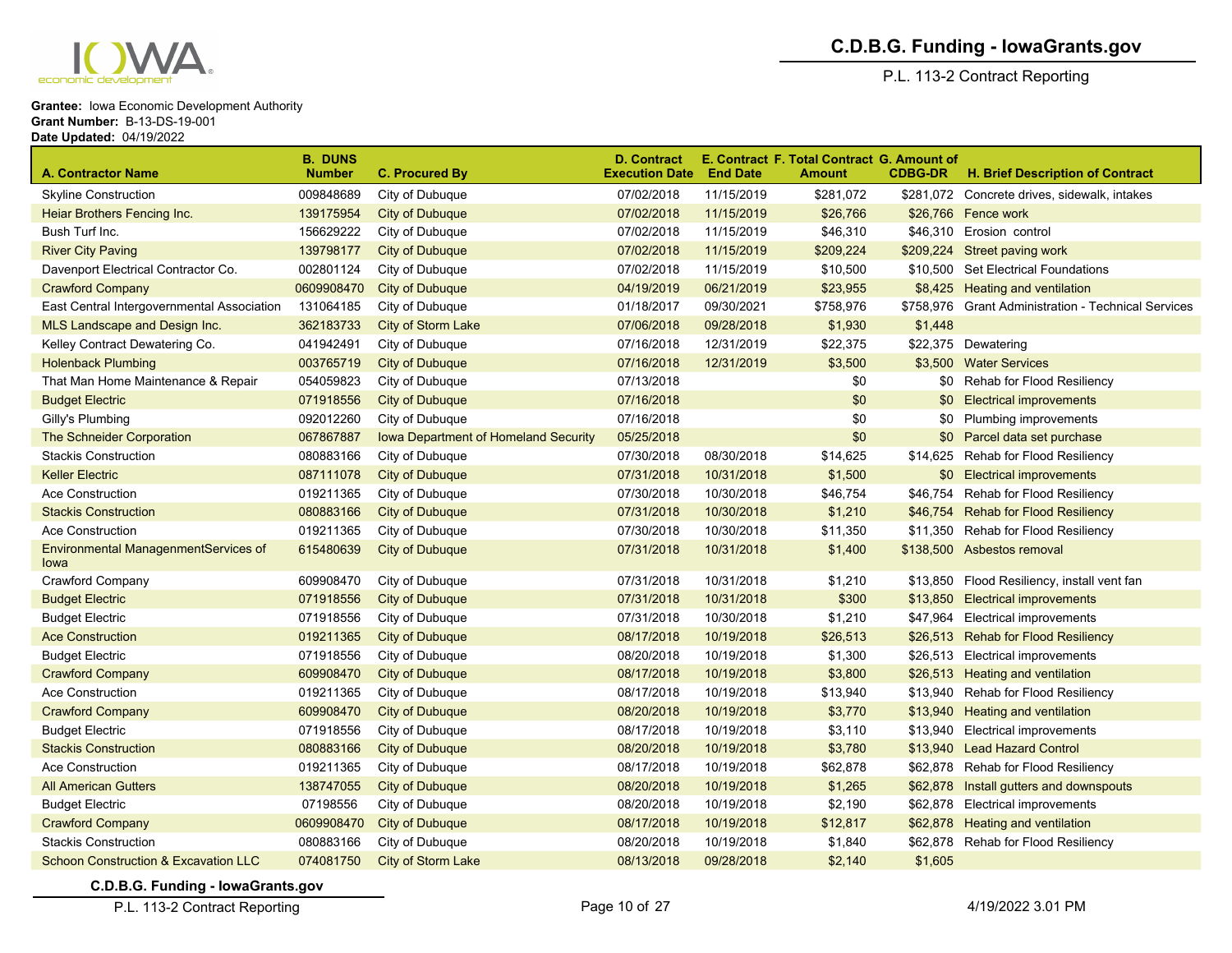**Grantee:** Iowa Economic Development Authority
**Grant Number:** B-13-DS-19-001
**Date Updated:** 04/19/2022

| A. Contractor Name | B. DUNS Number | C. Procured By | D. Contract Execution Date | E. Contract End Date | F. Total Contract Amount | G. Amount of CDBG-DR | H. Brief Description of Contract |
|---|---|---|---|---|---|---|---|
| Skyline Construction | 009848689 | City of Dubuque | 07/02/2018 | 11/15/2019 | $281,072 | $281,072 | Concrete drives, sidewalk, intakes |
| Heiar Brothers Fencing Inc. | 139175954 | City of Dubuque | 07/02/2018 | 11/15/2019 | $26,766 | $26,766 | Fence work |
| Bush Turf Inc. | 156629222 | City of Dubuque | 07/02/2018 | 11/15/2019 | $46,310 | $46,310 | Erosion control |
| River City Paving | 139798177 | City of Dubuque | 07/02/2018 | 11/15/2019 | $209,224 | $209,224 | Street paving work |
| Davenport Electrical Contractor Co. | 002801124 | City of Dubuque | 07/02/2018 | 11/15/2019 | $10,500 | $10,500 | Set Electrical Foundations |
| Crawford Company | 0609908470 | City of Dubuque | 04/19/2019 | 06/21/2019 | $23,955 | $8,425 | Heating and ventilation |
| East Central Intergovernmental Association | 131064185 | City of Dubuque | 01/18/2017 | 09/30/2021 | $758,976 | $758,976 | Grant Administration - Technical Services |
| MLS Landscape and Design Inc. | 362183733 | City of Storm Lake | 07/06/2018 | 09/28/2018 | $1,930 | $1,448 | |
| Kelley Contract Dewatering Co. | 041942491 | City of Dubuque | 07/16/2018 | 12/31/2019 | $22,375 | $22,375 | Dewatering |
| Holenback Plumbing | 003765719 | City of Dubuque | 07/16/2018 | 12/31/2019 | $3,500 | $3,500 | Water Services |
| That Man Home Maintenance & Repair | 054059823 | City of Dubuque | 07/13/2018 | | $0 | $0 | Rehab for Flood Resiliency |
| Budget Electric | 071918556 | City of Dubuque | 07/16/2018 | | $0 | $0 | Electrical improvements |
| Gilly's Plumbing | 092012260 | City of Dubuque | 07/16/2018 | | $0 | $0 | Plumbing improvements |
| The Schneider Corporation | 067867887 | Iowa Department of Homeland Security | 05/25/2018 | | $0 | $0 | Parcel data set purchase |
| Stackis Construction | 080883166 | City of Dubuque | 07/30/2018 | 08/30/2018 | $14,625 | $14,625 | Rehab for Flood Resiliency |
| Keller Electric | 087111078 | City of Dubuque | 07/31/2018 | 10/31/2018 | $1,500 | $0 | Electrical improvements |
| Ace Construction | 019211365 | City of Dubuque | 07/30/2018 | 10/30/2018 | $46,754 | $46,754 | Rehab for Flood Resiliency |
| Stackis Construction | 080883166 | City of Dubuque | 07/31/2018 | 10/30/2018 | $1,210 | $46,754 | Rehab for Flood Resiliency |
| Ace Construction | 019211365 | City of Dubuque | 07/30/2018 | 10/30/2018 | $11,350 | $11,350 | Rehab for Flood Resiliency |
| Environmental ManagenmentServices of Iowa | 615480639 | City of Dubuque | 07/31/2018 | 10/31/2018 | $1,400 | $138,500 | Asbestos removal |
| Crawford Company | 609908470 | City of Dubuque | 07/31/2018 | 10/31/2018 | $1,210 | $13,850 | Flood Resiliency, install vent fan |
| Budget Electric | 071918556 | City of Dubuque | 07/31/2018 | 10/31/2018 | $300 | $13,850 | Electrical improvements |
| Budget Electric | 071918556 | City of Dubuque | 07/31/2018 | 10/30/2018 | $1,210 | $47,964 | Electrical improvements |
| Ace Construction | 019211365 | City of Dubuque | 08/17/2018 | 10/19/2018 | $26,513 | $26,513 | Rehab for Flood Resiliency |
| Budget Electric | 071918556 | City of Dubuque | 08/20/2018 | 10/19/2018 | $1,300 | $26,513 | Electrical improvements |
| Crawford Company | 609908470 | City of Dubuque | 08/17/2018 | 10/19/2018 | $3,800 | $26,513 | Heating and ventilation |
| Ace Construction | 019211365 | City of Dubuque | 08/17/2018 | 10/19/2018 | $13,940 | $13,940 | Rehab for Flood Resiliency |
| Crawford Company | 609908470 | City of Dubuque | 08/20/2018 | 10/19/2018 | $3,770 | $13,940 | Heating and ventilation |
| Budget Electric | 071918556 | City of Dubuque | 08/17/2018 | 10/19/2018 | $3,110 | $13,940 | Electrical improvements |
| Stackis Construction | 080883166 | City of Dubuque | 08/20/2018 | 10/19/2018 | $3,780 | $13,940 | Lead Hazard Control |
| Ace Construction | 019211365 | City of Dubuque | 08/17/2018 | 10/19/2018 | $62,878 | $62,878 | Rehab for Flood Resiliency |
| All American Gutters | 138747055 | City of Dubuque | 08/20/2018 | 10/19/2018 | $1,265 | $62,878 | Install gutters and downspouts |
| Budget Electric | 07198556 | City of Dubuque | 08/20/2018 | 10/19/2018 | $2,190 | $62,878 | Electrical improvements |
| Crawford Company | 0609908470 | City of Dubuque | 08/17/2018 | 10/19/2018 | $12,817 | $62,878 | Heating and ventilation |
| Stackis Construction | 080883166 | City of Dubuque | 08/20/2018 | 10/19/2018 | $1,840 | $62,878 | Rehab for Flood Resiliency |
| Schoon Construction & Excavation LLC | 074081750 | City of Storm Lake | 08/13/2018 | 09/28/2018 | $2,140 | $1,605 | |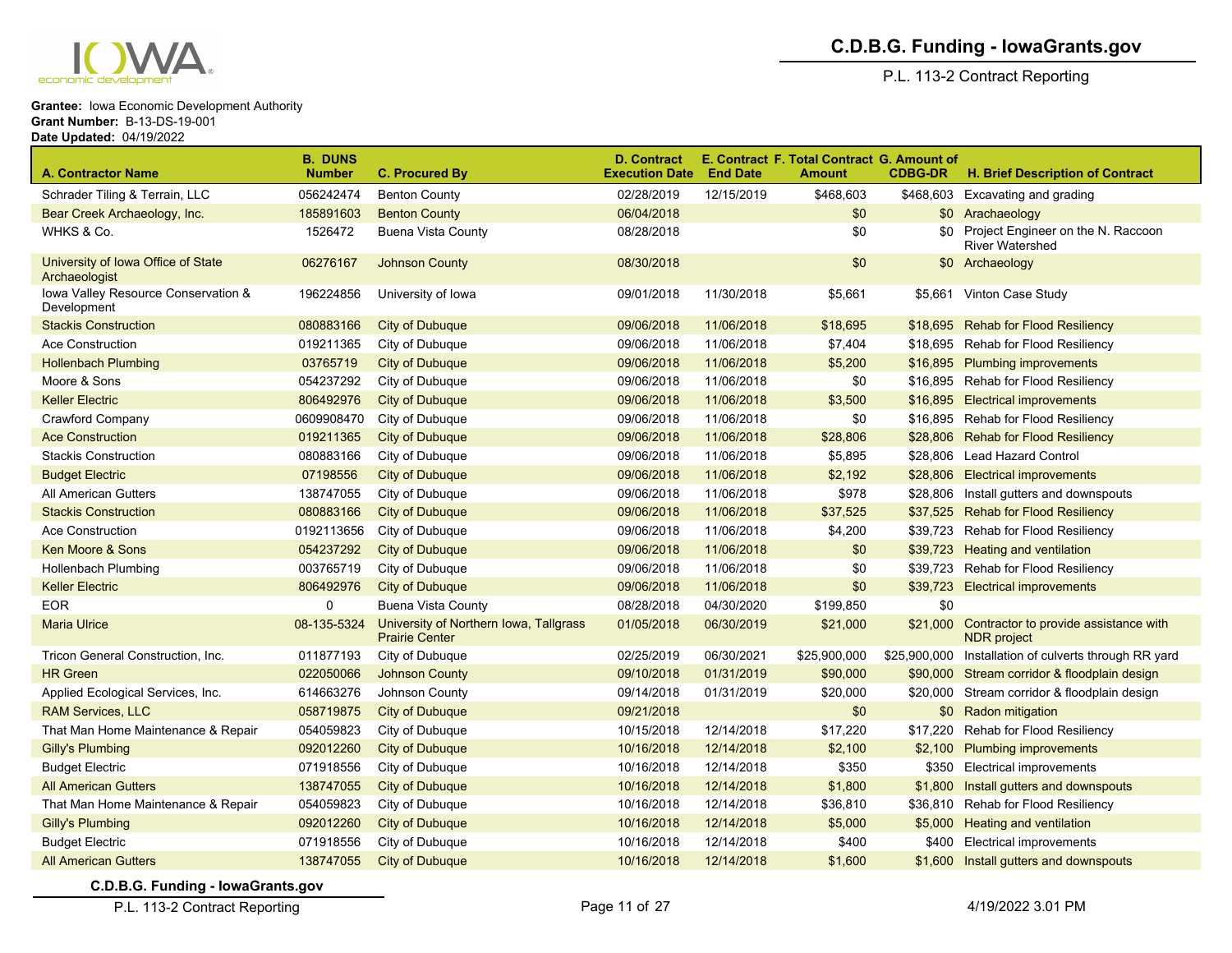**Grantee:** Iowa Economic Development Authority
**Grant Number:** B-13-DS-19-001
**Date Updated:** 04/19/2022

| A. Contractor Name | B. DUNS Number | C. Procured By | D. Contract Execution Date | E. Contract End Date | F. Total Contract Amount | G. Amount of CDBG-DR | H. Brief Description of Contract |
|---|---|---|---|---|---|---|---|
| Schrader Tiling & Terrain, LLC | 056242474 | Benton County | 02/28/2019 | 12/15/2019 | $468,603 | $468,603 | Excavating and grading |
| Bear Creek Archaeology, Inc. | 185891603 | Benton County | 06/04/2018 | | $0 | $0 | Arachaeology |
| WHKS & Co. | 1526472 | Buena Vista County | 08/28/2018 | | $0 | $0 | Project Engineer on the N. Raccoon River Watershed |
| University of Iowa Office of State Archaeologist | 06276167 | Johnson County | 08/30/2018 | | $0 | $0 | Archaeology |
| Iowa Valley Resource Conservation & Development | 196224856 | University of Iowa | 09/01/2018 | 11/30/2018 | $5,661 | $5,661 | Vinton Case Study |
| Stackis Construction | 080883166 | City of Dubuque | 09/06/2018 | 11/06/2018 | $18,695 | $18,695 | Rehab for Flood Resiliency |
| Ace Construction | 019211365 | City of Dubuque | 09/06/2018 | 11/06/2018 | $7,404 | $18,695 | Rehab for Flood Resiliency |
| Hollenbach Plumbing | 03765719 | City of Dubuque | 09/06/2018 | 11/06/2018 | $5,200 | $16,895 | Plumbing improvements |
| Moore & Sons | 054237292 | City of Dubuque | 09/06/2018 | 11/06/2018 | $0 | $16,895 | Rehab for Flood Resiliency |
| Keller Electric | 806492976 | City of Dubuque | 09/06/2018 | 11/06/2018 | $3,500 | $16,895 | Electrical improvements |
| Crawford Company | 0609908470 | City of Dubuque | 09/06/2018 | 11/06/2018 | $0 | $16,895 | Rehab for Flood Resiliency |
| Ace Construction | 019211365 | City of Dubuque | 09/06/2018 | 11/06/2018 | $28,806 | $28,806 | Rehab for Flood Resiliency |
| Stackis Construction | 080883166 | City of Dubuque | 09/06/2018 | 11/06/2018 | $5,895 | $28,806 | Lead Hazard Control |
| Budget Electric | 07198556 | City of Dubuque | 09/06/2018 | 11/06/2018 | $2,192 | $28,806 | Electrical improvements |
| All American Gutters | 138747055 | City of Dubuque | 09/06/2018 | 11/06/2018 | $978 | $28,806 | Install gutters and downspouts |
| Stackis Construction | 080883166 | City of Dubuque | 09/06/2018 | 11/06/2018 | $37,525 | $37,525 | Rehab for Flood Resiliency |
| Ace Construction | 0192113656 | City of Dubuque | 09/06/2018 | 11/06/2018 | $4,200 | $39,723 | Rehab for Flood Resiliency |
| Ken Moore & Sons | 054237292 | City of Dubuque | 09/06/2018 | 11/06/2018 | $0 | $39,723 | Heating and ventilation |
| Hollenbach Plumbing | 003765719 | City of Dubuque | 09/06/2018 | 11/06/2018 | $0 | $39,723 | Rehab for Flood Resiliency |
| Keller Electric | 806492976 | City of Dubuque | 09/06/2018 | 11/06/2018 | $0 | $39,723 | Electrical improvements |
| EOR | 0 | Buena Vista County | 08/28/2018 | 04/30/2020 | $199,850 | $0 | |
| Maria Ulrice | 08-135-5324 | University of Northern Iowa, Tallgrass Prairie Center | 01/05/2018 | 06/30/2019 | $21,000 | $21,000 | Contractor to provide assistance with NDR project |
| Tricon General Construction, Inc. | 011877193 | City of Dubuque | 02/25/2019 | 06/30/2021 | $25,900,000 | $25,900,000 | Installation of culverts through RR yard |
| HR Green | 022050066 | Johnson County | 09/10/2018 | 01/31/2019 | $90,000 | $90,000 | Stream corridor & floodplain design |
| Applied Ecological Services, Inc. | 614663276 | Johnson County | 09/14/2018 | 01/31/2019 | $20,000 | $20,000 | Stream corridor & floodplain design |
| RAM Services, LLC | 058719875 | City of Dubuque | 09/21/2018 | | $0 | $0 | Radon mitigation |
| That Man Home Maintenance & Repair | 054059823 | City of Dubuque | 10/15/2018 | 12/14/2018 | $17,220 | $17,220 | Rehab for Flood Resiliency |
| Gilly's Plumbing | 092012260 | City of Dubuque | 10/16/2018 | 12/14/2018 | $2,100 | $2,100 | Plumbing improvements |
| Budget Electric | 071918556 | City of Dubuque | 10/16/2018 | 12/14/2018 | $350 | $350 | Electrical improvements |
| All American Gutters | 138747055 | City of Dubuque | 10/16/2018 | 12/14/2018 | $1,800 | $1,800 | Install gutters and downspouts |
| That Man Home Maintenance & Repair | 054059823 | City of Dubuque | 10/16/2018 | 12/14/2018 | $36,810 | $36,810 | Rehab for Flood Resiliency |
| Gilly's Plumbing | 092012260 | City of Dubuque | 10/16/2018 | 12/14/2018 | $5,000 | $5,000 | Heating and ventilation |
| Budget Electric | 071918556 | City of Dubuque | 10/16/2018 | 12/14/2018 | $400 | $400 | Electrical improvements |
| All American Gutters | 138747055 | City of Dubuque | 10/16/2018 | 12/14/2018 | $1,600 | $1,600 | Install gutters and downspouts |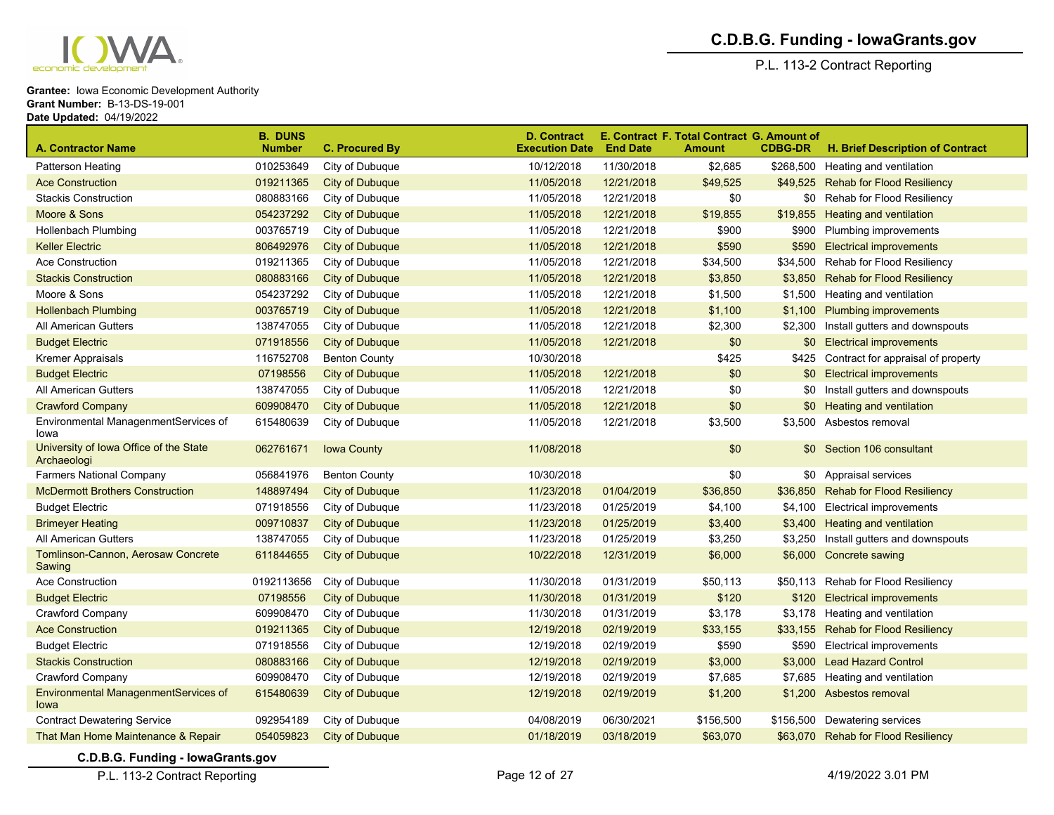Grantee: Iowa Economic Development Authority
Grant Number: B-13-DS-19-001
Date Updated: 04/19/2022

| A. Contractor Name | B. DUNS Number | C. Procured By | D. Contract Execution Date | E. Contract End Date | F. Total Contract Amount | G. Amount of CDBG-DR | H. Brief Description of Contract |
|---|---|---|---|---|---|---|---|
| Patterson Heating | 010253649 | City of Dubuque | 10/12/2018 | 11/30/2018 | $2,685 | $268,500 | Heating and ventilation |
| Ace Construction | 019211365 | City of Dubuque | 11/05/2018 | 12/21/2018 | $49,525 | $49,525 | Rehab for Flood Resiliency |
| Stackis Construction | 080883166 | City of Dubuque | 11/05/2018 | 12/21/2018 | $0 | $0 | Rehab for Flood Resiliency |
| Moore & Sons | 054237292 | City of Dubuque | 11/05/2018 | 12/21/2018 | $19,855 | $19,855 | Heating and ventilation |
| Hollenbach Plumbing | 003765719 | City of Dubuque | 11/05/2018 | 12/21/2018 | $900 | $900 | Plumbing improvements |
| Keller Electric | 806492976 | City of Dubuque | 11/05/2018 | 12/21/2018 | $590 | $590 | Electrical improvements |
| Ace Construction | 019211365 | City of Dubuque | 11/05/2018 | 12/21/2018 | $34,500 | $34,500 | Rehab for Flood Resiliency |
| Stackis Construction | 080883166 | City of Dubuque | 11/05/2018 | 12/21/2018 | $3,850 | $3,850 | Rehab for Flood Resiliency |
| Moore & Sons | 054237292 | City of Dubuque | 11/05/2018 | 12/21/2018 | $1,500 | $1,500 | Heating and ventilation |
| Hollenbach Plumbing | 003765719 | City of Dubuque | 11/05/2018 | 12/21/2018 | $1,100 | $1,100 | Plumbing improvements |
| All American Gutters | 138747055 | City of Dubuque | 11/05/2018 | 12/21/2018 | $2,300 | $2,300 | Install gutters and downspouts |
| Budget Electric | 071918556 | City of Dubuque | 11/05/2018 | 12/21/2018 | $0 | $0 | Electrical improvements |
| Kremer Appraisals | 116752708 | Benton County | 10/30/2018 | | $425 | $425 | Contract for appraisal of property |
| Budget Electric | 07198556 | City of Dubuque | 11/05/2018 | 12/21/2018 | $0 | $0 | Electrical improvements |
| All American Gutters | 138747055 | City of Dubuque | 11/05/2018 | 12/21/2018 | $0 | $0 | Install gutters and downspouts |
| Crawford Company | 609908470 | City of Dubuque | 11/05/2018 | 12/21/2018 | $0 | $0 | Heating and ventilation |
| Environmental ManagenmentServices of Iowa | 615480639 | City of Dubuque | 11/05/2018 | 12/21/2018 | $3,500 | $3,500 | Asbestos removal |
| University of Iowa Office of the State Archaeologi | 062761671 | Iowa County | 11/08/2018 | | $0 | $0 | Section 106 consultant |
| Farmers National Company | 056841976 | Benton County | 10/30/2018 | | $0 | $0 | Appraisal services |
| McDermott Brothers Construction | 148897494 | City of Dubuque | 11/23/2018 | 01/04/2019 | $36,850 | $36,850 | Rehab for Flood Resiliency |
| Budget Electric | 071918556 | City of Dubuque | 11/23/2018 | 01/25/2019 | $4,100 | $4,100 | Electrical improvements |
| Brimeyer Heating | 009710837 | City of Dubuque | 11/23/2018 | 01/25/2019 | $3,400 | $3,400 | Heating and ventilation |
| All American Gutters | 138747055 | City of Dubuque | 11/23/2018 | 01/25/2019 | $3,250 | $3,250 | Install gutters and downspouts |
| Tomlinson-Cannon, Aerosaw Concrete Sawing | 611844655 | City of Dubuque | 10/22/2018 | 12/31/2019 | $6,000 | $6,000 | Concrete sawing |
| Ace Construction | 0192113656 | City of Dubuque | 11/30/2018 | 01/31/2019 | $50,113 | $50,113 | Rehab for Flood Resiliency |
| Budget Electric | 07198556 | City of Dubuque | 11/30/2018 | 01/31/2019 | $120 | $120 | Electrical improvements |
| Crawford Company | 609908470 | City of Dubuque | 11/30/2018 | 01/31/2019 | $3,178 | $3,178 | Heating and ventilation |
| Ace Construction | 019211365 | City of Dubuque | 12/19/2018 | 02/19/2019 | $33,155 | $33,155 | Rehab for Flood Resiliency |
| Budget Electric | 071918556 | City of Dubuque | 12/19/2018 | 02/19/2019 | $590 | $590 | Electrical improvements |
| Stackis Construction | 080883166 | City of Dubuque | 12/19/2018 | 02/19/2019 | $3,000 | $3,000 | Lead Hazard Control |
| Crawford Company | 609908470 | City of Dubuque | 12/19/2018 | 02/19/2019 | $7,685 | $7,685 | Heating and ventilation |
| Environmental ManagenmentServices of Iowa | 615480639 | City of Dubuque | 12/19/2018 | 02/19/2019 | $1,200 | $1,200 | Asbestos removal |
| Contract Dewatering Service | 092954189 | City of Dubuque | 04/08/2019 | 06/30/2021 | $156,500 | $156,500 | Dewatering services |
| That Man Home Maintenance & Repair | 054059823 | City of Dubuque | 01/18/2019 | 03/18/2019 | $63,070 | $63,070 | Rehab for Flood Resiliency |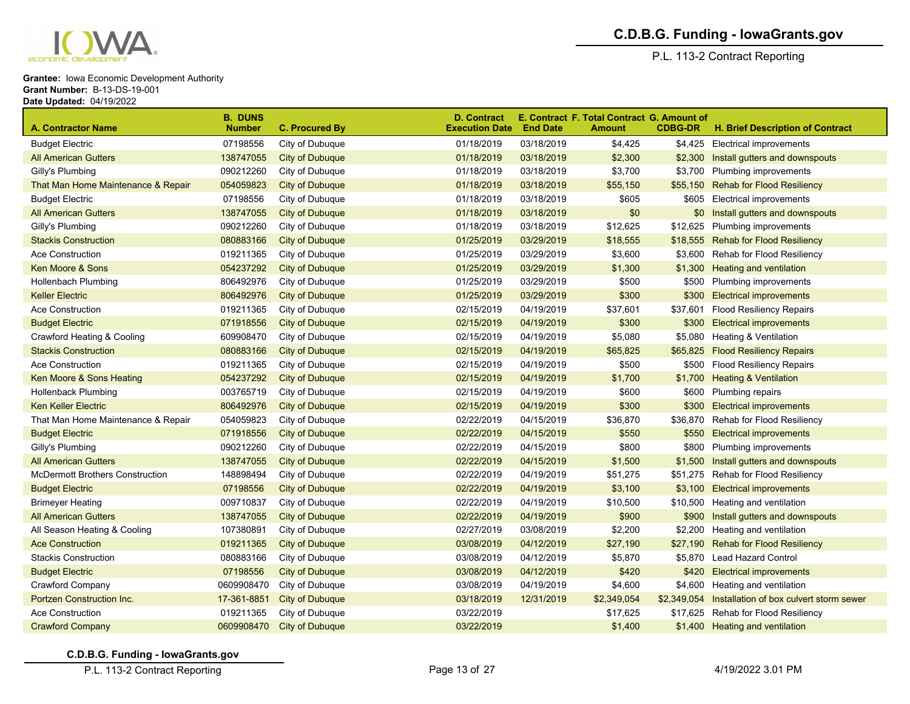# C.D.B.G. Funding - IowaGrants.gov

P.L. 113-2 Contract Reporting

**Grantee:** Iowa Economic Development Authority
**Grant Number:** B-13-DS-19-001
**Date Updated:** 04/19/2022

| A. Contractor Name | B. DUNS Number | C. Procured By | D. Contract Execution Date | E. Contract End Date | F. Total Contract Amount | G. Amount of CDBG-DR | H. Brief Description of Contract |
|---|---|---|---|---|---|---|---|
| Budget Electric | 07198556 | City of Dubuque | 01/18/2019 | 03/18/2019 | $4,425 | $4,425 | Electrical improvements |
| All American Gutters | 138747055 | City of Dubuque | 01/18/2019 | 03/18/2019 | $2,300 | $2,300 | Install gutters and downspouts |
| Gilly's Plumbing | 090212260 | City of Dubuque | 01/18/2019 | 03/18/2019 | $3,700 | $3,700 | Plumbing improvements |
| That Man Home Maintenance & Repair | 054059823 | City of Dubuque | 01/18/2019 | 03/18/2019 | $55,150 | $55,150 | Rehab for Flood Resiliency |
| Budget Electric | 07198556 | City of Dubuque | 01/18/2019 | 03/18/2019 | $605 | $605 | Electrical improvements |
| All American Gutters | 138747055 | City of Dubuque | 01/18/2019 | 03/18/2019 | $0 | $0 | Install gutters and downspouts |
| Gilly's Plumbing | 090212260 | City of Dubuque | 01/18/2019 | 03/18/2019 | $12,625 | $12,625 | Plumbing improvements |
| Stackis Construction | 080883166 | City of Dubuque | 01/25/2019 | 03/29/2019 | $18,555 | $18,555 | Rehab for Flood Resiliency |
| Ace Construction | 019211365 | City of Dubuque | 01/25/2019 | 03/29/2019 | $3,600 | $3,600 | Rehab for Flood Resiliency |
| Ken Moore & Sons | 054237292 | City of Dubuque | 01/25/2019 | 03/29/2019 | $1,300 | $1,300 | Heating and ventilation |
| Hollenbach Plumbing | 806492976 | City of Dubuque | 01/25/2019 | 03/29/2019 | $500 | $500 | Plumbing improvements |
| Keller Electric | 806492976 | City of Dubuque | 01/25/2019 | 03/29/2019 | $300 | $300 | Electrical improvements |
| Ace Construction | 019211365 | City of Dubuque | 02/15/2019 | 04/19/2019 | $37,601 | $37,601 | Flood Resiliency Repairs |
| Budget Electric | 071918556 | City of Dubuque | 02/15/2019 | 04/19/2019 | $300 | $300 | Electrical improvements |
| Crawford Heating & Cooling | 609908470 | City of Dubuque | 02/15/2019 | 04/19/2019 | $5,080 | $5,080 | Heating & Ventilation |
| Stackis Construction | 080883166 | City of Dubuque | 02/15/2019 | 04/19/2019 | $65,825 | $65,825 | Flood Resiliency Repairs |
| Ace Construction | 019211365 | City of Dubuque | 02/15/2019 | 04/19/2019 | $500 | $500 | Flood Resiliency Repairs |
| Ken Moore & Sons Heating | 054237292 | City of Dubuque | 02/15/2019 | 04/19/2019 | $1,700 | $1,700 | Heating & Ventilation |
| Hollenback Plumbing | 003765719 | City of Dubuque | 02/15/2019 | 04/19/2019 | $600 | $600 | Plumbing repairs |
| Ken Keller Electric | 806492976 | City of Dubuque | 02/15/2019 | 04/19/2019 | $300 | $300 | Electrical improvements |
| That Man Home Maintenance & Repair | 054059823 | City of Dubuque | 02/22/2019 | 04/15/2019 | $36,870 | $36,870 | Rehab for Flood Resiliency |
| Budget Electric | 071918556 | City of Dubuque | 02/22/2019 | 04/15/2019 | $550 | $550 | Electrical improvements |
| Gilly's Plumbing | 090212260 | City of Dubuque | 02/22/2019 | 04/15/2019 | $800 | $800 | Plumbing improvements |
| All American Gutters | 138747055 | City of Dubuque | 02/22/2019 | 04/15/2019 | $1,500 | $1,500 | Install gutters and downspouts |
| McDermott Brothers Construction | 148898494 | City of Dubuque | 02/22/2019 | 04/19/2019 | $51,275 | $51,275 | Rehab for Flood Resiliency |
| Budget Electric | 07198556 | City of Dubuque | 02/22/2019 | 04/19/2019 | $3,100 | $3,100 | Electrical improvements |
| Brimeyer Heating | 009710837 | City of Dubuque | 02/22/2019 | 04/19/2019 | $10,500 | $10,500 | Heating and ventilation |
| All American Gutters | 138747055 | City of Dubuque | 02/22/2019 | 04/19/2019 | $900 | $900 | Install gutters and downspouts |
| All Season Heating & Cooling | 107380891 | City of Dubuque | 02/27/2019 | 03/08/2019 | $2,200 | $2,200 | Heating and ventilation |
| Ace Construction | 019211365 | City of Dubuque | 03/08/2019 | 04/12/2019 | $27,190 | $27,190 | Rehab for Flood Resiliency |
| Stackis Construction | 080883166 | City of Dubuque | 03/08/2019 | 04/12/2019 | $5,870 | $5,870 | Lead Hazard Control |
| Budget Electric | 07198556 | City of Dubuque | 03/08/2019 | 04/12/2019 | $420 | $420 | Electrical improvements |
| Crawford Company | 0609908470 | City of Dubuque | 03/08/2019 | 04/19/2019 | $4,600 | $4,600 | Heating and ventilation |
| Portzen Construction Inc. | 17-361-8851 | City of Dubuque | 03/18/2019 | 12/31/2019 | $2,349,054 | $2,349,054 | Installation of box culvert storm sewer |
| Ace Construction | 019211365 | City of Dubuque | 03/22/2019 | | $17,625 | $17,625 | Rehab for Flood Resiliency |
| Crawford Company | 0609908470 | City of Dubuque | 03/22/2019 | | $1,400 | $1,400 | Heating and ventilation |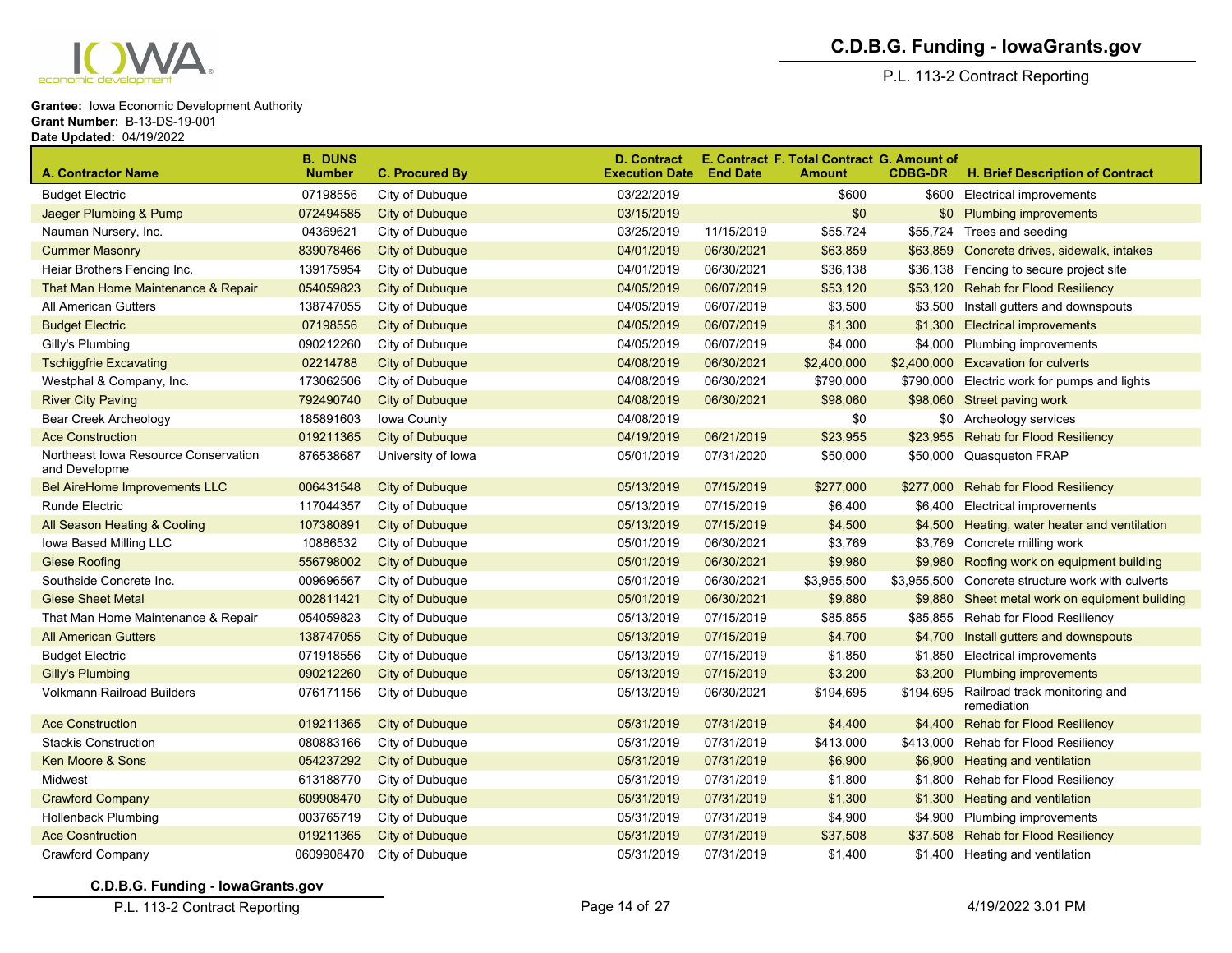**Grantee:** Iowa Economic Development Authority
**Grant Number:** B-13-DS-19-001
**Date Updated:** 04/19/2022

| A. Contractor Name | B. DUNS Number | C. Procured By | D. Contract Execution Date | E. Contract End Date | F. Total Contract Amount | G. Amount of CDBG-DR | H. Brief Description of Contract |
|---|---|---|---|---|---|---|---|
| Budget Electric | 07198556 | City of Dubuque | 03/22/2019 | | $600 | $600 | Electrical improvements |
| Jaeger Plumbing & Pump | 072494585 | City of Dubuque | 03/15/2019 | | $0 | $0 | Plumbing improvements |
| Nauman Nursery, Inc. | 04369621 | City of Dubuque | 03/25/2019 | 11/15/2019 | $55,724 | $55,724 | Trees and seeding |
| Cummer Masonry | 839078466 | City of Dubuque | 04/01/2019 | 06/30/2021 | $63,859 | $63,859 | Concrete drives, sidewalk, intakes |
| Heiar Brothers Fencing Inc. | 139175954 | City of Dubuque | 04/01/2019 | 06/30/2021 | $36,138 | $36,138 | Fencing to secure project site |
| That Man Home Maintenance & Repair | 054059823 | City of Dubuque | 04/05/2019 | 06/07/2019 | $53,120 | $53,120 | Rehab for Flood Resiliency |
| All American Gutters | 138747055 | City of Dubuque | 04/05/2019 | 06/07/2019 | $3,500 | $3,500 | Install gutters and downspouts |
| Budget Electric | 07198556 | City of Dubuque | 04/05/2019 | 06/07/2019 | $1,300 | $1,300 | Electrical improvements |
| Gilly's Plumbing | 090212260 | City of Dubuque | 04/05/2019 | 06/07/2019 | $4,000 | $4,000 | Plumbing improvements |
| Tschiggfrie Excavating | 02214788 | City of Dubuque | 04/08/2019 | 06/30/2021 | $2,400,000 | $2,400,000 | Excavation for culverts |
| Westphal & Company, Inc. | 173062506 | City of Dubuque | 04/08/2019 | 06/30/2021 | $790,000 | $790,000 | Electric work for pumps and lights |
| River City Paving | 792490740 | City of Dubuque | 04/08/2019 | 06/30/2021 | $98,060 | $98,060 | Street paving work |
| Bear Creek Archeology | 185891603 | Iowa County | 04/08/2019 | | $0 | $0 | Archeology services |
| Ace Construction | 019211365 | City of Dubuque | 04/19/2019 | 06/21/2019 | $23,955 | $23,955 | Rehab for Flood Resiliency |
| Northeast Iowa Resource Conservation and Developme | 876538687 | University of Iowa | 05/01/2019 | 07/31/2020 | $50,000 | $50,000 | Quasqueton FRAP |
| Bel AireHome Improvements LLC | 006431548 | City of Dubuque | 05/13/2019 | 07/15/2019 | $277,000 | $277,000 | Rehab for Flood Resiliency |
| Runde Electric | 117044357 | City of Dubuque | 05/13/2019 | 07/15/2019 | $6,400 | $6,400 | Electrical improvements |
| All Season Heating & Cooling | 107380891 | City of Dubuque | 05/13/2019 | 07/15/2019 | $4,500 | $4,500 | Heating, water heater and ventilation |
| Iowa Based Milling LLC | 10886532 | City of Dubuque | 05/01/2019 | 06/30/2021 | $3,769 | $3,769 | Concrete milling work |
| Giese Roofing | 556798002 | City of Dubuque | 05/01/2019 | 06/30/2021 | $9,980 | $9,980 | Roofing work on equipment building |
| Southside Concrete Inc. | 009696567 | City of Dubuque | 05/01/2019 | 06/30/2021 | $3,955,500 | $3,955,500 | Concrete structure work with culverts |
| Giese Sheet Metal | 002811421 | City of Dubuque | 05/01/2019 | 06/30/2021 | $9,880 | $9,880 | Sheet metal work on equipment building |
| That Man Home Maintenance & Repair | 054059823 | City of Dubuque | 05/13/2019 | 07/15/2019 | $85,855 | $85,855 | Rehab for Flood Resiliency |
| All American Gutters | 138747055 | City of Dubuque | 05/13/2019 | 07/15/2019 | $4,700 | $4,700 | Install gutters and downspouts |
| Budget Electric | 071918556 | City of Dubuque | 05/13/2019 | 07/15/2019 | $1,850 | $1,850 | Electrical improvements |
| Gilly's Plumbing | 090212260 | City of Dubuque | 05/13/2019 | 07/15/2019 | $3,200 | $3,200 | Plumbing improvements |
| Volkmann Railroad Builders | 076171156 | City of Dubuque | 05/13/2019 | 06/30/2021 | $194,695 | $194,695 | Railroad track monitoring and remediation |
| Ace Construction | 019211365 | City of Dubuque | 05/31/2019 | 07/31/2019 | $4,400 | $4,400 | Rehab for Flood Resiliency |
| Stackis Construction | 080883166 | City of Dubuque | 05/31/2019 | 07/31/2019 | $413,000 | $413,000 | Rehab for Flood Resiliency |
| Ken Moore & Sons | 054237292 | City of Dubuque | 05/31/2019 | 07/31/2019 | $6,900 | $6,900 | Heating and ventilation |
| Midwest | 613188770 | City of Dubuque | 05/31/2019 | 07/31/2019 | $1,800 | $1,800 | Rehab for Flood Resiliency |
| Crawford Company | 609908470 | City of Dubuque | 05/31/2019 | 07/31/2019 | $1,300 | $1,300 | Heating and ventilation |
| Hollenback Plumbing | 003765719 | City of Dubuque | 05/31/2019 | 07/31/2019 | $4,900 | $4,900 | Plumbing improvements |
| Ace Cosntruction | 019211365 | City of Dubuque | 05/31/2019 | 07/31/2019 | $37,508 | $37,508 | Rehab for Flood Resiliency |
| Crawford Company | 0609908470 | City of Dubuque | 05/31/2019 | 07/31/2019 | $1,400 | $1,400 | Heating and ventilation |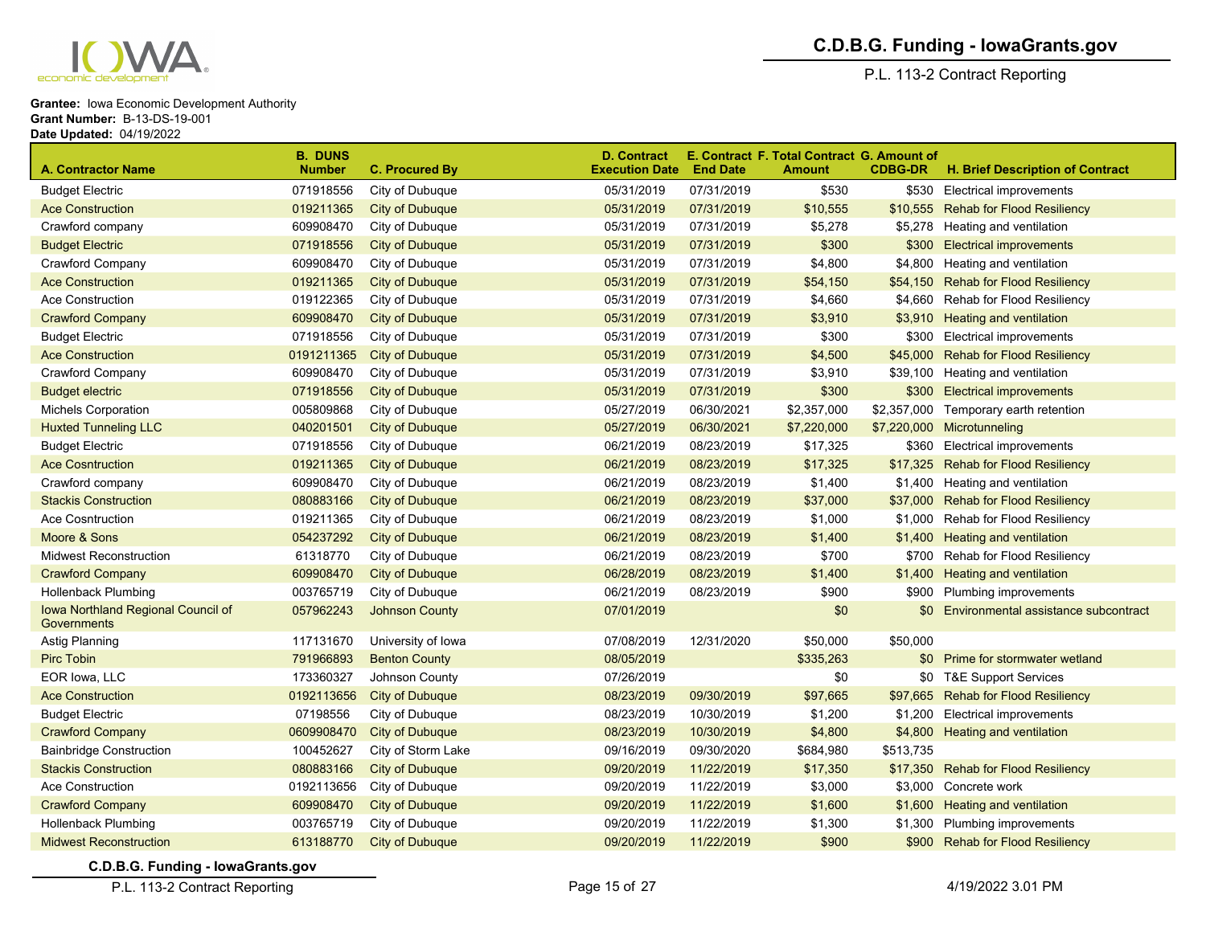**Grantee:** Iowa Economic Development Authority
**Grant Number:** B-13-DS-19-001
**Date Updated:** 04/19/2022

| A. Contractor Name | B. DUNS Number | C. Procured By | D. Contract Execution Date | E. Contract End Date | F. Total Contract Amount | G. Amount of CDBG-DR | H. Brief Description of Contract |
|---|---|---|---|---|---|---|---|
| Budget Electric | 071918556 | City of Dubuque | 05/31/2019 | 07/31/2019 | $530 | $530 | Electrical improvements |
| Ace Construction | 019211365 | City of Dubuque | 05/31/2019 | 07/31/2019 | $10,555 | $10,555 | Rehab for Flood Resiliency |
| Crawford company | 609908470 | City of Dubuque | 05/31/2019 | 07/31/2019 | $5,278 | $5,278 | Heating and ventilation |
| Budget Electric | 071918556 | City of Dubuque | 05/31/2019 | 07/31/2019 | $300 | $300 | Electrical improvements |
| Crawford Company | 609908470 | City of Dubuque | 05/31/2019 | 07/31/2019 | $4,800 | $4,800 | Heating and ventilation |
| Ace Construction | 019211365 | City of Dubuque | 05/31/2019 | 07/31/2019 | $54,150 | $54,150 | Rehab for Flood Resiliency |
| Ace Construction | 019122365 | City of Dubuque | 05/31/2019 | 07/31/2019 | $4,660 | $4,660 | Rehab for Flood Resiliency |
| Crawford Company | 609908470 | City of Dubuque | 05/31/2019 | 07/31/2019 | $3,910 | $3,910 | Heating and ventilation |
| Budget Electric | 071918556 | City of Dubuque | 05/31/2019 | 07/31/2019 | $300 | $300 | Electrical improvements |
| Ace Construction | 0191211365 | City of Dubuque | 05/31/2019 | 07/31/2019 | $4,500 | $45,000 | Rehab for Flood Resiliency |
| Crawford Company | 609908470 | City of Dubuque | 05/31/2019 | 07/31/2019 | $3,910 | $39,100 | Heating and ventilation |
| Budget electric | 071918556 | City of Dubuque | 05/31/2019 | 07/31/2019 | $300 | $300 | Electrical improvements |
| Michels Corporation | 005809868 | City of Dubuque | 05/27/2019 | 06/30/2021 | $2,357,000 | $2,357,000 | Temporary earth retention |
| Huxted Tunneling LLC | 040201501 | City of Dubuque | 05/27/2019 | 06/30/2021 | $7,220,000 | $7,220,000 | Microtunneling |
| Budget Electric | 071918556 | City of Dubuque | 06/21/2019 | 08/23/2019 | $17,325 | $360 | Electrical improvements |
| Ace Cosntruction | 019211365 | City of Dubuque | 06/21/2019 | 08/23/2019 | $17,325 | $17,325 | Rehab for Flood Resiliency |
| Crawford company | 609908470 | City of Dubuque | 06/21/2019 | 08/23/2019 | $1,400 | $1,400 | Heating and ventilation |
| Stackis Construction | 080883166 | City of Dubuque | 06/21/2019 | 08/23/2019 | $37,000 | $37,000 | Rehab for Flood Resiliency |
| Ace Cosntruction | 019211365 | City of Dubuque | 06/21/2019 | 08/23/2019 | $1,000 | $1,000 | Rehab for Flood Resiliency |
| Moore & Sons | 054237292 | City of Dubuque | 06/21/2019 | 08/23/2019 | $1,400 | $1,400 | Heating and ventilation |
| Midwest Reconstruction | 61318770 | City of Dubuque | 06/21/2019 | 08/23/2019 | $700 | $700 | Rehab for Flood Resiliency |
| Crawford Company | 609908470 | City of Dubuque | 06/28/2019 | 08/23/2019 | $1,400 | $1,400 | Heating and ventilation |
| Hollenback Plumbing | 003765719 | City of Dubuque | 06/21/2019 | 08/23/2019 | $900 | $900 | Plumbing improvements |
| Iowa Northland Regional Council of Governments | 057962243 | Johnson County | 07/01/2019 | | $0 | $0 | Environmental assistance subcontract |
| Astig Planning | 117131670 | University of Iowa | 07/08/2019 | 12/31/2020 | $50,000 | $50,000 | |
| Pirc Tobin | 791966893 | Benton County | 08/05/2019 | | $335,263 | $0 | Prime for stormwater wetland |
| EOR Iowa, LLC | 173360327 | Johnson County | 07/26/2019 | | $0 | $0 | T&E Support Services |
| Ace Construction | 0192113656 | City of Dubuque | 08/23/2019 | 09/30/2019 | $97,665 | $97,665 | Rehab for Flood Resiliency |
| Budget Electric | 07198556 | City of Dubuque | 08/23/2019 | 10/30/2019 | $1,200 | $1,200 | Electrical improvements |
| Crawford Company | 0609908470 | City of Dubuque | 08/23/2019 | 10/30/2019 | $4,800 | $4,800 | Heating and ventilation |
| Bainbridge Construction | 100452627 | City of Storm Lake | 09/16/2019 | 09/30/2020 | $684,980 | $513,735 | |
| Stackis Construction | 080883166 | City of Dubuque | 09/20/2019 | 11/22/2019 | $17,350 | $17,350 | Rehab for Flood Resiliency |
| Ace Construction | 0192113656 | City of Dubuque | 09/20/2019 | 11/22/2019 | $3,000 | $3,000 | Concrete work |
| Crawford Company | 609908470 | City of Dubuque | 09/20/2019 | 11/22/2019 | $1,600 | $1,600 | Heating and ventilation |
| Hollenback Plumbing | 003765719 | City of Dubuque | 09/20/2019 | 11/22/2019 | $1,300 | $1,300 | Plumbing improvements |
| Midwest Reconstruction | 613188770 | City of Dubuque | 09/20/2019 | 11/22/2019 | $900 | $900 | Rehab for Flood Resiliency |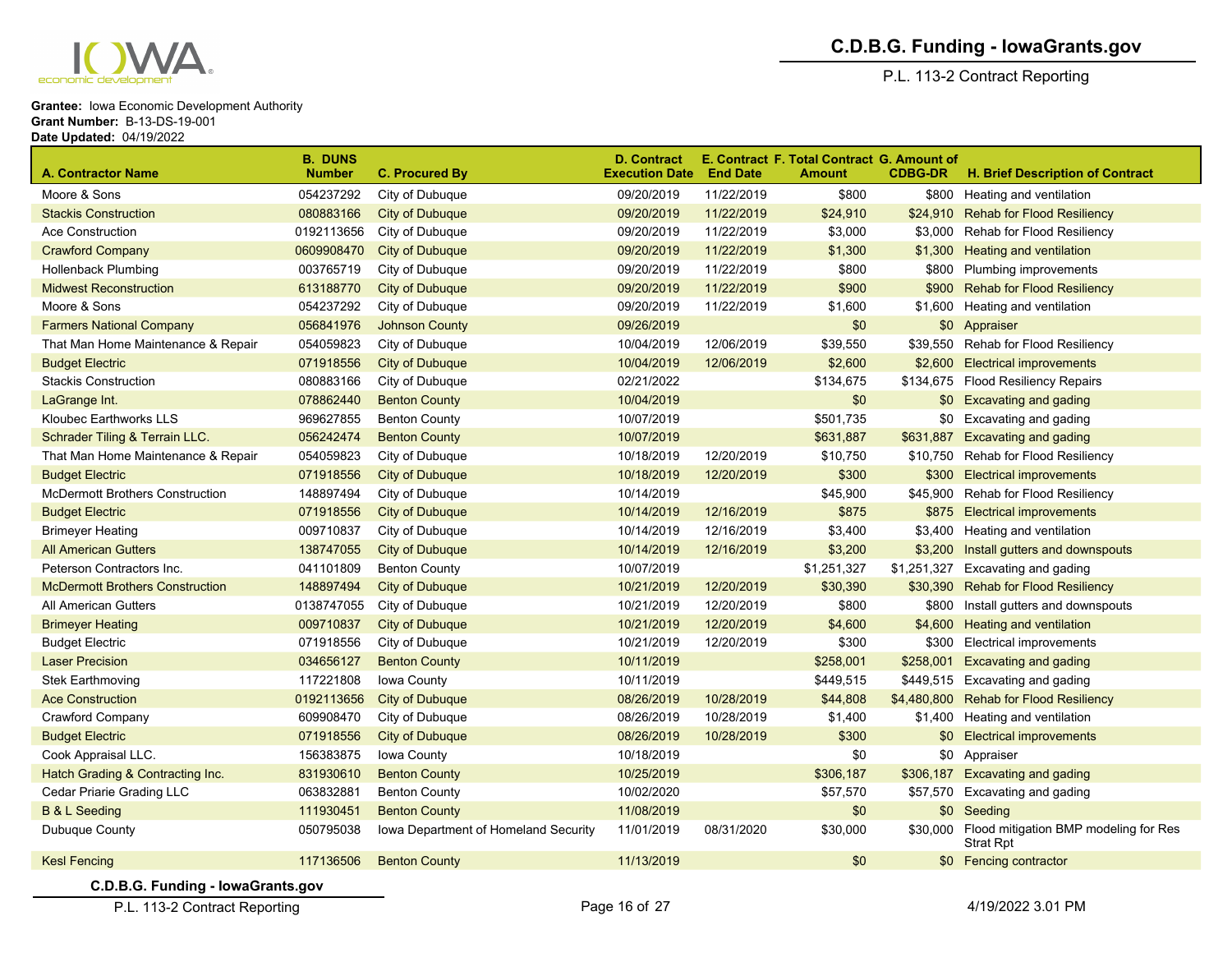**Grantee:** Iowa Economic Development Authority
**Grant Number:** B-13-DS-19-001
**Date Updated:** 04/19/2022

| A. Contractor Name | B. DUNS Number | C. Procured By | D. Contract Execution Date | E. Contract End Date | F. Total Contract Amount | G. Amount of CDBG-DR | H. Brief Description of Contract |
|---|---|---|---|---|---|---|---|
| Moore & Sons | 054237292 | City of Dubuque | 09/20/2019 | 11/22/2019 | $800 | $800 | Heating and ventilation |
| Stackis Construction | 080883166 | City of Dubuque | 09/20/2019 | 11/22/2019 | $24,910 | $24,910 | Rehab for Flood Resiliency |
| Ace Construction | 0192113656 | City of Dubuque | 09/20/2019 | 11/22/2019 | $3,000 | $3,000 | Rehab for Flood Resiliency |
| Crawford Company | 0609908470 | City of Dubuque | 09/20/2019 | 11/22/2019 | $1,300 | $1,300 | Heating and ventilation |
| Hollenback Plumbing | 003765719 | City of Dubuque | 09/20/2019 | 11/22/2019 | $800 | $800 | Plumbing improvements |
| Midwest Reconstruction | 613188770 | City of Dubuque | 09/20/2019 | 11/22/2019 | $900 | $900 | Rehab for Flood Resiliency |
| Moore & Sons | 054237292 | City of Dubuque | 09/20/2019 | 11/22/2019 | $1,600 | $1,600 | Heating and ventilation |
| Farmers National Company | 056841976 | Johnson County | 09/26/2019 | | $0 | $0 | Appraiser |
| That Man Home Maintenance & Repair | 054059823 | City of Dubuque | 10/04/2019 | 12/06/2019 | $39,550 | $39,550 | Rehab for Flood Resiliency |
| Budget Electric | 071918556 | City of Dubuque | 10/04/2019 | 12/06/2019 | $2,600 | $2,600 | Electrical improvements |
| Stackis Construction | 080883166 | City of Dubuque | 02/21/2022 | | $134,675 | $134,675 | Flood Resiliency Repairs |
| LaGrange Int. | 078862440 | Benton County | 10/04/2019 | | $0 | $0 | Excavating and gading |
| Kloubec Earthworks LLS | 969627855 | Benton County | 10/07/2019 | | $501,735 | $0 | Excavating and gading |
| Schrader Tiling & Terrain LLC. | 056242474 | Benton County | 10/07/2019 | | $631,887 | $631,887 | Excavating and gading |
| That Man Home Maintenance & Repair | 054059823 | City of Dubuque | 10/18/2019 | 12/20/2019 | $10,750 | $10,750 | Rehab for Flood Resiliency |
| Budget Electric | 071918556 | City of Dubuque | 10/18/2019 | 12/20/2019 | $300 | $300 | Electrical improvements |
| McDermott Brothers Construction | 148897494 | City of Dubuque | 10/14/2019 | | $45,900 | $45,900 | Rehab for Flood Resiliency |
| Budget Electric | 071918556 | City of Dubuque | 10/14/2019 | 12/16/2019 | $875 | $875 | Electrical improvements |
| Brimeyer Heating | 009710837 | City of Dubuque | 10/14/2019 | 12/16/2019 | $3,400 | $3,400 | Heating and ventilation |
| All American Gutters | 138747055 | City of Dubuque | 10/14/2019 | 12/16/2019 | $3,200 | $3,200 | Install gutters and downspouts |
| Peterson Contractors Inc. | 041101809 | Benton County | 10/07/2019 | | $1,251,327 | $1,251,327 | Excavating and gading |
| McDermott Brothers Construction | 148897494 | City of Dubuque | 10/21/2019 | 12/20/2019 | $30,390 | $30,390 | Rehab for Flood Resiliency |
| All American Gutters | 0138747055 | City of Dubuque | 10/21/2019 | 12/20/2019 | $800 | $800 | Install gutters and downspouts |
| Brimeyer Heating | 009710837 | City of Dubuque | 10/21/2019 | 12/20/2019 | $4,600 | $4,600 | Heating and ventilation |
| Budget Electric | 071918556 | City of Dubuque | 10/21/2019 | 12/20/2019 | $300 | $300 | Electrical improvements |
| Laser Precision | 034656127 | Benton County | 10/11/2019 | | $258,001 | $258,001 | Excavating and gading |
| Stek Earthmoving | 117221808 | Iowa County | 10/11/2019 | | $449,515 | $449,515 | Excavating and gading |
| Ace Construction | 0192113656 | City of Dubuque | 08/26/2019 | 10/28/2019 | $44,808 | $4,480,800 | Rehab for Flood Resiliency |
| Crawford Company | 609908470 | City of Dubuque | 08/26/2019 | 10/28/2019 | $1,400 | $1,400 | Heating and ventilation |
| Budget Electric | 071918556 | City of Dubuque | 08/26/2019 | 10/28/2019 | $300 | $0 | Electrical improvements |
| Cook Appraisal LLC. | 156383875 | Iowa County | 10/18/2019 | | $0 | $0 | Appraiser |
| Hatch Grading & Contracting Inc. | 831930610 | Benton County | 10/25/2019 | | $306,187 | $306,187 | Excavating and gading |
| Cedar Priarie Grading LLC | 063832881 | Benton County | 10/02/2020 | | $57,570 | $57,570 | Excavating and gading |
| B & L Seeding | 111930451 | Benton County | 11/08/2019 | | $0 | $0 | Seeding |
| Dubuque County | 050795038 | Iowa Department of Homeland Security | 11/01/2019 | 08/31/2020 | $30,000 | $30,000 | Flood mitigation BMP modeling for Res Strat Rpt |
| Kesl Fencing | 117136506 | Benton County | 11/13/2019 | | $0 | $0 | Fencing contractor |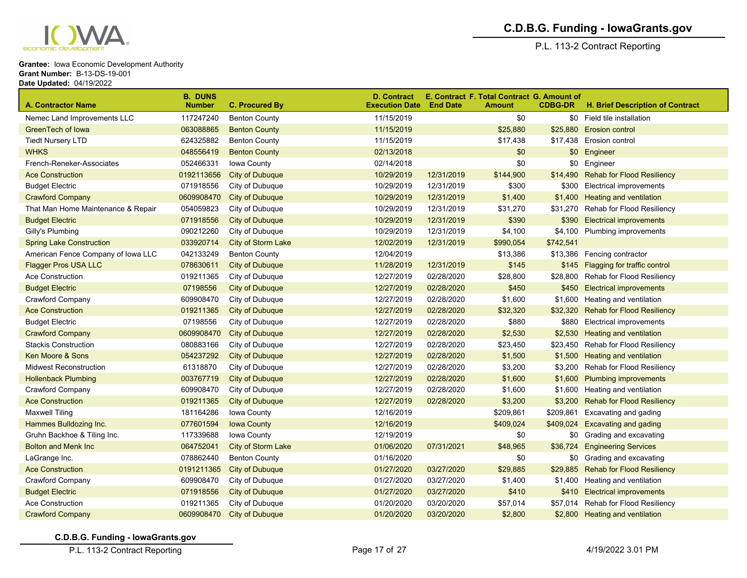**Grantee:** Iowa Economic Development Authority
**Grant Number:** B-13-DS-19-001
**Date Updated:** 04/19/2022

| A. Contractor Name | B. DUNS Number | C. Procured By | D. Contract Execution Date | E. Contract End Date | F. Total Contract Amount | G. Amount of CDBG-DR | H. Brief Description of Contract |
|---|---|---|---|---|---|---|---|
| Nemec Land Improvements LLC | 117247240 | Benton County | 11/15/2019 | | $0 | $0 | Field tile installation |
| GreenTech of Iowa | 063088865 | Benton County | 11/15/2019 | | $25,880 | $25,880 | Erosion control |
| Tiedt Nursery LTD | 624325882 | Benton County | 11/15/2019 | | $17,438 | $17,438 | Erosion control |
| WHKS | 048556419 | Benton County | 02/13/2018 | | $0 | $0 | Engineer |
| French-Reneker-Associates | 052466331 | Iowa County | 02/14/2018 | | $0 | $0 | Engineer |
| Ace Construction | 0192113656 | City of Dubuque | 10/29/2019 | 12/31/2019 | $144,900 | $14,490 | Rehab for Flood Resiliency |
| Budget Electric | 071918556 | City of Dubuque | 10/29/2019 | 12/31/2019 | $300 | $300 | Electrical improvements |
| Crawford Company | 0609908470 | City of Dubuque | 10/29/2019 | 12/31/2019 | $1,400 | $1,400 | Heating and ventilation |
| That Man Home Maintenance & Repair | 054059823 | City of Dubuque | 10/29/2019 | 12/31/2019 | $31,270 | $31,270 | Rehab for Flood Resiliency |
| Budget Electric | 071918556 | City of Dubuque | 10/29/2019 | 12/31/2019 | $390 | $390 | Electrical improvements |
| Gilly's Plumbing | 090212260 | City of Dubuque | 10/29/2019 | 12/31/2019 | $4,100 | $4,100 | Plumbing improvements |
| Spring Lake Construction | 033920714 | City of Storm Lake | 12/02/2019 | 12/31/2019 | $990,054 | $742,541 | |
| American Fence Company of Iowa LLC | 042133249 | Benton County | 12/04/2019 | | $13,386 | $13,386 | Fencing contractor |
| Flagger Pros USA LLC | 078630611 | City of Dubuque | 11/28/2019 | 12/31/2019 | $145 | $145 | Flagging for traffic control |
| Ace Construction | 019211365 | City of Dubuque | 12/27/2019 | 02/28/2020 | $28,800 | $28,800 | Rehab for Flood Resiliency |
| Budget Electric | 07198556 | City of Dubuque | 12/27/2019 | 02/28/2020 | $450 | $450 | Electrical improvements |
| Crawford Company | 609908470 | City of Dubuque | 12/27/2019 | 02/28/2020 | $1,600 | $1,600 | Heating and ventilation |
| Ace Construction | 019211365 | City of Dubuque | 12/27/2019 | 02/28/2020 | $32,320 | $32,320 | Rehab for Flood Resiliency |
| Budget Electric | 07198556 | City of Dubuque | 12/27/2019 | 02/28/2020 | $880 | $880 | Electrical improvements |
| Crawford Company | 0609908470 | City of Dubuque | 12/27/2019 | 02/28/2020 | $2,530 | $2,530 | Heating and ventilation |
| Stackis Construction | 080883166 | City of Dubuque | 12/27/2019 | 02/28/2020 | $23,450 | $23,450 | Rehab for Flood Resiliency |
| Ken Moore & Sons | 054237292 | City of Dubuque | 12/27/2019 | 02/28/2020 | $1,500 | $1,500 | Heating and ventilation |
| Midwest Reconstruction | 61318870 | City of Dubuque | 12/27/2019 | 02/28/2020 | $3,200 | $3,200 | Rehab for Flood Resiliency |
| Hollenback Plumbing | 003767719 | City of Dubuque | 12/27/2019 | 02/28/2020 | $1,600 | $1,600 | Plumbing improvements |
| Crawford Company | 609908470 | City of Dubuque | 12/27/2019 | 02/28/2020 | $1,600 | $1,600 | Heating and ventilation |
| Ace Construction | 019211365 | City of Dubuque | 12/27/2019 | 02/28/2020 | $3,200 | $3,200 | Rehab for Flood Resiliency |
| Maxwell Tiling | 181164286 | Iowa County | 12/16/2019 | | $209,861 | $209,861 | Excavating and gading |
| Hammes Bulldozing Inc. | 077601594 | Iowa County | 12/16/2019 | | $409,024 | $409,024 | Excavating and gading |
| Gruhn Backhoe & Tiling Inc. | 117339688 | Iowa County | 12/19/2019 | | $0 | $0 | Grading and excavating |
| Bolton and Menk Inc | 064752041 | City of Storm Lake | 01/06/2020 | 07/31/2021 | $48,965 | $36,724 | Engineering Services |
| LaGrange Inc. | 078862440 | Benton County | 01/16/2020 | | $0 | $0 | Grading and excavating |
| Ace Construction | 0191211365 | City of Dubuque | 01/27/2020 | 03/27/2020 | $29,885 | $29,885 | Rehab for Flood Resiliency |
| Crawford Company | 609908470 | City of Dubuque | 01/27/2020 | 03/27/2020 | $1,400 | $1,400 | Heating and ventilation |
| Budget Electric | 071918556 | City of Dubuque | 01/27/2020 | 03/27/2020 | $410 | $410 | Electrical improvements |
| Ace Construction | 019211365 | City of Dubuque | 01/20/2020 | 03/20/2020 | $57,014 | $57,014 | Rehab for Flood Resiliency |
| Crawford Company | 0609908470 | City of Dubuque | 01/20/2020 | 03/20/2020 | $2,800 | $2,800 | Heating and ventilation |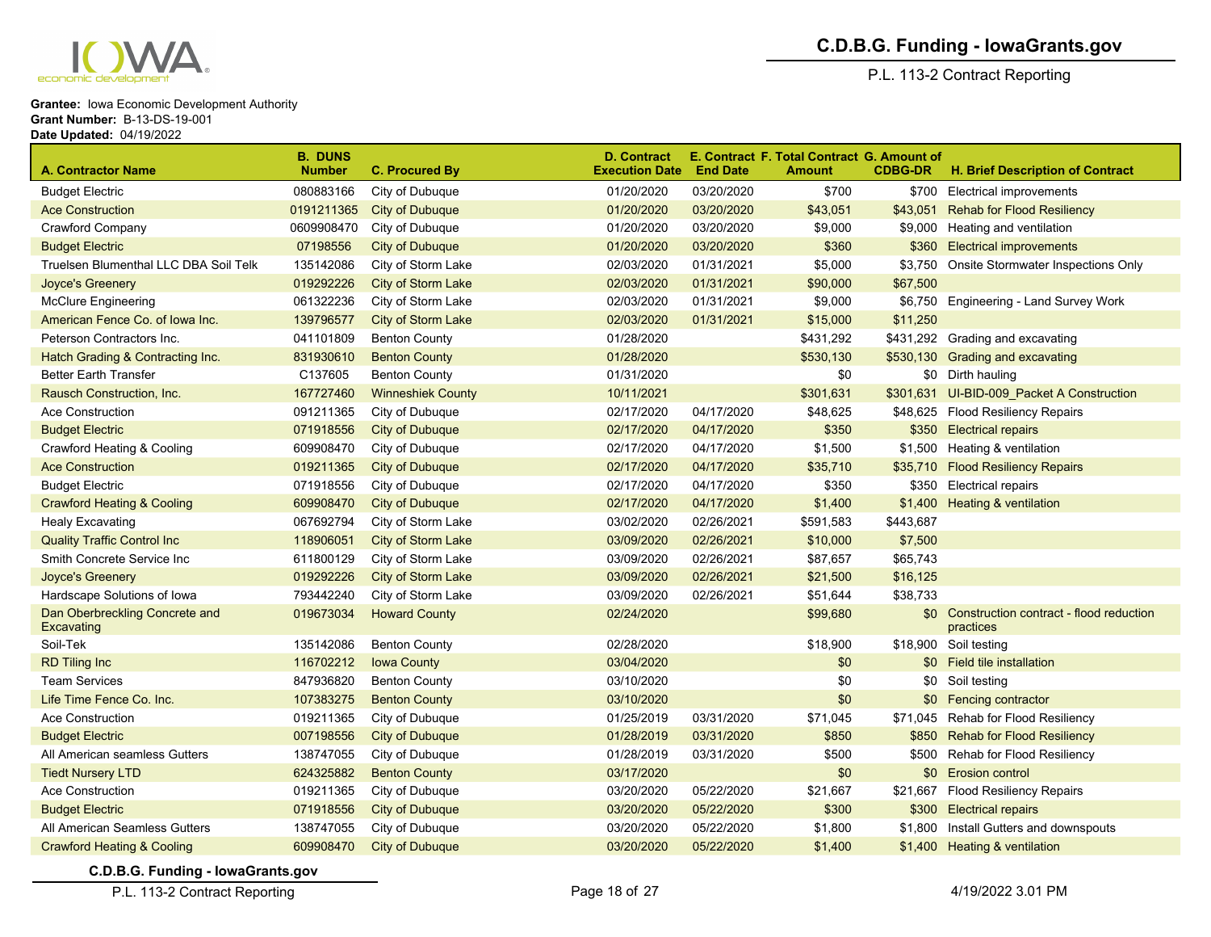**Grantee:** Iowa Economic Development Authority
**Grant Number:** B-13-DS-19-001
**Date Updated:** 04/19/2022

| A. Contractor Name | B. DUNS Number | C. Procured By | D. Contract Execution Date | E. Contract End Date | F. Total Contract Amount | G. Amount of CDBG-DR | H. Brief Description of Contract |
|---|---|---|---|---|---|---|---|
| Budget Electric | 080883166 | City of Dubuque | 01/20/2020 | 03/20/2020 | $700 | $700 | Electrical improvements |
| Ace Construction | 0191211365 | City of Dubuque | 01/20/2020 | 03/20/2020 | $43,051 | $43,051 | Rehab for Flood Resiliency |
| Crawford Company | 0609908470 | City of Dubuque | 01/20/2020 | 03/20/2020 | $9,000 | $9,000 | Heating and ventilation |
| Budget Electric | 07198556 | City of Dubuque | 01/20/2020 | 03/20/2020 | $360 | $360 | Electrical improvements |
| Truelsen Blumenthal LLC DBA Soil Telk | 135142086 | City of Storm Lake | 02/03/2020 | 01/31/2021 | $5,000 | $3,750 | Onsite Stormwater Inspections Only |
| Joyce's Greenery | 019292226 | City of Storm Lake | 02/03/2020 | 01/31/2021 | $90,000 | $67,500 | |
| McClure Engineering | 061322236 | City of Storm Lake | 02/03/2020 | 01/31/2021 | $9,000 | $6,750 | Engineering - Land Survey Work |
| American Fence Co. of Iowa Inc. | 139796577 | City of Storm Lake | 02/03/2020 | 01/31/2021 | $15,000 | $11,250 | |
| Peterson Contractors Inc. | 041101809 | Benton County | 01/28/2020 | | $431,292 | $431,292 | Grading and excavating |
| Hatch Grading & Contracting Inc. | 831930610 | Benton County | 01/28/2020 | | $530,130 | $530,130 | Grading and excavating |
| Better Earth Transfer | C137605 | Benton County | 01/31/2020 | | $0 | $0 | Dirth hauling |
| Rausch Construction, Inc. | 167727460 | Winneshiek County | 10/11/2021 | | $301,631 | $301,631 | UI-BID-009_Packet A Construction |
| Ace Construction | 091211365 | City of Dubuque | 02/17/2020 | 04/17/2020 | $48,625 | $48,625 | Flood Resiliency Repairs |
| Budget Electric | 071918556 | City of Dubuque | 02/17/2020 | 04/17/2020 | $350 | $350 | Electrical repairs |
| Crawford Heating & Cooling | 609908470 | City of Dubuque | 02/17/2020 | 04/17/2020 | $1,500 | $1,500 | Heating & ventilation |
| Ace Construction | 019211365 | City of Dubuque | 02/17/2020 | 04/17/2020 | $35,710 | $35,710 | Flood Resiliency Repairs |
| Budget Electric | 071918556 | City of Dubuque | 02/17/2020 | 04/17/2020 | $350 | $350 | Electrical repairs |
| Crawford Heating & Cooling | 609908470 | City of Dubuque | 02/17/2020 | 04/17/2020 | $1,400 | $1,400 | Heating & ventilation |
| Healy Excavating | 067692794 | City of Storm Lake | 03/02/2020 | 02/26/2021 | $591,583 | $443,687 | |
| Quality Traffic Control Inc | 118906051 | City of Storm Lake | 03/09/2020 | 02/26/2021 | $10,000 | $7,500 | |
| Smith Concrete Service Inc | 611800129 | City of Storm Lake | 03/09/2020 | 02/26/2021 | $87,657 | $65,743 | |
| Joyce's Greenery | 019292226 | City of Storm Lake | 03/09/2020 | 02/26/2021 | $21,500 | $16,125 | |
| Hardscape Solutions of Iowa | 793442240 | City of Storm Lake | 03/09/2020 | 02/26/2021 | $51,644 | $38,733 | |
| Dan Oberbreckling Concrete and Excavating | 019673034 | Howard County | 02/24/2020 | | $99,680 | $0 | Construction contract - flood reduction practices |
| Soil-Tek | 135142086 | Benton County | 02/28/2020 | | $18,900 | $18,900 | Soil testing |
| RD Tiling Inc | 116702212 | Iowa County | 03/04/2020 | | $0 | $0 | Field tile installation |
| Team Services | 847936820 | Benton County | 03/10/2020 | | $0 | $0 | Soil testing |
| Life Time Fence Co. Inc. | 107383275 | Benton County | 03/10/2020 | | $0 | $0 | Fencing contractor |
| Ace Construction | 019211365 | City of Dubuque | 01/25/2019 | 03/31/2020 | $71,045 | $71,045 | Rehab for Flood Resiliency |
| Budget Electric | 007198556 | City of Dubuque | 01/28/2019 | 03/31/2020 | $850 | $850 | Rehab for Flood Resiliency |
| All American seamless Gutters | 138747055 | City of Dubuque | 01/28/2019 | 03/31/2020 | $500 | $500 | Rehab for Flood Resiliency |
| Tiedt Nursery LTD | 624325882 | Benton County | 03/17/2020 | | $0 | $0 | Erosion control |
| Ace Construction | 019211365 | City of Dubuque | 03/20/2020 | 05/22/2020 | $21,667 | $21,667 | Flood Resiliency Repairs |
| Budget Electric | 071918556 | City of Dubuque | 03/20/2020 | 05/22/2020 | $300 | $300 | Electrical repairs |
| All American Seamless Gutters | 138747055 | City of Dubuque | 03/20/2020 | 05/22/2020 | $1,800 | $1,800 | Install Gutters and downspouts |
| Crawford Heating & Cooling | 609908470 | City of Dubuque | 03/20/2020 | 05/22/2020 | $1,400 | $1,400 | Heating & ventilation |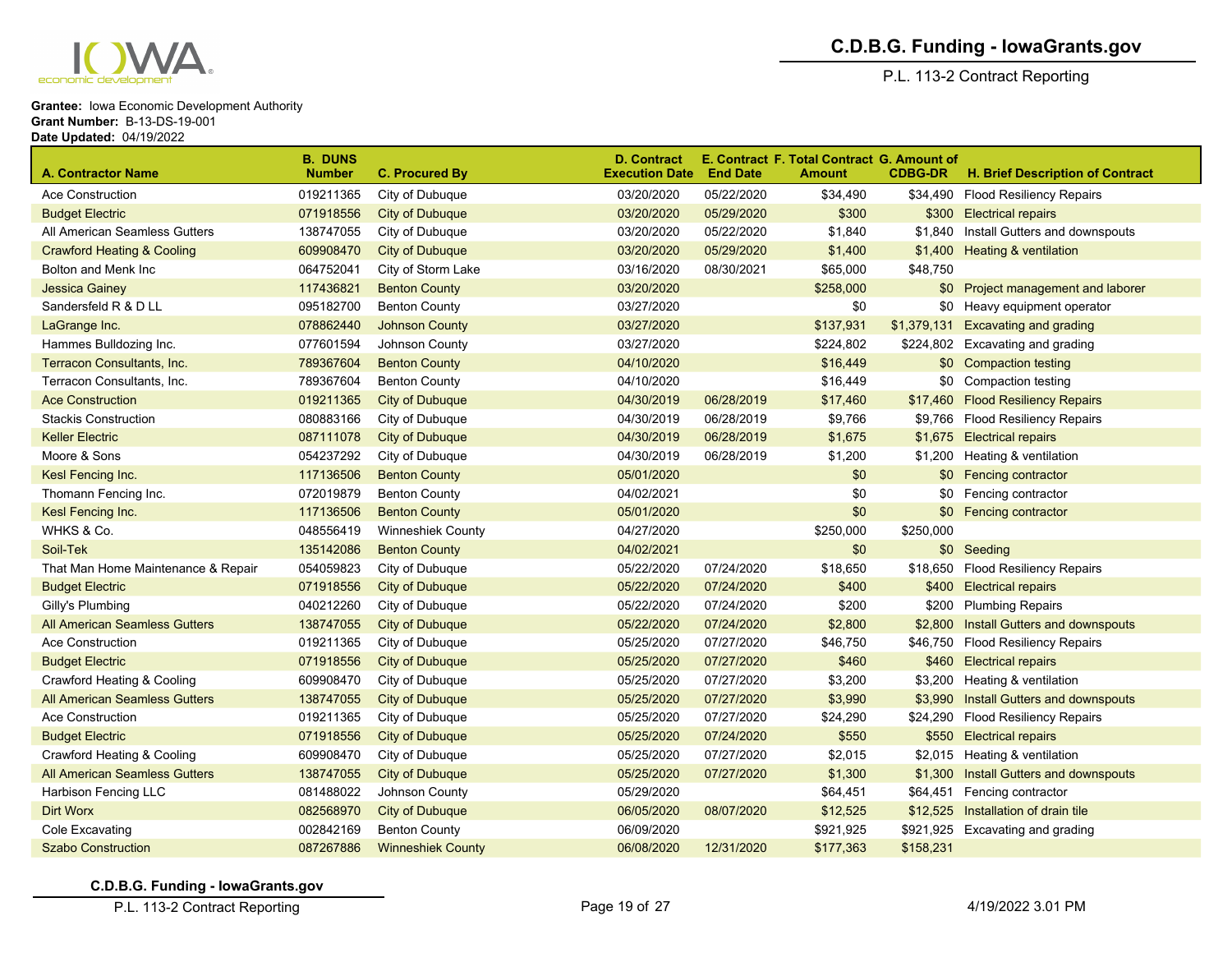**Grantee:** Iowa Economic Development Authority
**Grant Number:** B-13-DS-19-001
**Date Updated:** 04/19/2022

| A. Contractor Name | B. DUNS Number | C. Procured By | D. Contract Execution Date | E. Contract End Date | F. Total Contract Amount | G. Amount of CDBG-DR | H. Brief Description of Contract |
|---|---|---|---|---|---|---|---|
| Ace Construction | 019211365 | City of Dubuque | 03/20/2020 | 05/22/2020 | $34,490 | $34,490 | Flood Resiliency Repairs |
| Budget Electric | 071918556 | City of Dubuque | 03/20/2020 | 05/29/2020 | $300 | $300 | Electrical repairs |
| All American Seamless Gutters | 138747055 | City of Dubuque | 03/20/2020 | 05/22/2020 | $1,840 | $1,840 | Install Gutters and downspouts |
| Crawford Heating & Cooling | 609908470 | City of Dubuque | 03/20/2020 | 05/29/2020 | $1,400 | $1,400 | Heating & ventilation |
| Bolton and Menk Inc | 064752041 | City of Storm Lake | 03/16/2020 | 08/30/2021 | $65,000 | $48,750 | |
| Jessica Gainey | 117436821 | Benton County | 03/20/2020 | | $258,000 | $0 | Project management and laborer |
| Sandersfeld R & D LL | 095182700 | Benton County | 03/27/2020 | | $0 | $0 | Heavy equipment operator |
| LaGrange Inc. | 078862440 | Johnson County | 03/27/2020 | | $137,931 | $1,379,131 | Excavating and grading |
| Hammes Bulldozing Inc. | 077601594 | Johnson County | 03/27/2020 | | $224,802 | $224,802 | Excavating and grading |
| Terracon Consultants, Inc. | 789367604 | Benton County | 04/10/2020 | | $16,449 | $0 | Compaction testing |
| Terracon Consultants, Inc. | 789367604 | Benton County | 04/10/2020 | | $16,449 | $0 | Compaction testing |
| Ace Construction | 019211365 | City of Dubuque | 04/30/2019 | 06/28/2019 | $17,460 | $17,460 | Flood Resiliency Repairs |
| Stackis Construction | 080883166 | City of Dubuque | 04/30/2019 | 06/28/2019 | $9,766 | $9,766 | Flood Resiliency Repairs |
| Keller Electric | 087111078 | City of Dubuque | 04/30/2019 | 06/28/2019 | $1,675 | $1,675 | Electrical repairs |
| Moore & Sons | 054237292 | City of Dubuque | 04/30/2019 | 06/28/2019 | $1,200 | $1,200 | Heating & ventilation |
| Kesl Fencing Inc. | 117136506 | Benton County | 05/01/2020 | | $0 | $0 | Fencing contractor |
| Thomann Fencing Inc. | 072019879 | Benton County | 04/02/2021 | | $0 | $0 | Fencing contractor |
| Kesl Fencing Inc. | 117136506 | Benton County | 05/01/2020 | | $0 | $0 | Fencing contractor |
| WHKS & Co. | 048556419 | Winneshiek County | 04/27/2020 | | $250,000 | $250,000 | |
| Soil-Tek | 135142086 | Benton County | 04/02/2021 | | $0 | $0 | Seeding |
| That Man Home Maintenance & Repair | 054059823 | City of Dubuque | 05/22/2020 | 07/24/2020 | $18,650 | $18,650 | Flood Resiliency Repairs |
| Budget Electric | 071918556 | City of Dubuque | 05/22/2020 | 07/24/2020 | $400 | $400 | Electrical repairs |
| Gilly's Plumbing | 040212260 | City of Dubuque | 05/22/2020 | 07/24/2020 | $200 | $200 | Plumbing Repairs |
| All American Seamless Gutters | 138747055 | City of Dubuque | 05/22/2020 | 07/24/2020 | $2,800 | $2,800 | Install Gutters and downspouts |
| Ace Construction | 019211365 | City of Dubuque | 05/25/2020 | 07/27/2020 | $46,750 | $46,750 | Flood Resiliency Repairs |
| Budget Electric | 071918556 | City of Dubuque | 05/25/2020 | 07/27/2020 | $460 | $460 | Electrical repairs |
| Crawford Heating & Cooling | 609908470 | City of Dubuque | 05/25/2020 | 07/27/2020 | $3,200 | $3,200 | Heating & ventilation |
| All American Seamless Gutters | 138747055 | City of Dubuque | 05/25/2020 | 07/27/2020 | $3,990 | $3,990 | Install Gutters and downspouts |
| Ace Construction | 019211365 | City of Dubuque | 05/25/2020 | 07/27/2020 | $24,290 | $24,290 | Flood Resiliency Repairs |
| Budget Electric | 071918556 | City of Dubuque | 05/25/2020 | 07/24/2020 | $550 | $550 | Electrical repairs |
| Crawford Heating & Cooling | 609908470 | City of Dubuque | 05/25/2020 | 07/27/2020 | $2,015 | $2,015 | Heating & ventilation |
| All American Seamless Gutters | 138747055 | City of Dubuque | 05/25/2020 | 07/27/2020 | $1,300 | $1,300 | Install Gutters and downspouts |
| Harbison Fencing LLC | 081488022 | Johnson County | 05/29/2020 | | $64,451 | $64,451 | Fencing contractor |
| Dirt Worx | 082568970 | City of Dubuque | 06/05/2020 | 08/07/2020 | $12,525 | $12,525 | Installation of drain tile |
| Cole Excavating | 002842169 | Benton County | 06/09/2020 | | $921,925 | $921,925 | Excavating and grading |
| Szabo Construction | 087267886 | Winneshiek County | 06/08/2020 | 12/31/2020 | $177,363 | $158,231 | |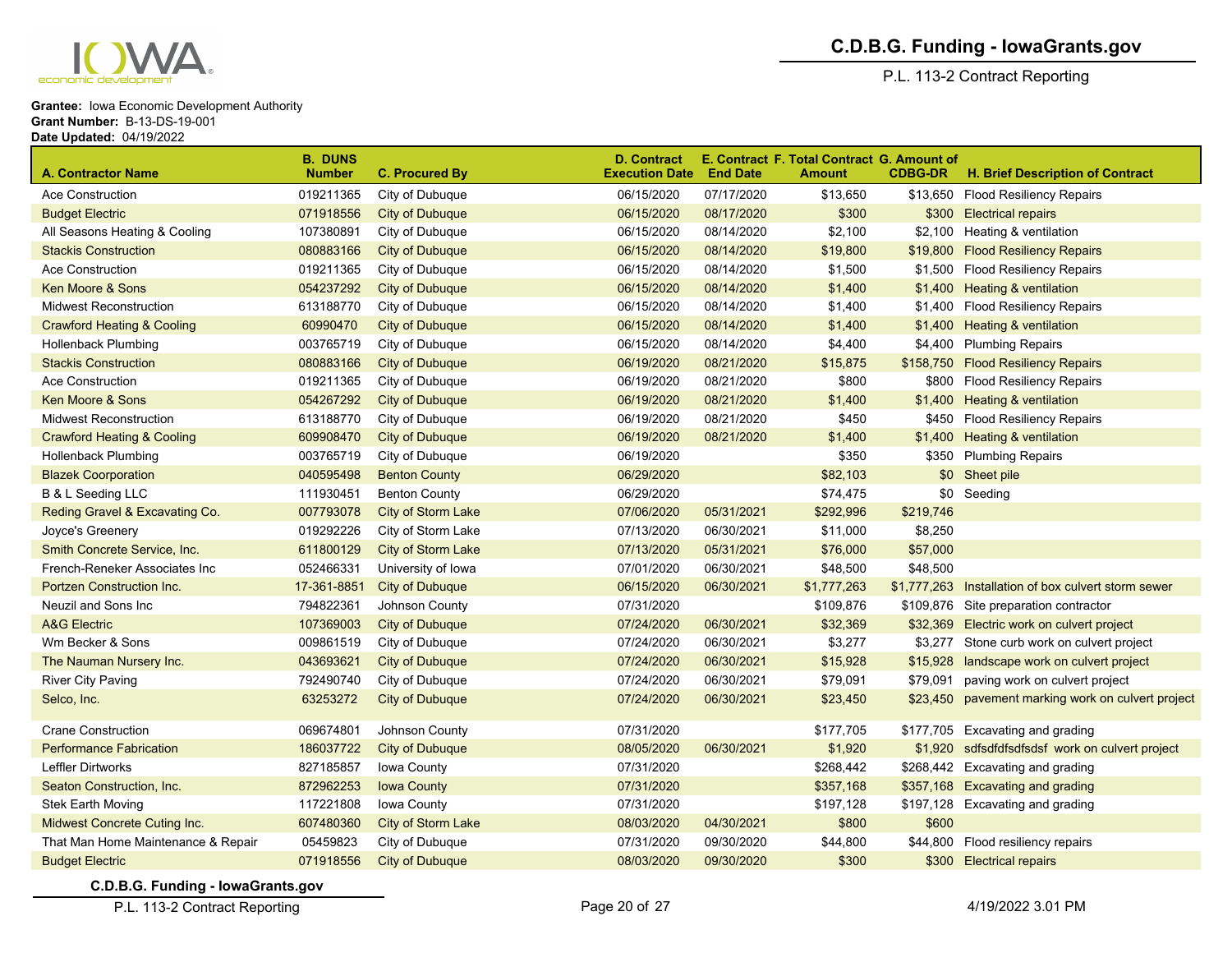**Grantee:** Iowa Economic Development Authority
**Grant Number:** B-13-DS-19-001
**Date Updated:** 04/19/2022

| A. Contractor Name | B. DUNS Number | C. Procured By | D. Contract Execution Date | E. Contract End Date | F. Total Contract Amount | G. Amount of CDBG-DR | H. Brief Description of Contract |
|---|---|---|---|---|---|---|---|
| Ace Construction | 019211365 | City of Dubuque | 06/15/2020 | 07/17/2020 | $13,650 | $13,650 | Flood Resiliency Repairs |
| Budget Electric | 071918556 | City of Dubuque | 06/15/2020 | 08/17/2020 | $300 | $300 | Electrical repairs |
| All Seasons Heating & Cooling | 107380891 | City of Dubuque | 06/15/2020 | 08/14/2020 | $2,100 | $2,100 | Heating & ventilation |
| Stackis Construction | 080883166 | City of Dubuque | 06/15/2020 | 08/14/2020 | $19,800 | $19,800 | Flood Resiliency Repairs |
| Ace Construction | 019211365 | City of Dubuque | 06/15/2020 | 08/14/2020 | $1,500 | $1,500 | Flood Resiliency Repairs |
| Ken Moore & Sons | 054237292 | City of Dubuque | 06/15/2020 | 08/14/2020 | $1,400 | $1,400 | Heating & ventilation |
| Midwest Reconstruction | 613188770 | City of Dubuque | 06/15/2020 | 08/14/2020 | $1,400 | $1,400 | Flood Resiliency Repairs |
| Crawford Heating & Cooling | 60990470 | City of Dubuque | 06/15/2020 | 08/14/2020 | $1,400 | $1,400 | Heating & ventilation |
| Hollenback Plumbing | 003765719 | City of Dubuque | 06/15/2020 | 08/14/2020 | $4,400 | $4,400 | Plumbing Repairs |
| Stackis Construction | 080883166 | City of Dubuque | 06/19/2020 | 08/21/2020 | $15,875 | $158,750 | Flood Resiliency Repairs |
| Ace Construction | 019211365 | City of Dubuque | 06/19/2020 | 08/21/2020 | $800 | $800 | Flood Resiliency Repairs |
| Ken Moore & Sons | 054267292 | City of Dubuque | 06/19/2020 | 08/21/2020 | $1,400 | $1,400 | Heating & ventilation |
| Midwest Reconstruction | 613188770 | City of Dubuque | 06/19/2020 | 08/21/2020 | $450 | $450 | Flood Resiliency Repairs |
| Crawford Heating & Cooling | 609908470 | City of Dubuque | 06/19/2020 | 08/21/2020 | $1,400 | $1,400 | Heating & ventilation |
| Hollenback Plumbing | 003765719 | City of Dubuque | 06/19/2020 | | $350 | $350 | Plumbing Repairs |
| Blazek Coorporation | 040595498 | Benton County | 06/29/2020 | | $82,103 | $0 | Sheet pile |
| B & L Seeding LLC | 111930451 | Benton County | 06/29/2020 | | $74,475 | $0 | Seeding |
| Reding Gravel & Excavating Co. | 007793078 | City of Storm Lake | 07/06/2020 | 05/31/2021 | $292,996 | $219,746 | |
| Joyce's Greenery | 019292226 | City of Storm Lake | 07/13/2020 | 06/30/2021 | $11,000 | $8,250 | |
| Smith Concrete Service, Inc. | 611800129 | City of Storm Lake | 07/13/2020 | 05/31/2021 | $76,000 | $57,000 | |
| French-Reneker Associates Inc | 052466331 | University of Iowa | 07/01/2020 | 06/30/2021 | $48,500 | $48,500 | |
| Portzen Construction Inc. | 17-361-8851 | City of Dubuque | 06/15/2020 | 06/30/2021 | $1,777,263 | $1,777,263 | Installation of box culvert storm sewer |
| Neuzil and Sons Inc | 794822361 | Johnson County | 07/31/2020 | | $109,876 | $109,876 | Site preparation contractor |
| A&G Electric | 107369003 | City of Dubuque | 07/24/2020 | 06/30/2021 | $32,369 | $32,369 | Electric work on culvert project |
| Wm Becker & Sons | 009861519 | City of Dubuque | 07/24/2020 | 06/30/2021 | $3,277 | $3,277 | Stone curb work on culvert project |
| The Nauman Nursery Inc. | 043693621 | City of Dubuque | 07/24/2020 | 06/30/2021 | $15,928 | $15,928 | landscape work on culvert project |
| River City Paving | 792490740 | City of Dubuque | 07/24/2020 | 06/30/2021 | $79,091 | $79,091 | paving work on culvert project |
| Selco, Inc. | 63253272 | City of Dubuque | 07/24/2020 | 06/30/2021 | $23,450 | $23,450 | pavement marking work on culvert project |
| Crane Construction | 069674801 | Johnson County | 07/31/2020 | | $177,705 | $177,705 | Excavating and grading |
| Performance Fabrication | 186037722 | City of Dubuque | 08/05/2020 | 06/30/2021 | $1,920 | $1,920 | sdfsdfdfsdfsdsf work on culvert project |
| Leffler Dirtworks | 827185857 | Iowa County | 07/31/2020 | | $268,442 | $268,442 | Excavating and grading |
| Seaton Construction, Inc. | 872962253 | Iowa County | 07/31/2020 | | $357,168 | $357,168 | Excavating and grading |
| Stek Earth Moving | 117221808 | Iowa County | 07/31/2020 | | $197,128 | $197,128 | Excavating and grading |
| Midwest Concrete Cuting Inc. | 607480360 | City of Storm Lake | 08/03/2020 | 04/30/2021 | $800 | $600 | |
| That Man Home Maintenance & Repair | 05459823 | City of Dubuque | 07/31/2020 | 09/30/2020 | $44,800 | $44,800 | Flood resiliency repairs |
| Budget Electric | 071918556 | City of Dubuque | 08/03/2020 | 09/30/2020 | $300 | $300 | Electrical repairs |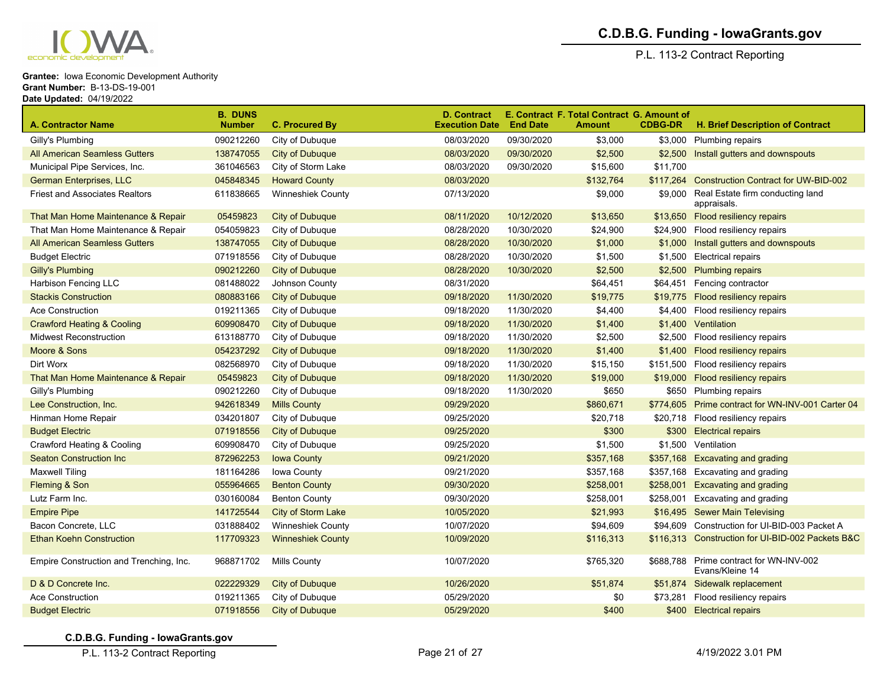**Grantee:** Iowa Economic Development Authority
**Grant Number:** B-13-DS-19-001
**Date Updated:** 04/19/2022

| A. Contractor Name | B. DUNS Number | C. Procured By | D. Contract Execution Date | E. Contract End Date | F. Total Contract Amount | G. Amount of CDBG-DR | H. Brief Description of Contract |
|---|---|---|---|---|---|---|---|
| Gilly's Plumbing | 090212260 | City of Dubuque | 08/03/2020 | 09/30/2020 | $3,000 | $3,000 | Plumbing repairs |
| All American Seamless Gutters | 138747055 | City of Dubuque | 08/03/2020 | 09/30/2020 | $2,500 | $2,500 | Install gutters and downspouts |
| Municipal Pipe Services, Inc. | 361046563 | City of Storm Lake | 08/03/2020 | 09/30/2020 | $15,600 | $11,700 | |
| German Enterprises, LLC | 045848345 | Howard County | 08/03/2020 | | $132,764 | $117,264 | Construction Contract for UW-BID-002 |
| Friest and Associates Realtors | 611838665 | Winneshiek County | 07/13/2020 | | $9,000 | $9,000 | Real Estate firm conducting land appraisals. |
| That Man Home Maintenance & Repair | 05459823 | City of Dubuque | 08/11/2020 | 10/12/2020 | $13,650 | $13,650 | Flood resiliency repairs |
| That Man Home Maintenance & Repair | 054059823 | City of Dubuque | 08/28/2020 | 10/30/2020 | $24,900 | $24,900 | Flood resiliency repairs |
| All American Seamless Gutters | 138747055 | City of Dubuque | 08/28/2020 | 10/30/2020 | $1,000 | $1,000 | Install gutters and downspouts |
| Budget Electric | 071918556 | City of Dubuque | 08/28/2020 | 10/30/2020 | $1,500 | $1,500 | Electrical repairs |
| Gilly's Plumbing | 090212260 | City of Dubuque | 08/28/2020 | 10/30/2020 | $2,500 | $2,500 | Plumbing repairs |
| Harbison Fencing LLC | 081488022 | Johnson County | 08/31/2020 | | $64,451 | $64,451 | Fencing contractor |
| Stackis Construction | 080883166 | City of Dubuque | 09/18/2020 | 11/30/2020 | $19,775 | $19,775 | Flood resiliency repairs |
| Ace Construction | 019211365 | City of Dubuque | 09/18/2020 | 11/30/2020 | $4,400 | $4,400 | Flood resiliency repairs |
| Crawford Heating & Cooling | 609908470 | City of Dubuque | 09/18/2020 | 11/30/2020 | $1,400 | $1,400 | Ventilation |
| Midwest Reconstruction | 613188770 | City of Dubuque | 09/18/2020 | 11/30/2020 | $2,500 | $2,500 | Flood resiliency repairs |
| Moore & Sons | 054237292 | City of Dubuque | 09/18/2020 | 11/30/2020 | $1,400 | $1,400 | Flood resiliency repairs |
| Dirt Worx | 082568970 | City of Dubuque | 09/18/2020 | 11/30/2020 | $15,150 | $151,500 | Flood resiliency repairs |
| That Man Home Maintenance & Repair | 05459823 | City of Dubuque | 09/18/2020 | 11/30/2020 | $19,000 | $19,000 | Flood resiliency repairs |
| Gilly's Plumbing | 090212260 | City of Dubuque | 09/18/2020 | 11/30/2020 | $650 | $650 | Plumbing repairs |
| Lee Construction, Inc. | 942618349 | Mills County | 09/29/2020 | | $860,671 | $774,605 | Prime contract for WN-INV-001 Carter 04 |
| Hinman Home Repair | 034201807 | City of Dubuque | 09/25/2020 | | $20,718 | $20,718 | Flood resiliency repairs |
| Budget Electric | 071918556 | City of Dubuque | 09/25/2020 | | $300 | $300 | Electrical repairs |
| Crawford Heating & Cooling | 609908470 | City of Dubuque | 09/25/2020 | | $1,500 | $1,500 | Ventilation |
| Seaton Construction Inc | 872962253 | Iowa County | 09/21/2020 | | $357,168 | $357,168 | Excavating and grading |
| Maxwell Tiling | 181164286 | Iowa County | 09/21/2020 | | $357,168 | $357,168 | Excavating and grading |
| Fleming & Son | 055964665 | Benton County | 09/30/2020 | | $258,001 | $258,001 | Excavating and grading |
| Lutz Farm Inc. | 030160084 | Benton County | 09/30/2020 | | $258,001 | $258,001 | Excavating and grading |
| Empire Pipe | 141725544 | City of Storm Lake | 10/05/2020 | | $21,993 | $16,495 | Sewer Main Televising |
| Bacon Concrete, LLC | 031888402 | Winneshiek County | 10/07/2020 | | $94,609 | $94,609 | Construction for UI-BID-003 Packet A |
| Ethan Koehn Construction | 117709323 | Winneshiek County | 10/09/2020 | | $116,313 | $116,313 | Construction for UI-BID-002 Packets B&C |
| Empire Construction and Trenching, Inc. | 968871702 | Mills County | 10/07/2020 | | $765,320 | $688,788 | Prime contract for WN-INV-002 Evans/Kleine 14 |
| D & D Concrete Inc. | 022229329 | City of Dubuque | 10/26/2020 | | $51,874 | $51,874 | Sidewalk replacement |
| Ace Construction | 019211365 | City of Dubuque | 05/29/2020 | | $0 | $73,281 | Flood resiliency repairs |
| Budget Electric | 071918556 | City of Dubuque | 05/29/2020 | | $400 | $400 | Electrical repairs |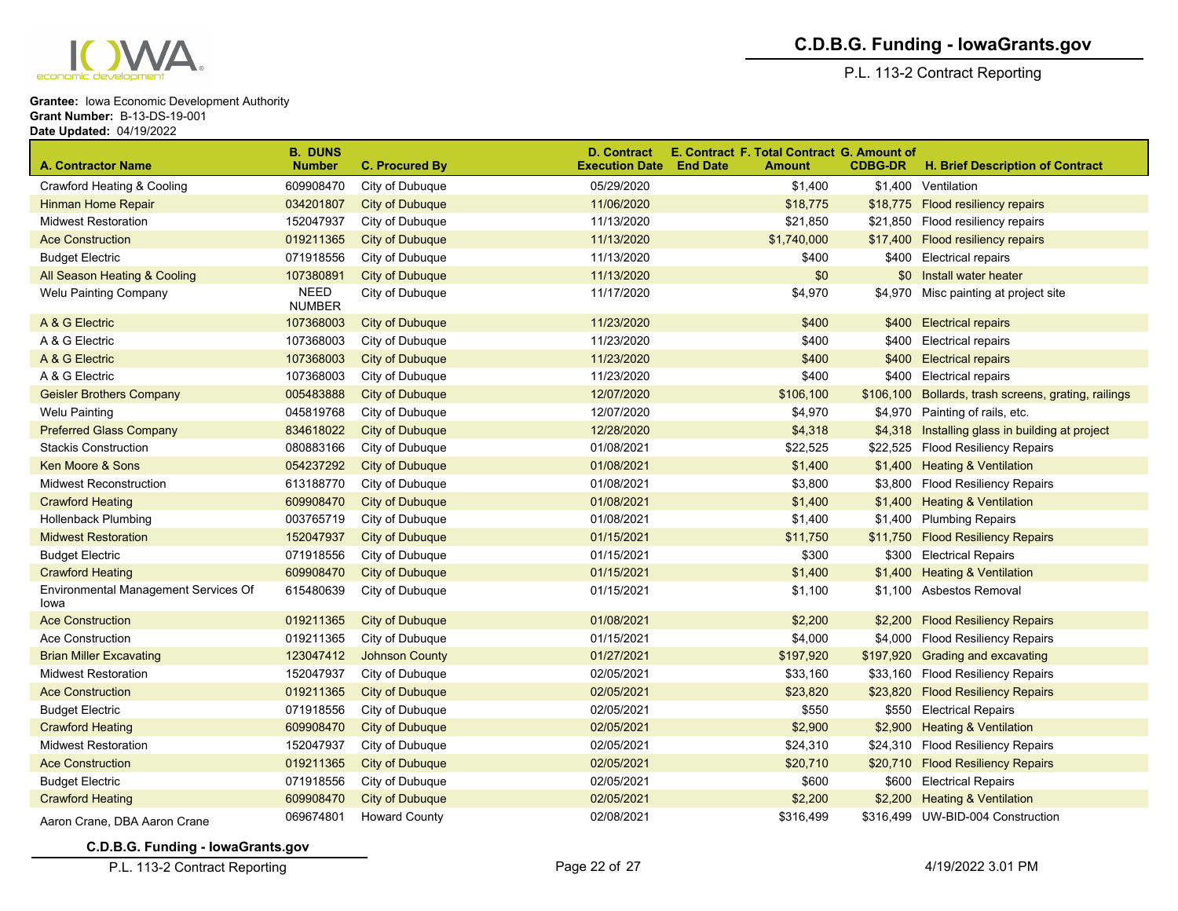**Grantee:** Iowa Economic Development Authority
**Grant Number:** B-13-DS-19-001
**Date Updated:** 04/19/2022

| A. Contractor Name | B. DUNS Number | C. Procured By | D. Contract Execution Date | E. Contract End Date | F. Total Contract Amount | G. Amount of CDBG-DR | H. Brief Description of Contract |
|---|---|---|---|---|---|---|---|
| Crawford Heating & Cooling | 609908470 | City of Dubuque | 05/29/2020 | | $1,400 | $1,400 | Ventilation |
| Hinman Home Repair | 034201807 | City of Dubuque | 11/06/2020 | | $18,775 | $18,775 | Flood resiliency repairs |
| Midwest Restoration | 152047937 | City of Dubuque | 11/13/2020 | | $21,850 | $21,850 | Flood resiliency repairs |
| Ace Construction | 019211365 | City of Dubuque | 11/13/2020 | | $1,740,000 | $17,400 | Flood resiliency repairs |
| Budget Electric | 071918556 | City of Dubuque | 11/13/2020 | | $400 | $400 | Electrical repairs |
| All Season Heating & Cooling | 107380891 | City of Dubuque | 11/13/2020 | | $0 | $0 | Install water heater |
| Welu Painting Company | NEED NUMBER | City of Dubuque | 11/17/2020 | | $4,970 | $4,970 | Misc painting at project site |
| A & G Electric | 107368003 | City of Dubuque | 11/23/2020 | | $400 | $400 | Electrical repairs |
| A & G Electric | 107368003 | City of Dubuque | 11/23/2020 | | $400 | $400 | Electrical repairs |
| A & G Electric | 107368003 | City of Dubuque | 11/23/2020 | | $400 | $400 | Electrical repairs |
| A & G Electric | 107368003 | City of Dubuque | 11/23/2020 | | $400 | $400 | Electrical repairs |
| Geisler Brothers Company | 005483888 | City of Dubuque | 12/07/2020 | | $106,100 | $106,100 | Bollards, trash screens, grating, railings |
| Welu Painting | 045819768 | City of Dubuque | 12/07/2020 | | $4,970 | $4,970 | Painting of rails, etc. |
| Preferred Glass Company | 834618022 | City of Dubuque | 12/28/2020 | | $4,318 | $4,318 | Installing glass in building at project |
| Stackis Construction | 080883166 | City of Dubuque | 01/08/2021 | | $22,525 | $22,525 | Flood Resiliency Repairs |
| Ken Moore & Sons | 054237292 | City of Dubuque | 01/08/2021 | | $1,400 | $1,400 | Heating & Ventilation |
| Midwest Reconstruction | 613188770 | City of Dubuque | 01/08/2021 | | $3,800 | $3,800 | Flood Resiliency Repairs |
| Crawford Heating | 609908470 | City of Dubuque | 01/08/2021 | | $1,400 | $1,400 | Heating & Ventilation |
| Hollenback Plumbing | 003765719 | City of Dubuque | 01/08/2021 | | $1,400 | $1,400 | Plumbing Repairs |
| Midwest Restoration | 152047937 | City of Dubuque | 01/15/2021 | | $11,750 | $11,750 | Flood Resiliency Repairs |
| Budget Electric | 071918556 | City of Dubuque | 01/15/2021 | | $300 | $300 | Electrical Repairs |
| Crawford Heating | 609908470 | City of Dubuque | 01/15/2021 | | $1,400 | $1,400 | Heating & Ventilation |
| Environmental Management Services Of Iowa | 615480639 | City of Dubuque | 01/15/2021 | | $1,100 | $1,100 | Asbestos Removal |
| Ace Construction | 019211365 | City of Dubuque | 01/08/2021 | | $2,200 | $2,200 | Flood Resiliency Repairs |
| Ace Construction | 019211365 | City of Dubuque | 01/15/2021 | | $4,000 | $4,000 | Flood Resiliency Repairs |
| Brian Miller Excavating | 123047412 | Johnson County | 01/27/2021 | | $197,920 | $197,920 | Grading and excavating |
| Midwest Restoration | 152047937 | City of Dubuque | 02/05/2021 | | $33,160 | $33,160 | Flood Resiliency Repairs |
| Ace Construction | 019211365 | City of Dubuque | 02/05/2021 | | $23,820 | $23,820 | Flood Resiliency Repairs |
| Budget Electric | 071918556 | City of Dubuque | 02/05/2021 | | $550 | $550 | Electrical Repairs |
| Crawford Heating | 609908470 | City of Dubuque | 02/05/2021 | | $2,900 | $2,900 | Heating & Ventilation |
| Midwest Restoration | 152047937 | City of Dubuque | 02/05/2021 | | $24,310 | $24,310 | Flood Resiliency Repairs |
| Ace Construction | 019211365 | City of Dubuque | 02/05/2021 | | $20,710 | $20,710 | Flood Resiliency Repairs |
| Budget Electric | 071918556 | City of Dubuque | 02/05/2021 | | $600 | $600 | Electrical Repairs |
| Crawford Heating | 609908470 | City of Dubuque | 02/05/2021 | | $2,200 | $2,200 | Heating & Ventilation |
| Aaron Crane, DBA Aaron Crane | 069674801 | Howard County | 02/08/2021 | | $316,499 | $316,499 | UW-BID-004 Construction |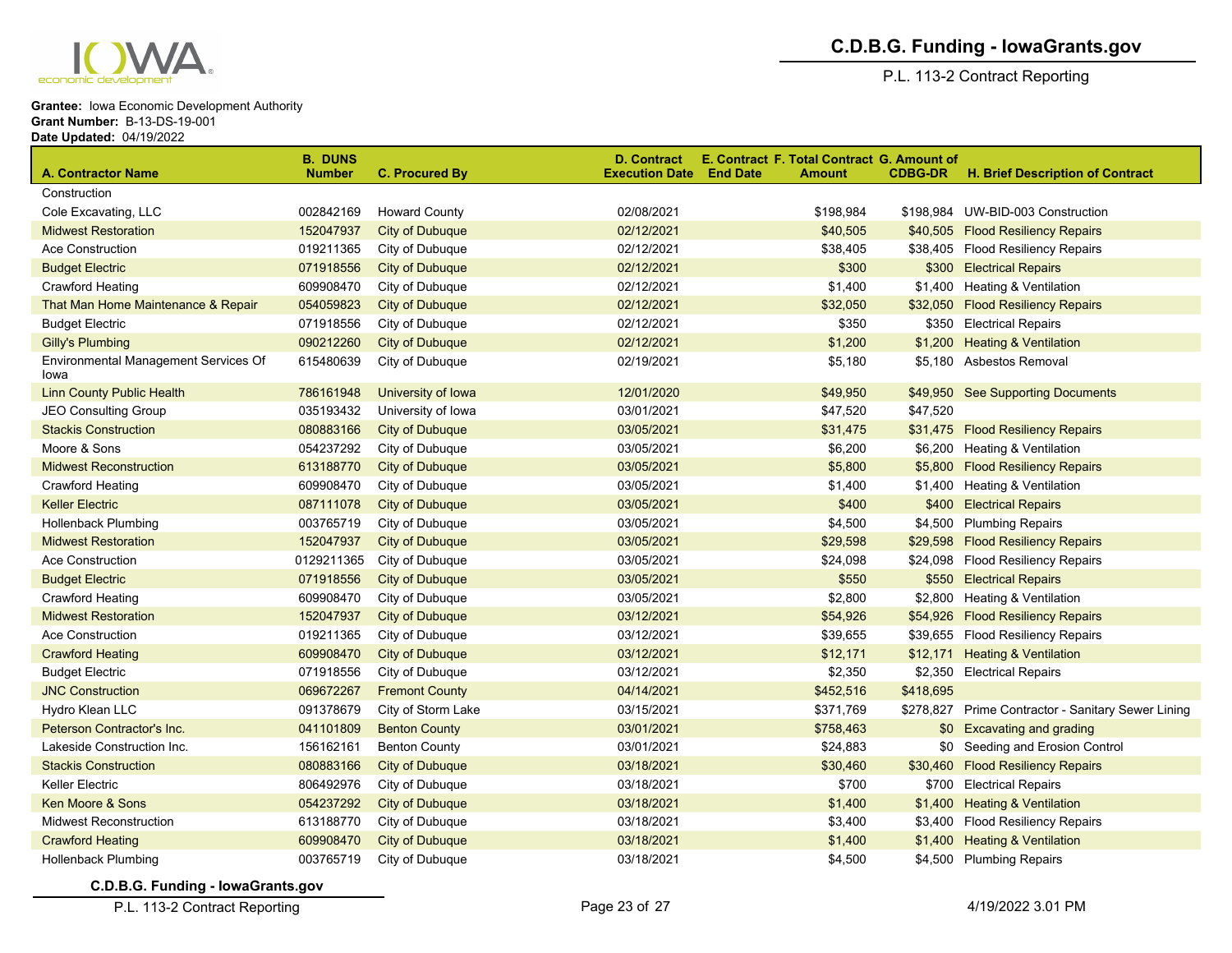**Grantee:** Iowa Economic Development Authority
**Grant Number:** B-13-DS-19-001
**Date Updated:** 04/19/2022

| A. Contractor Name | B. DUNS Number | C. Procured By | D. Contract Execution Date | E. Contract End Date | F. Total Contract Amount | G. Amount of CDBG-DR | H. Brief Description of Contract |
|---|---|---|---|---|---|---|---|
| Construction | | | | | | | |
| Cole Excavating, LLC | 002842169 | Howard County | 02/08/2021 | | $198,984 | $198,984 | UW-BID-003 Construction |
| Midwest Restoration | 152047937 | City of Dubuque | 02/12/2021 | | $40,505 | $40,505 | Flood Resiliency Repairs |
| Ace Construction | 019211365 | City of Dubuque | 02/12/2021 | | $38,405 | $38,405 | Flood Resiliency Repairs |
| Budget Electric | 071918556 | City of Dubuque | 02/12/2021 | | $300 | $300 | Electrical Repairs |
| Crawford Heating | 609908470 | City of Dubuque | 02/12/2021 | | $1,400 | $1,400 | Heating & Ventilation |
| That Man Home Maintenance & Repair | 054059823 | City of Dubuque | 02/12/2021 | | $32,050 | $32,050 | Flood Resiliency Repairs |
| Budget Electric | 071918556 | City of Dubuque | 02/12/2021 | | $350 | $350 | Electrical Repairs |
| Gilly's Plumbing | 090212260 | City of Dubuque | 02/12/2021 | | $1,200 | $1,200 | Heating & Ventilation |
| Environmental Management Services Of Iowa | 615480639 | City of Dubuque | 02/19/2021 | | $5,180 | $5,180 | Asbestos Removal |
| Linn County Public Health | 786161948 | University of Iowa | 12/01/2020 | | $49,950 | $49,950 | See Supporting Documents |
| JEO Consulting Group | 035193432 | University of Iowa | 03/01/2021 | | $47,520 | $47,520 | |
| Stackis Construction | 080883166 | City of Dubuque | 03/05/2021 | | $31,475 | $31,475 | Flood Resiliency Repairs |
| Moore & Sons | 054237292 | City of Dubuque | 03/05/2021 | | $6,200 | $6,200 | Heating & Ventilation |
| Midwest Reconstruction | 613188770 | City of Dubuque | 03/05/2021 | | $5,800 | $5,800 | Flood Resiliency Repairs |
| Crawford Heating | 609908470 | City of Dubuque | 03/05/2021 | | $1,400 | $1,400 | Heating & Ventilation |
| Keller Electric | 087111078 | City of Dubuque | 03/05/2021 | | $400 | $400 | Electrical Repairs |
| Hollenback Plumbing | 003765719 | City of Dubuque | 03/05/2021 | | $4,500 | $4,500 | Plumbing Repairs |
| Midwest Restoration | 152047937 | City of Dubuque | 03/05/2021 | | $29,598 | $29,598 | Flood Resiliency Repairs |
| Ace Construction | 0129211365 | City of Dubuque | 03/05/2021 | | $24,098 | $24,098 | Flood Resiliency Repairs |
| Budget Electric | 071918556 | City of Dubuque | 03/05/2021 | | $550 | $550 | Electrical Repairs |
| Crawford Heating | 609908470 | City of Dubuque | 03/05/2021 | | $2,800 | $2,800 | Heating & Ventilation |
| Midwest Restoration | 152047937 | City of Dubuque | 03/12/2021 | | $54,926 | $54,926 | Flood Resiliency Repairs |
| Ace Construction | 019211365 | City of Dubuque | 03/12/2021 | | $39,655 | $39,655 | Flood Resiliency Repairs |
| Crawford Heating | 609908470 | City of Dubuque | 03/12/2021 | | $12,171 | $12,171 | Heating & Ventilation |
| Budget Electric | 071918556 | City of Dubuque | 03/12/2021 | | $2,350 | $2,350 | Electrical Repairs |
| JNC Construction | 069672267 | Fremont County | 04/14/2021 | | $452,516 | $418,695 | |
| Hydro Klean LLC | 091378679 | City of Storm Lake | 03/15/2021 | | $371,769 | $278,827 | Prime Contractor - Sanitary Sewer Lining |
| Peterson Contractor's Inc. | 041101809 | Benton County | 03/01/2021 | | $758,463 | $0 | Excavating and grading |
| Lakeside Construction Inc. | 156162161 | Benton County | 03/01/2021 | | $24,883 | $0 | Seeding and Erosion Control |
| Stackis Construction | 080883166 | City of Dubuque | 03/18/2021 | | $30,460 | $30,460 | Flood Resiliency Repairs |
| Keller Electric | 806492976 | City of Dubuque | 03/18/2021 | | $700 | $700 | Electrical Repairs |
| Ken Moore & Sons | 054237292 | City of Dubuque | 03/18/2021 | | $1,400 | $1,400 | Heating & Ventilation |
| Midwest Reconstruction | 613188770 | City of Dubuque | 03/18/2021 | | $3,400 | $3,400 | Flood Resiliency Repairs |
| Crawford Heating | 609908470 | City of Dubuque | 03/18/2021 | | $1,400 | $1,400 | Heating & Ventilation |
| Hollenback Plumbing | 003765719 | City of Dubuque | 03/18/2021 | | $4,500 | $4,500 | Plumbing Repairs |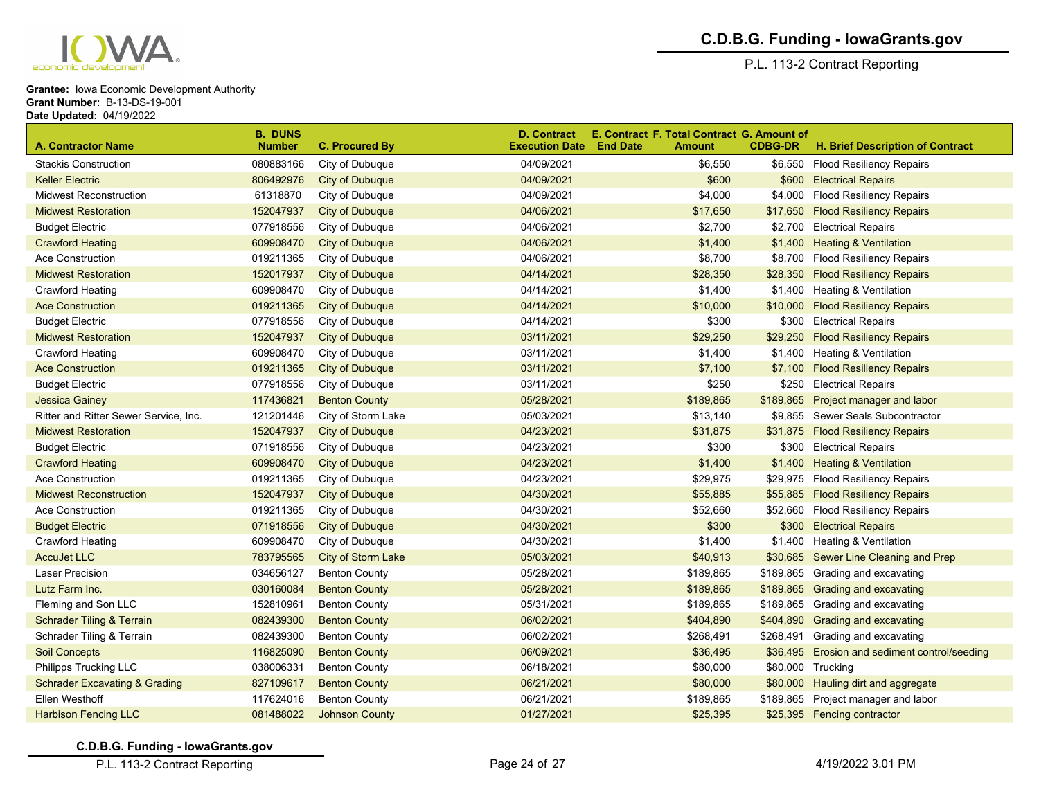**C.D.B.G. Funding - IowaGrants.gov**

P.L. 113-2 Contract Reporting

**Grantee:** Iowa Economic Development Authority
**Grant Number:** B-13-DS-19-001
**Date Updated:** 04/19/2022

| A. Contractor Name | B. DUNS Number | C. Procured By | D. Contract Execution Date | E. Contract End Date | F. Total Contract Amount | G. Amount of CDBG-DR | H. Brief Description of Contract |
|---|---|---|---|---|---|---|---|
| Stackis Construction | 080883166 | City of Dubuque | 04/09/2021 | | $6,550 | $6,550 | Flood Resiliency Repairs |
| Keller Electric | 806492976 | City of Dubuque | 04/09/2021 | | $600 | $600 | Electrical Repairs |
| Midwest Reconstruction | 61318870 | City of Dubuque | 04/09/2021 | | $4,000 | $4,000 | Flood Resiliency Repairs |
| Midwest Restoration | 152047937 | City of Dubuque | 04/06/2021 | | $17,650 | $17,650 | Flood Resiliency Repairs |
| Budget Electric | 077918556 | City of Dubuque | 04/06/2021 | | $2,700 | $2,700 | Electrical Repairs |
| Crawford Heating | 609908470 | City of Dubuque | 04/06/2021 | | $1,400 | $1,400 | Heating & Ventilation |
| Ace Construction | 019211365 | City of Dubuque | 04/06/2021 | | $8,700 | $8,700 | Flood Resiliency Repairs |
| Midwest Restoration | 152017937 | City of Dubuque | 04/14/2021 | | $28,350 | $28,350 | Flood Resiliency Repairs |
| Crawford Heating | 609908470 | City of Dubuque | 04/14/2021 | | $1,400 | $1,400 | Heating & Ventilation |
| Ace Construction | 019211365 | City of Dubuque | 04/14/2021 | | $10,000 | $10,000 | Flood Resiliency Repairs |
| Budget Electric | 077918556 | City of Dubuque | 04/14/2021 | | $300 | $300 | Electrical Repairs |
| Midwest Restoration | 152047937 | City of Dubuque | 03/11/2021 | | $29,250 | $29,250 | Flood Resiliency Repairs |
| Crawford Heating | 609908470 | City of Dubuque | 03/11/2021 | | $1,400 | $1,400 | Heating & Ventilation |
| Ace Construction | 019211365 | City of Dubuque | 03/11/2021 | | $7,100 | $7,100 | Flood Resiliency Repairs |
| Budget Electric | 077918556 | City of Dubuque | 03/11/2021 | | $250 | $250 | Electrical Repairs |
| Jessica Gainey | 117436821 | Benton County | 05/28/2021 | | $189,865 | $189,865 | Project manager and labor |
| Ritter and Ritter Sewer Service, Inc. | 121201446 | City of Storm Lake | 05/03/2021 | | $13,140 | $9,855 | Sewer Seals Subcontractor |
| Midwest Restoration | 152047937 | City of Dubuque | 04/23/2021 | | $31,875 | $31,875 | Flood Resiliency Repairs |
| Budget Electric | 071918556 | City of Dubuque | 04/23/2021 | | $300 | $300 | Electrical Repairs |
| Crawford Heating | 609908470 | City of Dubuque | 04/23/2021 | | $1,400 | $1,400 | Heating & Ventilation |
| Ace Construction | 019211365 | City of Dubuque | 04/23/2021 | | $29,975 | $29,975 | Flood Resiliency Repairs |
| Midwest Reconstruction | 152047937 | City of Dubuque | 04/30/2021 | | $55,885 | $55,885 | Flood Resiliency Repairs |
| Ace Construction | 019211365 | City of Dubuque | 04/30/2021 | | $52,660 | $52,660 | Flood Resiliency Repairs |
| Budget Electric | 071918556 | City of Dubuque | 04/30/2021 | | $300 | $300 | Electrical Repairs |
| Crawford Heating | 609908470 | City of Dubuque | 04/30/2021 | | $1,400 | $1,400 | Heating & Ventilation |
| AccuJet LLC | 783795565 | City of Storm Lake | 05/03/2021 | | $40,913 | $30,685 | Sewer Line Cleaning and Prep |
| Laser Precision | 034656127 | Benton County | 05/28/2021 | | $189,865 | $189,865 | Grading and excavating |
| Lutz Farm Inc. | 030160084 | Benton County | 05/28/2021 | | $189,865 | $189,865 | Grading and excavating |
| Fleming and Son LLC | 152810961 | Benton County | 05/31/2021 | | $189,865 | $189,865 | Grading and excavating |
| Schrader Tiling & Terrain | 082439300 | Benton County | 06/02/2021 | | $404,890 | $404,890 | Grading and excavating |
| Schrader Tiling & Terrain | 082439300 | Benton County | 06/02/2021 | | $268,491 | $268,491 | Grading and excavating |
| Soil Concepts | 116825090 | Benton County | 06/09/2021 | | $36,495 | $36,495 | Erosion and sediment control/seeding |
| Philipps Trucking LLC | 038006331 | Benton County | 06/18/2021 | | $80,000 | $80,000 | Trucking |
| Schrader Excavating & Grading | 827109617 | Benton County | 06/21/2021 | | $80,000 | $80,000 | Hauling dirt and aggregate |
| Ellen Westhoff | 117624016 | Benton County | 06/21/2021 | | $189,865 | $189,865 | Project manager and labor |
| Harbison Fencing LLC | 081488022 | Johnson County | 01/27/2021 | | $25,395 | $25,395 | Fencing contractor |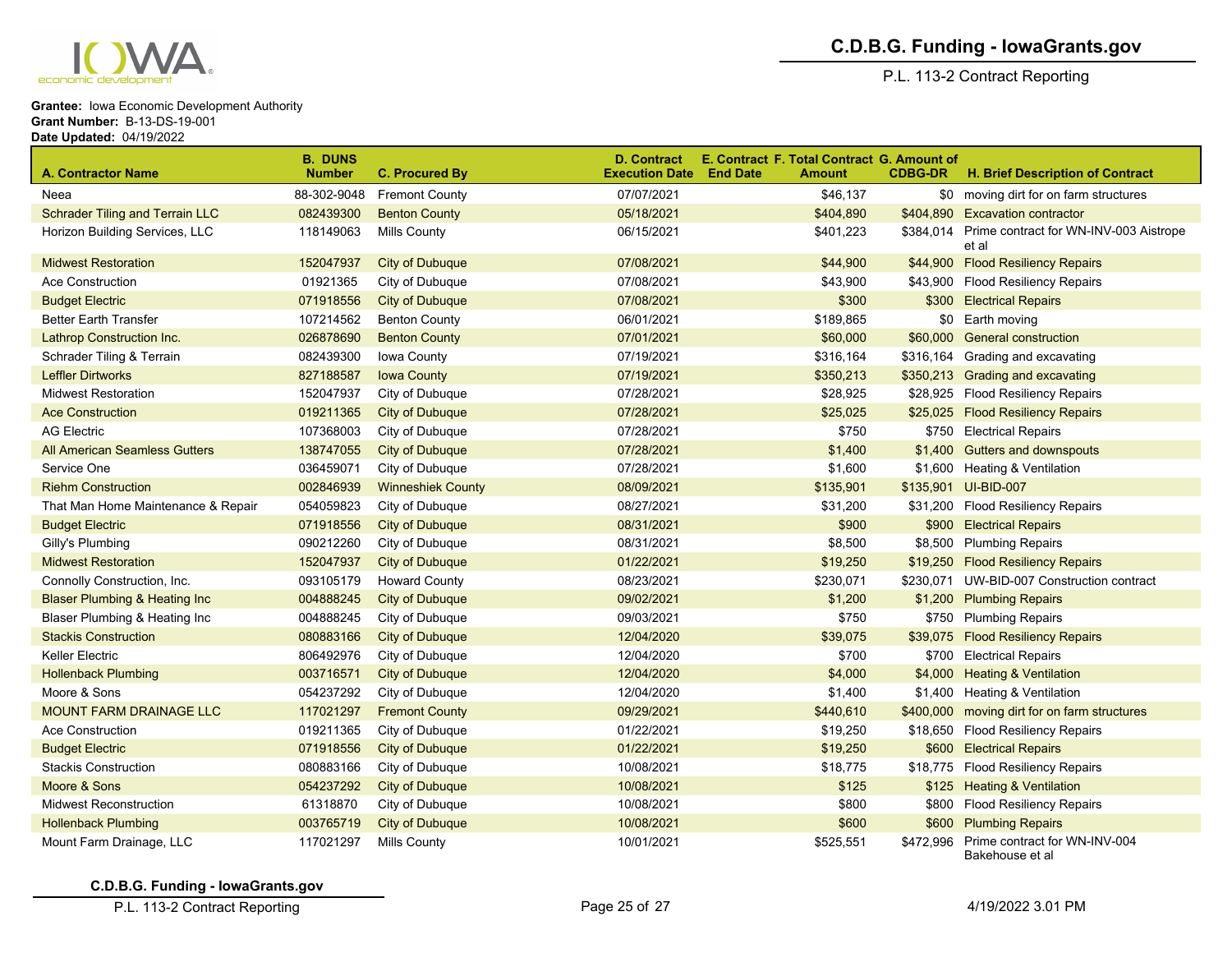**Grantee:** Iowa Economic Development Authority
**Grant Number:** B-13-DS-19-001
**Date Updated:** 04/19/2022

| A. Contractor Name | B. DUNS Number | C. Procured By | D. Contract Execution Date | E. Contract End Date | F. Total Contract Amount | G. Amount of CDBG-DR | H. Brief Description of Contract |
|---|---|---|---|---|---|---|---|
| Neea | 88-302-9048 | Fremont County | 07/07/2021 | | $46,137 | $0 | moving dirt for on farm structures |
| Schrader Tiling and Terrain LLC | 082439300 | Benton County | 05/18/2021 | | $404,890 | $404,890 | Excavation contractor |
| Horizon Building Services, LLC | 118149063 | Mills County | 06/15/2021 | | $401,223 | $384,014 | Prime contract for WN-INV-003 Aistrope et al |
| Midwest Restoration | 152047937 | City of Dubuque | 07/08/2021 | | $44,900 | $44,900 | Flood Resiliency Repairs |
| Ace Construction | 01921365 | City of Dubuque | 07/08/2021 | | $43,900 | $43,900 | Flood Resiliency Repairs |
| Budget Electric | 071918556 | City of Dubuque | 07/08/2021 | | $300 | $300 | Electrical Repairs |
| Better Earth Transfer | 107214562 | Benton County | 06/01/2021 | | $189,865 | $0 | Earth moving |
| Lathrop Construction Inc. | 026878690 | Benton County | 07/01/2021 | | $60,000 | $60,000 | General construction |
| Schrader Tiling & Terrain | 082439300 | Iowa County | 07/19/2021 | | $316,164 | $316,164 | Grading and excavating |
| Leffler Dirtworks | 827188587 | Iowa County | 07/19/2021 | | $350,213 | $350,213 | Grading and excavating |
| Midwest Restoration | 152047937 | City of Dubuque | 07/28/2021 | | $28,925 | $28,925 | Flood Resiliency Repairs |
| Ace Construction | 019211365 | City of Dubuque | 07/28/2021 | | $25,025 | $25,025 | Flood Resiliency Repairs |
| AG Electric | 107368003 | City of Dubuque | 07/28/2021 | | $750 | $750 | Electrical Repairs |
| All American Seamless Gutters | 138747055 | City of Dubuque | 07/28/2021 | | $1,400 | $1,400 | Gutters and downspouts |
| Service One | 036459071 | City of Dubuque | 07/28/2021 | | $1,600 | $1,600 | Heating & Ventilation |
| Riehm Construction | 002846939 | Winneshiek County | 08/09/2021 | | $135,901 | $135,901 | UI-BID-007 |
| That Man Home Maintenance & Repair | 054059823 | City of Dubuque | 08/27/2021 | | $31,200 | $31,200 | Flood Resiliency Repairs |
| Budget Electric | 071918556 | City of Dubuque | 08/31/2021 | | $900 | $900 | Electrical Repairs |
| Gilly's Plumbing | 090212260 | City of Dubuque | 08/31/2021 | | $8,500 | $8,500 | Plumbing Repairs |
| Midwest Restoration | 152047937 | City of Dubuque | 01/22/2021 | | $19,250 | $19,250 | Flood Resiliency Repairs |
| Connolly Construction, Inc. | 093105179 | Howard County | 08/23/2021 | | $230,071 | $230,071 | UW-BID-007 Construction contract |
| Blaser Plumbing & Heating Inc | 004888245 | City of Dubuque | 09/02/2021 | | $1,200 | $1,200 | Plumbing Repairs |
| Blaser Plumbing & Heating Inc | 004888245 | City of Dubuque | 09/03/2021 | | $750 | $750 | Plumbing Repairs |
| Stackis Construction | 080883166 | City of Dubuque | 12/04/2020 | | $39,075 | $39,075 | Flood Resiliency Repairs |
| Keller Electric | 806492976 | City of Dubuque | 12/04/2020 | | $700 | $700 | Electrical Repairs |
| Hollenback Plumbing | 003716571 | City of Dubuque | 12/04/2020 | | $4,000 | $4,000 | Heating & Ventilation |
| Moore & Sons | 054237292 | City of Dubuque | 12/04/2020 | | $1,400 | $1,400 | Heating & Ventilation |
| MOUNT FARM DRAINAGE LLC | 117021297 | Fremont County | 09/29/2021 | | $440,610 | $400,000 | moving dirt for on farm structures |
| Ace Construction | 019211365 | City of Dubuque | 01/22/2021 | | $19,250 | $18,650 | Flood Resiliency Repairs |
| Budget Electric | 071918556 | City of Dubuque | 01/22/2021 | | $19,250 | $600 | Electrical Repairs |
| Stackis Construction | 080883166 | City of Dubuque | 10/08/2021 | | $18,775 | $18,775 | Flood Resiliency Repairs |
| Moore & Sons | 054237292 | City of Dubuque | 10/08/2021 | | $125 | $125 | Heating & Ventilation |
| Midwest Reconstruction | 61318870 | City of Dubuque | 10/08/2021 | | $800 | $800 | Flood Resiliency Repairs |
| Hollenback Plumbing | 003765719 | City of Dubuque | 10/08/2021 | | $600 | $600 | Plumbing Repairs |
| Mount Farm Drainage, LLC | 117021297 | Mills County | 10/01/2021 | | $525,551 | $472,996 | Prime contract for WN-INV-004 Bakehouse et al |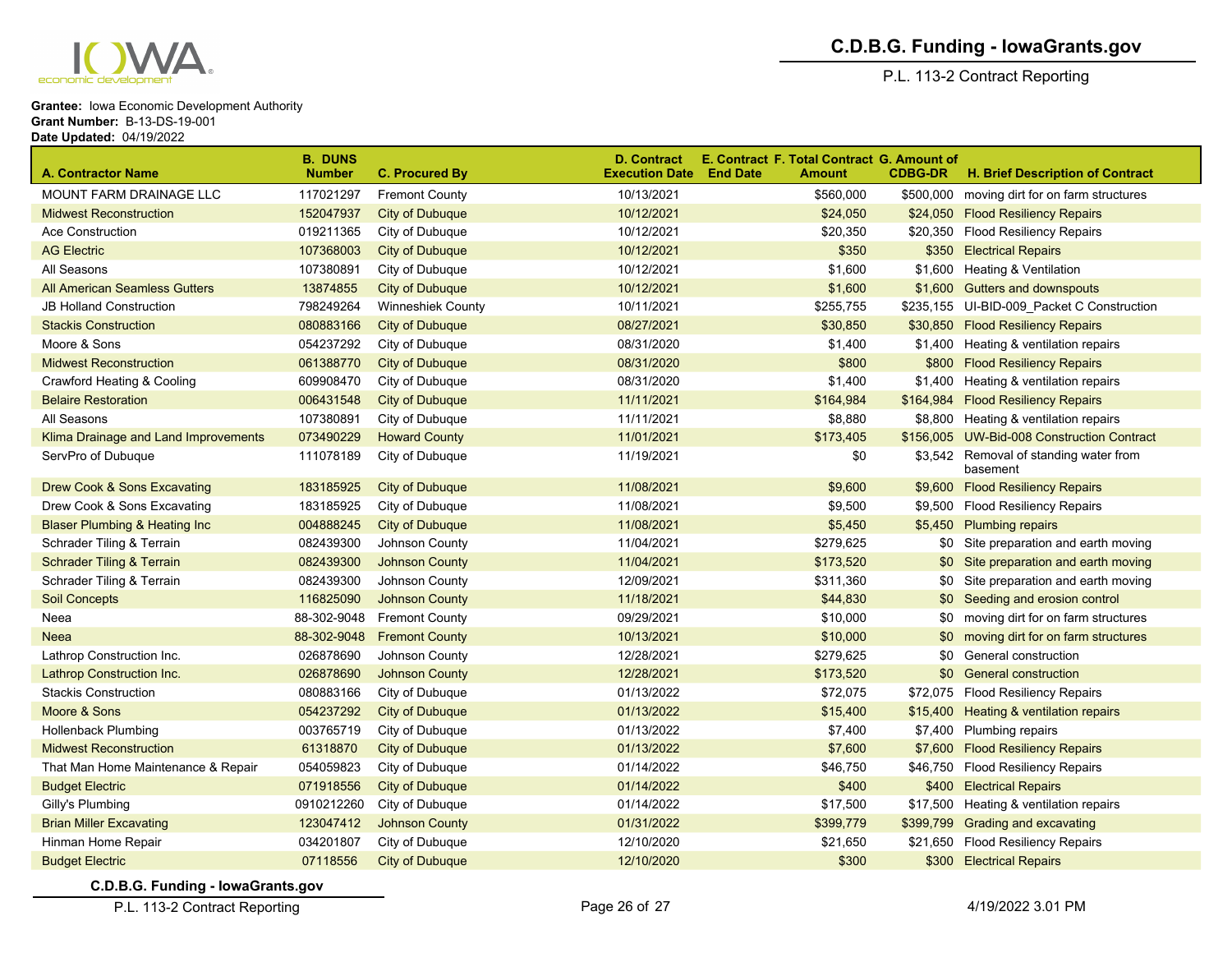**Grantee:** Iowa Economic Development Authority
**Grant Number:** B-13-DS-19-001
**Date Updated:** 04/19/2022

| A. Contractor Name | B. DUNS Number | C. Procured By | D. Contract Execution Date | E. Contract End Date | F. Total Contract Amount | G. Amount of CDBG-DR | H. Brief Description of Contract |
|---|---|---|---|---|---|---|---|
| MOUNT FARM DRAINAGE LLC | 117021297 | Fremont County | 10/13/2021 | | $560,000 | $500,000 | moving dirt for on farm structures |
| Midwest Reconstruction | 152047937 | City of Dubuque | 10/12/2021 | | $24,050 | $24,050 | Flood Resiliency Repairs |
| Ace Construction | 019211365 | City of Dubuque | 10/12/2021 | | $20,350 | $20,350 | Flood Resiliency Repairs |
| AG Electric | 107368003 | City of Dubuque | 10/12/2021 | | $350 | $350 | Electrical Repairs |
| All Seasons | 107380891 | City of Dubuque | 10/12/2021 | | $1,600 | $1,600 | Heating & Ventilation |
| All American Seamless Gutters | 13874855 | City of Dubuque | 10/12/2021 | | $1,600 | $1,600 | Gutters and downspouts |
| JB Holland Construction | 798249264 | Winneshiek County | 10/11/2021 | | $255,755 | $235,155 | UI-BID-009_Packet C Construction |
| Stackis Construction | 080883166 | City of Dubuque | 08/27/2021 | | $30,850 | $30,850 | Flood Resiliency Repairs |
| Moore & Sons | 054237292 | City of Dubuque | 08/31/2020 | | $1,400 | $1,400 | Heating & ventilation repairs |
| Midwest Reconstruction | 061388770 | City of Dubuque | 08/31/2020 | | $800 | $800 | Flood Resiliency Repairs |
| Crawford Heating & Cooling | 609908470 | City of Dubuque | 08/31/2020 | | $1,400 | $1,400 | Heating & ventilation repairs |
| Belaire Restoration | 006431548 | City of Dubuque | 11/11/2021 | | $164,984 | $164,984 | Flood Resiliency Repairs |
| All Seasons | 107380891 | City of Dubuque | 11/11/2021 | | $8,880 | $8,880 | Heating & ventilation repairs |
| Klima Drainage and Land Improvements | 073490229 | Howard County | 11/01/2021 | | $173,405 | $156,005 | UW-Bid-008 Construction Contract |
| ServPro of Dubuque | 111078189 | City of Dubuque | 11/19/2021 | | $0 | $3,542 | Removal of standing water from basement |
| Drew Cook & Sons Excavating | 183185925 | City of Dubuque | 11/08/2021 | | $9,600 | $9,600 | Flood Resiliency Repairs |
| Drew Cook & Sons Excavating | 183185925 | City of Dubuque | 11/08/2021 | | $9,500 | $9,500 | Flood Resiliency Repairs |
| Blaser Plumbing & Heating Inc | 004888245 | City of Dubuque | 11/08/2021 | | $5,450 | $5,450 | Plumbing repairs |
| Schrader Tiling & Terrain | 082439300 | Johnson County | 11/04/2021 | | $279,625 | $0 | Site preparation and earth moving |
| Schrader Tiling & Terrain | 082439300 | Johnson County | 11/04/2021 | | $173,520 | $0 | Site preparation and earth moving |
| Schrader Tiling & Terrain | 082439300 | Johnson County | 12/09/2021 | | $311,360 | $0 | Site preparation and earth moving |
| Soil Concepts | 116825090 | Johnson County | 11/18/2021 | | $44,830 | $0 | Seeding and erosion control |
| Neea | 88-302-9048 | Fremont County | 09/29/2021 | | $10,000 | $0 | moving dirt for on farm structures |
| Neea | 88-302-9048 | Fremont County | 10/13/2021 | | $10,000 | $0 | moving dirt for on farm structures |
| Lathrop Construction Inc. | 026878690 | Johnson County | 12/28/2021 | | $279,625 | $0 | General construction |
| Lathrop Construction Inc. | 026878690 | Johnson County | 12/28/2021 | | $173,520 | $0 | General construction |
| Stackis Construction | 080883166 | City of Dubuque | 01/13/2022 | | $72,075 | $72,075 | Flood Resiliency Repairs |
| Moore & Sons | 054237292 | City of Dubuque | 01/13/2022 | | $15,400 | $15,400 | Heating & ventilation repairs |
| Hollenback Plumbing | 003765719 | City of Dubuque | 01/13/2022 | | $7,400 | $7,400 | Plumbing repairs |
| Midwest Reconstruction | 61318870 | City of Dubuque | 01/13/2022 | | $7,600 | $7,600 | Flood Resiliency Repairs |
| That Man Home Maintenance & Repair | 054059823 | City of Dubuque | 01/14/2022 | | $46,750 | $46,750 | Flood Resiliency Repairs |
| Budget Electric | 071918556 | City of Dubuque | 01/14/2022 | | $400 | $400 | Electrical Repairs |
| Gilly's Plumbing | 0910212260 | City of Dubuque | 01/14/2022 | | $17,500 | $17,500 | Heating & ventilation repairs |
| Brian Miller Excavating | 123047412 | Johnson County | 01/31/2022 | | $399,779 | $399,799 | Grading and excavating |
| Hinman Home Repair | 034201807 | City of Dubuque | 12/10/2020 | | $21,650 | $21,650 | Flood Resiliency Repairs |
| Budget Electric | 07118556 | City of Dubuque | 12/10/2020 | | $300 | $300 | Electrical Repairs |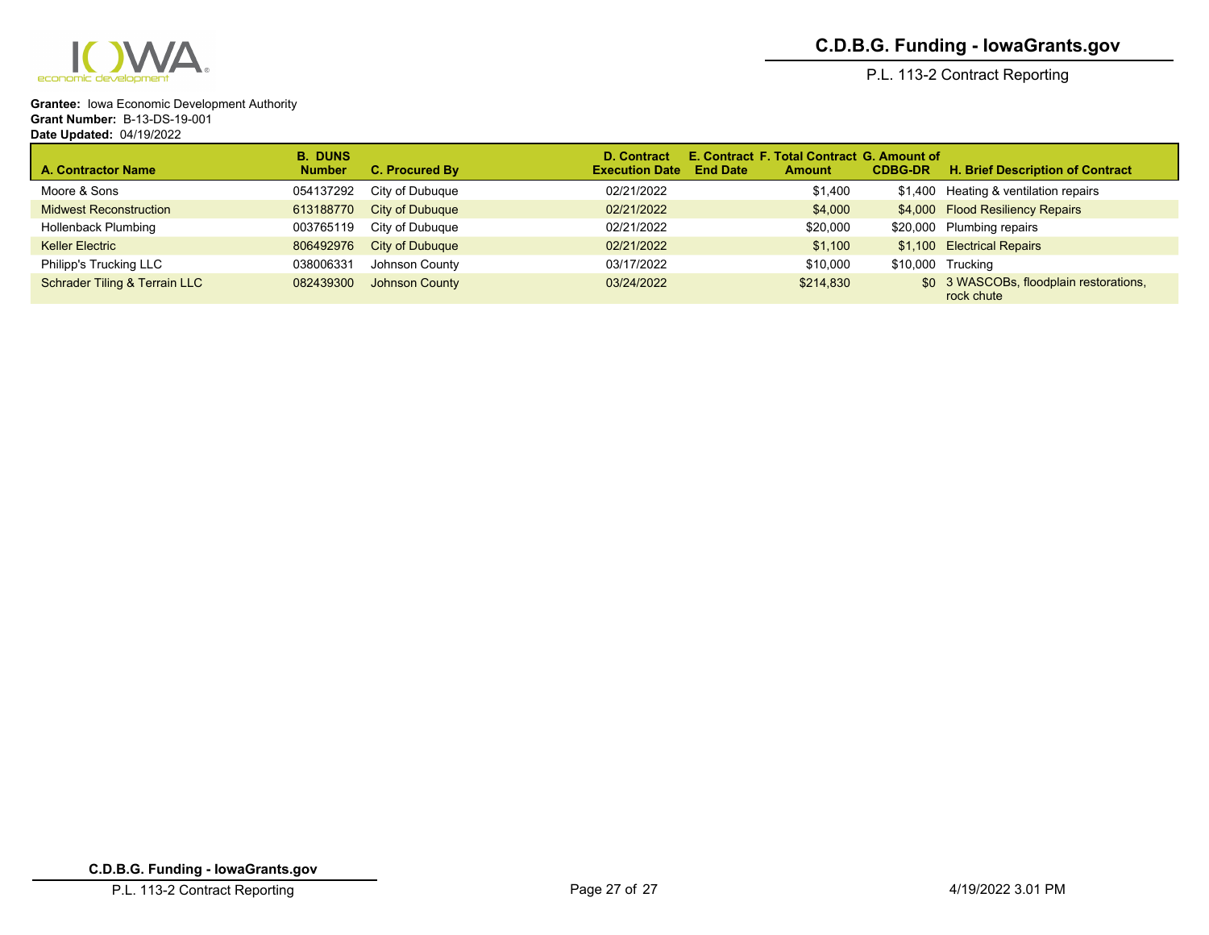**Grantee:** Iowa Economic Development Authority
**Grant Number:** B-13-DS-19-001
**Date Updated:** 04/19/2022

| A. Contractor Name | B. DUNS Number | C. Procured By | D. Contract Execution Date | E. Contract End Date | F. Total Contract Amount | G. Amount of CDBG-DR | H. Brief Description of Contract |
|---|---|---|---|---|---|---|---|
| Moore & Sons | 054137292 | City of Dubuque | 02/21/2022 | | $1,400 | $1,400 | Heating & ventilation repairs |
| Midwest Reconstruction | 613188770 | City of Dubuque | 02/21/2022 | | $4,000 | $4,000 | Flood Resiliency Repairs |
| Hollenback Plumbing | 003765119 | City of Dubuque | 02/21/2022 | | $20,000 | $20,000 | Plumbing repairs |
| Keller Electric | 806492976 | City of Dubuque | 02/21/2022 | | $1,100 | $1,100 | Electrical Repairs |
| Philipp's Trucking LLC | 038006331 | Johnson County | 03/17/2022 | | $10,000 | $10,000 | Trucking |
| Schrader Tiling & Terrain LLC | 082439300 | Johnson County | 03/24/2022 | | $214,830 | $0 | 3 WASCOBs, floodplain restorations, rock chute |